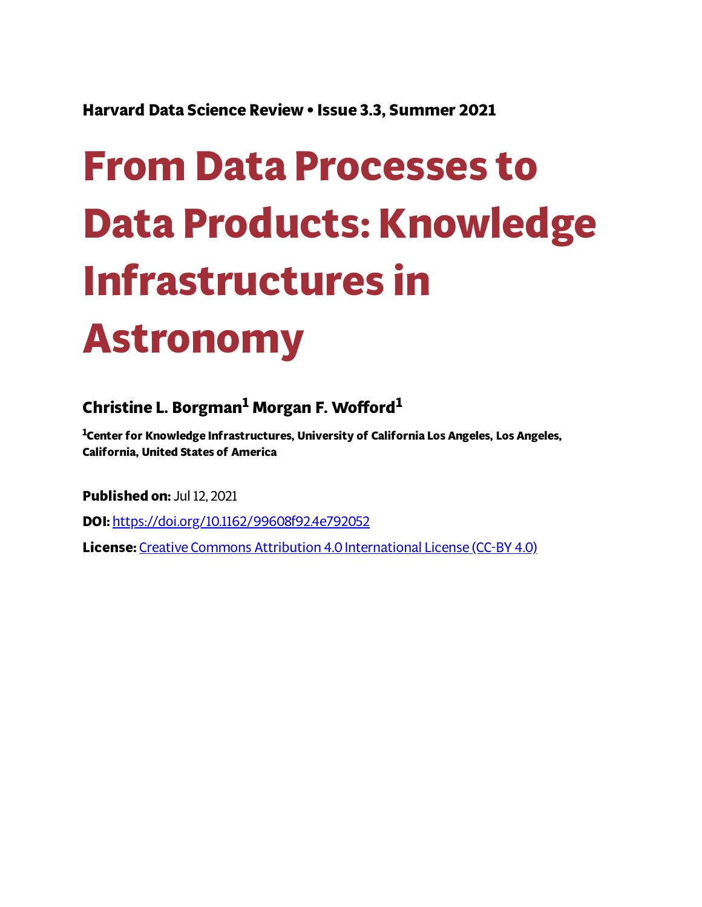Harvard Data Science Review • Issue 3.3, Summer 2021

# From Data Processes to Data Products: Knowledge Infrastructures in Astronomy

**Christine L. Borgman[1] Morgan F. Wofford[1]**

[1]Center for Knowledge Infrastructures, University of California Los Angeles, Los Angeles, California, United States of America

**Published on:** Jul 12, 2021

**DOI:** [https://doi.org/10.1162/99608f92.4e792052](https://doi.org/10.1162/99608f92.4e792052)

**License:** [Creative Commons Attribution 4.0 International License (CC-BY 4.0)](https://creativecommons.org/licenses/by/4.0/)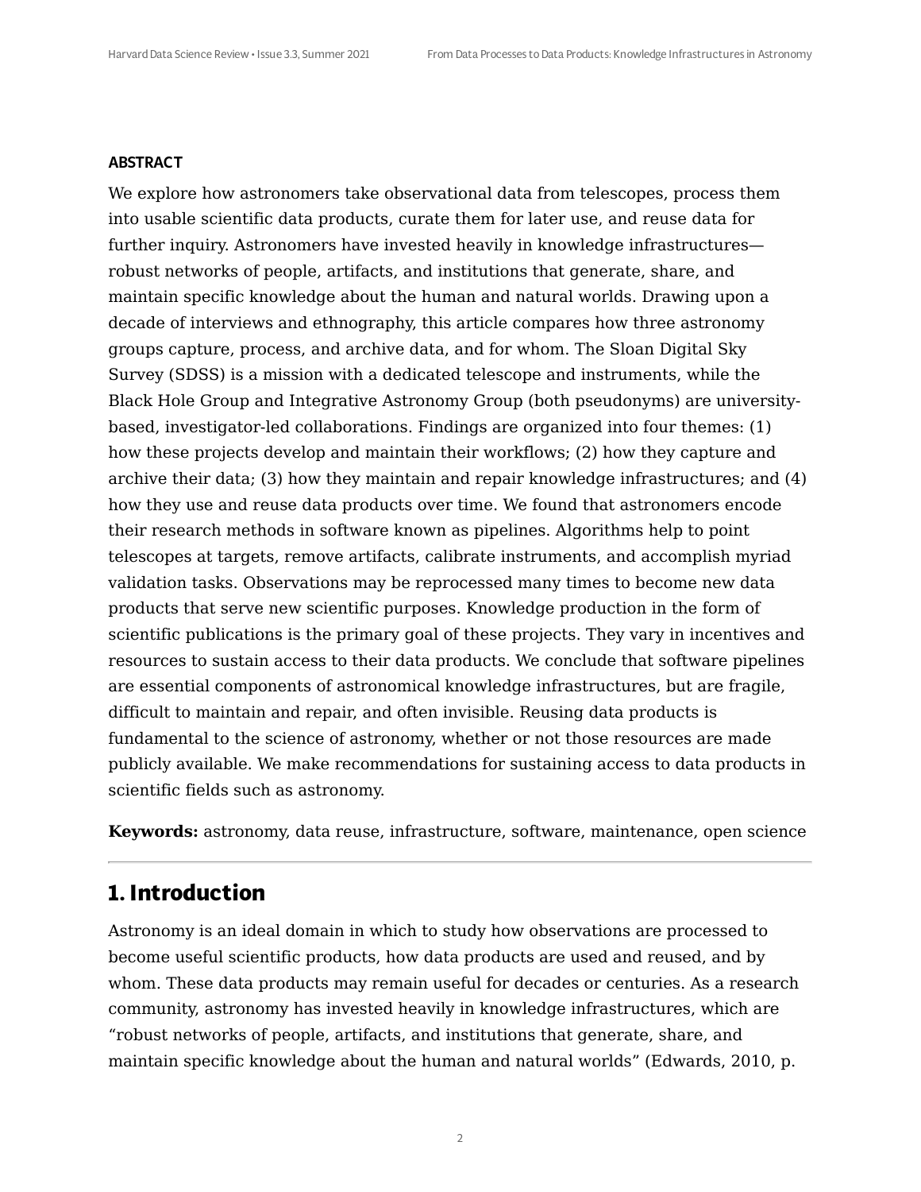**ABSTRACT**

We explore how astronomers take observational data from telescopes, process them into usable scientific data products, curate them for later use, and reuse data for further inquiry. Astronomers have invested heavily in knowledge infrastructures—robust networks of people, artifacts, and institutions that generate, share, and maintain specific knowledge about the human and natural worlds. Drawing upon a decade of interviews and ethnography, this article compares how three astronomy groups capture, process, and archive data, and for whom. The Sloan Digital Sky Survey (SDSS) is a mission with a dedicated telescope and instruments, while the Black Hole Group and Integrative Astronomy Group (both pseudonyms) are university-based, investigator-led collaborations. Findings are organized into four themes: (1) how these projects develop and maintain their workflows; (2) how they capture and archive their data; (3) how they maintain and repair knowledge infrastructures; and (4) how they use and reuse data products over time. We found that astronomers encode their research methods in software known as pipelines. Algorithms help to point telescopes at targets, remove artifacts, calibrate instruments, and accomplish myriad validation tasks. Observations may be reprocessed many times to become new data products that serve new scientific purposes. Knowledge production in the form of scientific publications is the primary goal of these projects. They vary in incentives and resources to sustain access to their data products. We conclude that software pipelines are essential components of astronomical knowledge infrastructures, but are fragile, difficult to maintain and repair, and often invisible. Reusing data products is fundamental to the science of astronomy, whether or not those resources are made publicly available. We make recommendations for sustaining access to data products in scientific fields such as astronomy.

**Keywords:** astronomy, data reuse, infrastructure, software, maintenance, open science

---

## 1. Introduction

Astronomy is an ideal domain in which to study how observations are processed to become useful scientific products, how data products are used and reused, and by whom. These data products may remain useful for decades or centuries. As a research community, astronomy has invested heavily in knowledge infrastructures, which are "robust networks of people, artifacts, and institutions that generate, share, and maintain specific knowledge about the human and natural worlds" (Edwards, 2010, p.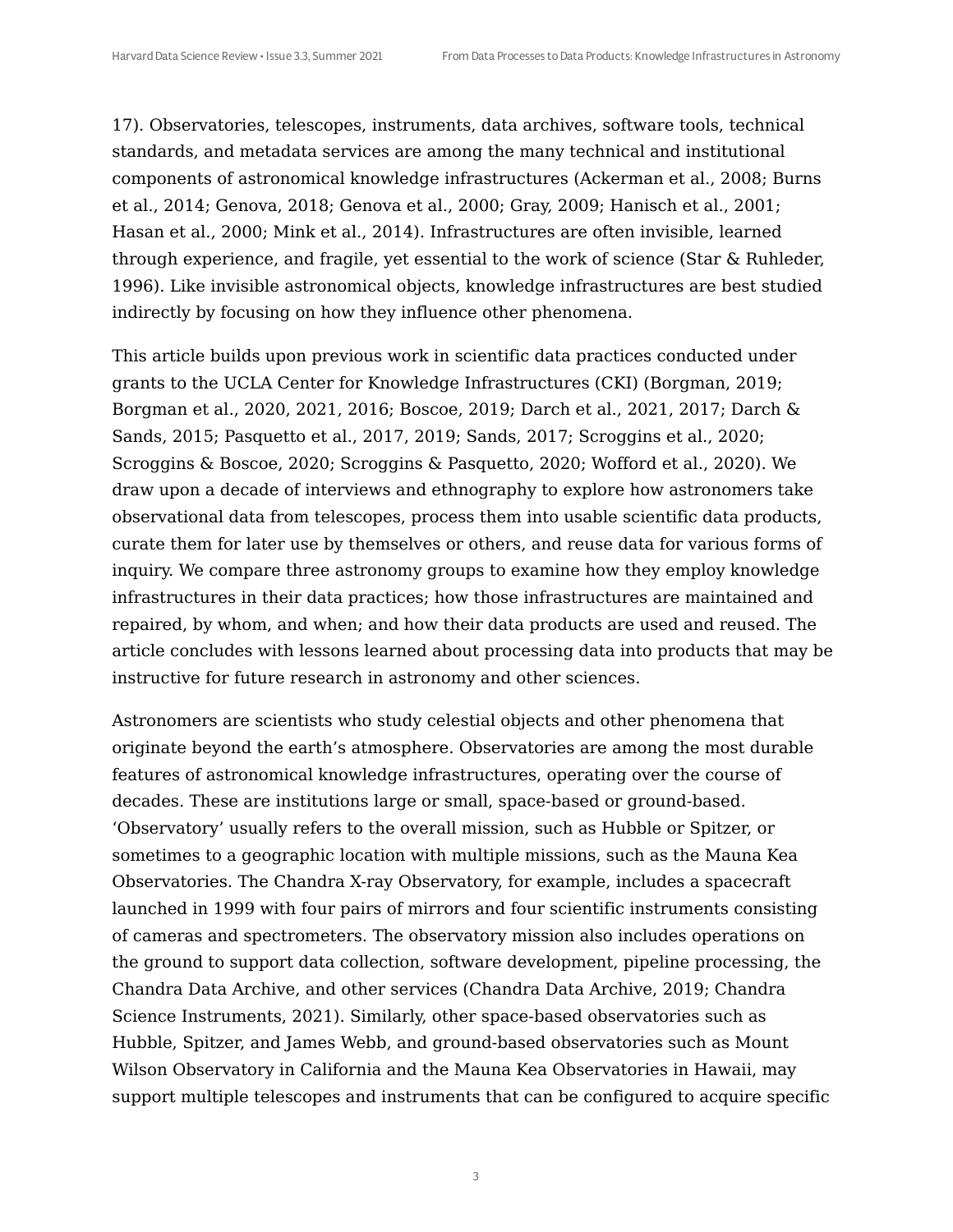17). Observatories, telescopes, instruments, data archives, software tools, technical standards, and metadata services are among the many technical and institutional components of astronomical knowledge infrastructures (Ackerman et al., 2008; Burns et al., 2014; Genova, 2018; Genova et al., 2000; Gray, 2009; Hanisch et al., 2001; Hasan et al., 2000; Mink et al., 2014). Infrastructures are often invisible, learned through experience, and fragile, yet essential to the work of science (Star & Ruhleder, 1996). Like invisible astronomical objects, knowledge infrastructures are best studied indirectly by focusing on how they influence other phenomena.

This article builds upon previous work in scientific data practices conducted under grants to the UCLA Center for Knowledge Infrastructures (CKI) (Borgman, 2019; Borgman et al., 2020, 2021, 2016; Boscoe, 2019; Darch et al., 2021, 2017; Darch & Sands, 2015; Pasquetto et al., 2017, 2019; Sands, 2017; Scroggins et al., 2020; Scroggins & Boscoe, 2020; Scroggins & Pasquetto, 2020; Wofford et al., 2020). We draw upon a decade of interviews and ethnography to explore how astronomers take observational data from telescopes, process them into usable scientific data products, curate them for later use by themselves or others, and reuse data for various forms of inquiry. We compare three astronomy groups to examine how they employ knowledge infrastructures in their data practices; how those infrastructures are maintained and repaired, by whom, and when; and how their data products are used and reused. The article concludes with lessons learned about processing data into products that may be instructive for future research in astronomy and other sciences.

Astronomers are scientists who study celestial objects and other phenomena that originate beyond the earth's atmosphere. Observatories are among the most durable features of astronomical knowledge infrastructures, operating over the course of decades. These are institutions large or small, space-based or ground-based. 'Observatory' usually refers to the overall mission, such as Hubble or Spitzer, or sometimes to a geographic location with multiple missions, such as the Mauna Kea Observatories. The Chandra X-ray Observatory, for example, includes a spacecraft launched in 1999 with four pairs of mirrors and four scientific instruments consisting of cameras and spectrometers. The observatory mission also includes operations on the ground to support data collection, software development, pipeline processing, the Chandra Data Archive, and other services (Chandra Data Archive, 2019; Chandra Science Instruments, 2021). Similarly, other space-based observatories such as Hubble, Spitzer, and James Webb, and ground-based observatories such as Mount Wilson Observatory in California and the Mauna Kea Observatories in Hawaii, may support multiple telescopes and instruments that can be configured to acquire specific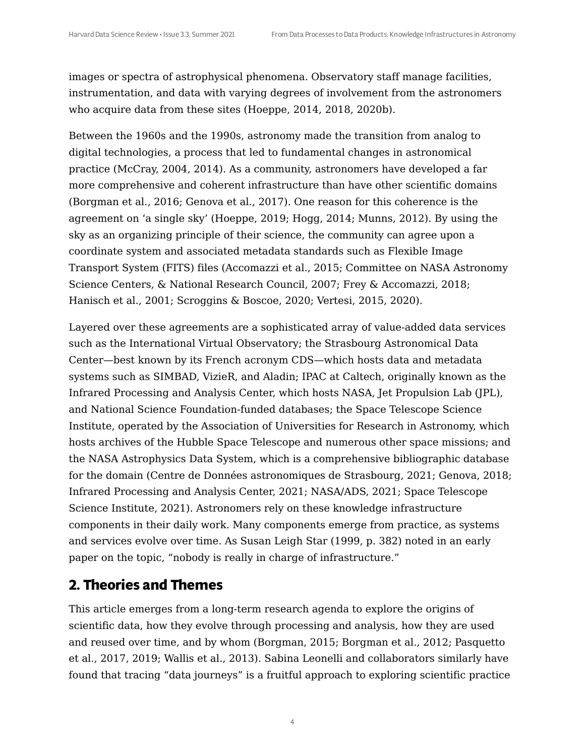images or spectra of astrophysical phenomena. Observatory staff manage facilities, instrumentation, and data with varying degrees of involvement from the astronomers who acquire data from these sites (Hoeppe, 2014, 2018, 2020b).

Between the 1960s and the 1990s, astronomy made the transition from analog to digital technologies, a process that led to fundamental changes in astronomical practice (McCray, 2004, 2014). As a community, astronomers have developed a far more comprehensive and coherent infrastructure than have other scientific domains (Borgman et al., 2016; Genova et al., 2017). One reason for this coherence is the agreement on 'a single sky' (Hoeppe, 2019; Hogg, 2014; Munns, 2012). By using the sky as an organizing principle of their science, the community can agree upon a coordinate system and associated metadata standards such as Flexible Image Transport System (FITS) files (Accomazzi et al., 2015; Committee on NASA Astronomy Science Centers, & National Research Council, 2007; Frey & Accomazzi, 2018; Hanisch et al., 2001; Scroggins & Boscoe, 2020; Vertesi, 2015, 2020).

Layered over these agreements are a sophisticated array of value-added data services such as the International Virtual Observatory; the Strasbourg Astronomical Data Center—best known by its French acronym CDS—which hosts data and metadata systems such as SIMBAD, VizieR, and Aladin; IPAC at Caltech, originally known as the Infrared Processing and Analysis Center, which hosts NASA, Jet Propulsion Lab (JPL), and National Science Foundation-funded databases; the Space Telescope Science Institute, operated by the Association of Universities for Research in Astronomy, which hosts archives of the Hubble Space Telescope and numerous other space missions; and the NASA Astrophysics Data System, which is a comprehensive bibliographic database for the domain (Centre de Données astronomiques de Strasbourg, 2021; Genova, 2018; Infrared Processing and Analysis Center, 2021; NASA/ADS, 2021; Space Telescope Science Institute, 2021). Astronomers rely on these knowledge infrastructure components in their daily work. Many components emerge from practice, as systems and services evolve over time. As Susan Leigh Star (1999, p. 382) noted in an early paper on the topic, "nobody is really in charge of infrastructure."

## 2. Theories and Themes

This article emerges from a long-term research agenda to explore the origins of scientific data, how they evolve through processing and analysis, how they are used and reused over time, and by whom (Borgman, 2015; Borgman et al., 2012; Pasquetto et al., 2017, 2019; Wallis et al., 2013). Sabina Leonelli and collaborators similarly have found that tracing "data journeys" is a fruitful approach to exploring scientific practice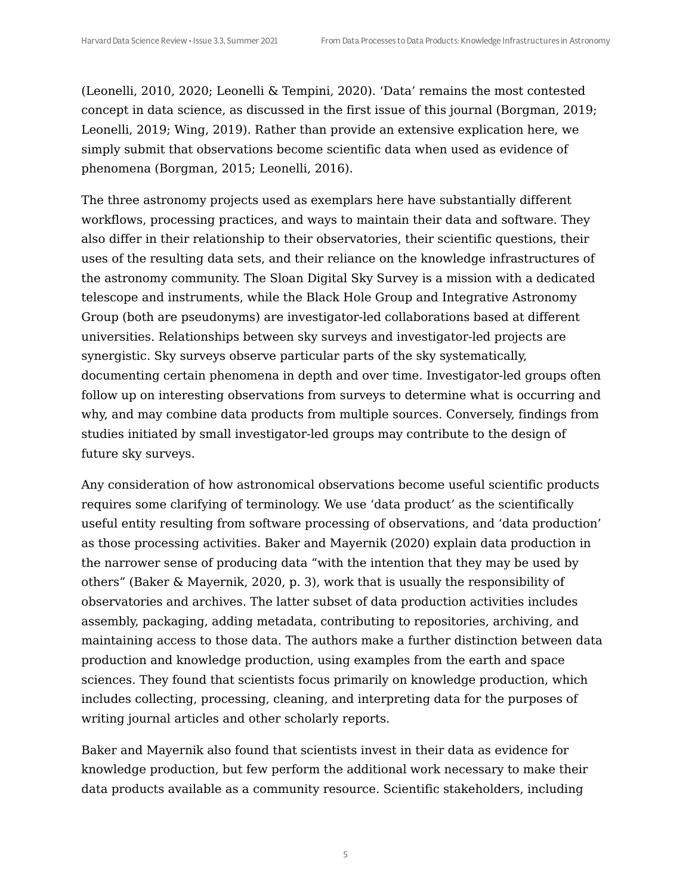(Leonelli, 2010, 2020; Leonelli & Tempini, 2020). ‘Data’ remains the most contested concept in data science, as discussed in the first issue of this journal (Borgman, 2019; Leonelli, 2019; Wing, 2019). Rather than provide an extensive explication here, we simply submit that observations become scientific data when used as evidence of phenomena (Borgman, 2015; Leonelli, 2016).

The three astronomy projects used as exemplars here have substantially different workflows, processing practices, and ways to maintain their data and software. They also differ in their relationship to their observatories, their scientific questions, their uses of the resulting data sets, and their reliance on the knowledge infrastructures of the astronomy community. The Sloan Digital Sky Survey is a mission with a dedicated telescope and instruments, while the Black Hole Group and Integrative Astronomy Group (both are pseudonyms) are investigator-led collaborations based at different universities. Relationships between sky surveys and investigator-led projects are synergistic. Sky surveys observe particular parts of the sky systematically, documenting certain phenomena in depth and over time. Investigator-led groups often follow up on interesting observations from surveys to determine what is occurring and why, and may combine data products from multiple sources. Conversely, findings from studies initiated by small investigator-led groups may contribute to the design of future sky surveys.

Any consideration of how astronomical observations become useful scientific products requires some clarifying of terminology. We use ‘data product’ as the scientifically useful entity resulting from software processing of observations, and ‘data production’ as those processing activities. Baker and Mayernik (2020) explain data production in the narrower sense of producing data “with the intention that they may be used by others” (Baker & Mayernik, 2020, p. 3), work that is usually the responsibility of observatories and archives. The latter subset of data production activities includes assembly, packaging, adding metadata, contributing to repositories, archiving, and maintaining access to those data. The authors make a further distinction between data production and knowledge production, using examples from the earth and space sciences. They found that scientists focus primarily on knowledge production, which includes collecting, processing, cleaning, and interpreting data for the purposes of writing journal articles and other scholarly reports.

Baker and Mayernik also found that scientists invest in their data as evidence for knowledge production, but few perform the additional work necessary to make their data products available as a community resource. Scientific stakeholders, including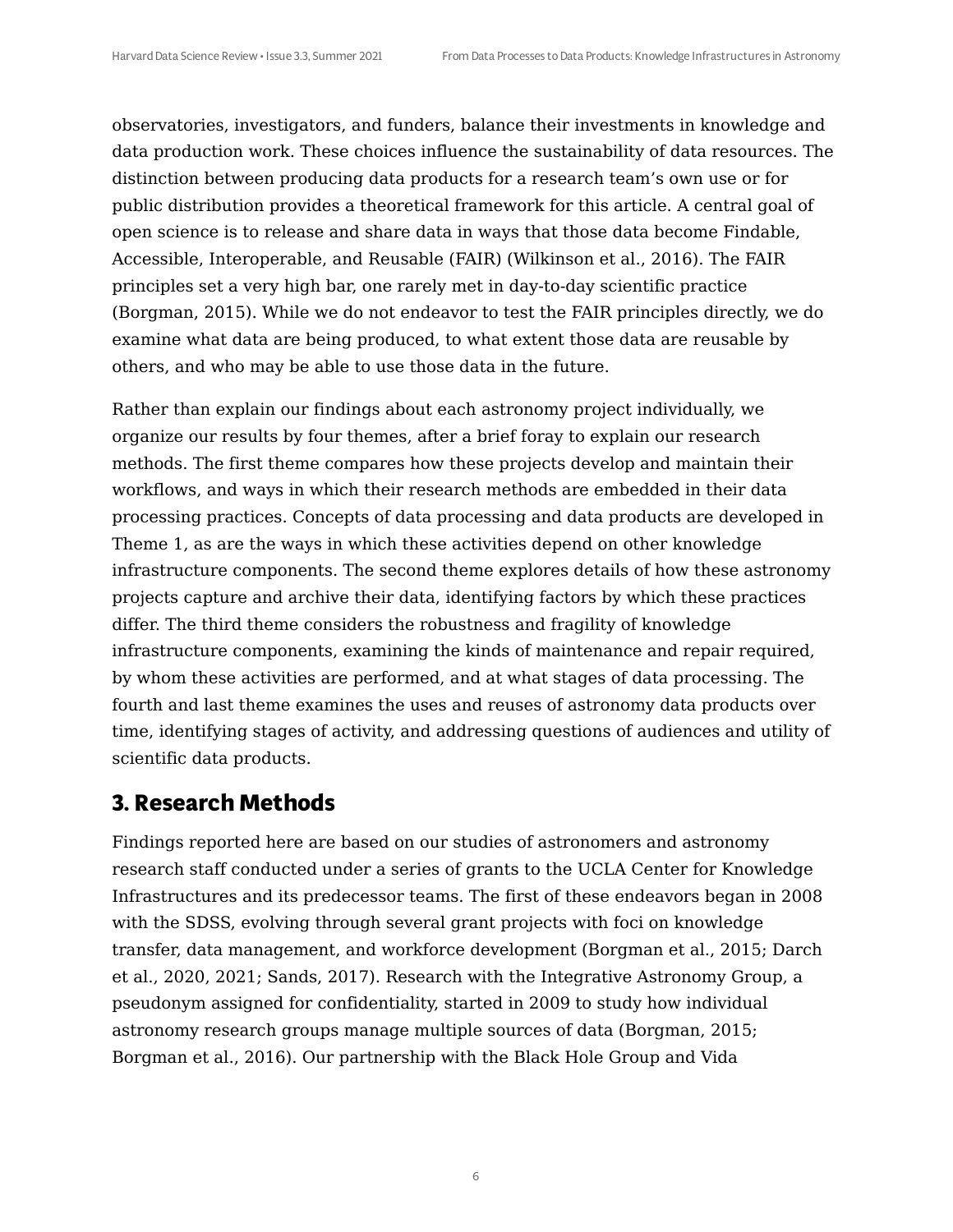observatories, investigators, and funders, balance their investments in knowledge and data production work. These choices influence the sustainability of data resources. The distinction between producing data products for a research team's own use or for public distribution provides a theoretical framework for this article. A central goal of open science is to release and share data in ways that those data become Findable, Accessible, Interoperable, and Reusable (FAIR) (Wilkinson et al., 2016). The FAIR principles set a very high bar, one rarely met in day-to-day scientific practice (Borgman, 2015). While we do not endeavor to test the FAIR principles directly, we do examine what data are being produced, to what extent those data are reusable by others, and who may be able to use those data in the future.

Rather than explain our findings about each astronomy project individually, we organize our results by four themes, after a brief foray to explain our research methods. The first theme compares how these projects develop and maintain their workflows, and ways in which their research methods are embedded in their data processing practices. Concepts of data processing and data products are developed in Theme 1, as are the ways in which these activities depend on other knowledge infrastructure components. The second theme explores details of how these astronomy projects capture and archive their data, identifying factors by which these practices differ. The third theme considers the robustness and fragility of knowledge infrastructure components, examining the kinds of maintenance and repair required, by whom these activities are performed, and at what stages of data processing. The fourth and last theme examines the uses and reuses of astronomy data products over time, identifying stages of activity, and addressing questions of audiences and utility of scientific data products.

## 3. Research Methods

Findings reported here are based on our studies of astronomers and astronomy research staff conducted under a series of grants to the UCLA Center for Knowledge Infrastructures and its predecessor teams. The first of these endeavors began in 2008 with the SDSS, evolving through several grant projects with foci on knowledge transfer, data management, and workforce development (Borgman et al., 2015; Darch et al., 2020, 2021; Sands, 2017). Research with the Integrative Astronomy Group, a pseudonym assigned for confidentiality, started in 2009 to study how individual astronomy research groups manage multiple sources of data (Borgman, 2015; Borgman et al., 2016). Our partnership with the Black Hole Group and Vida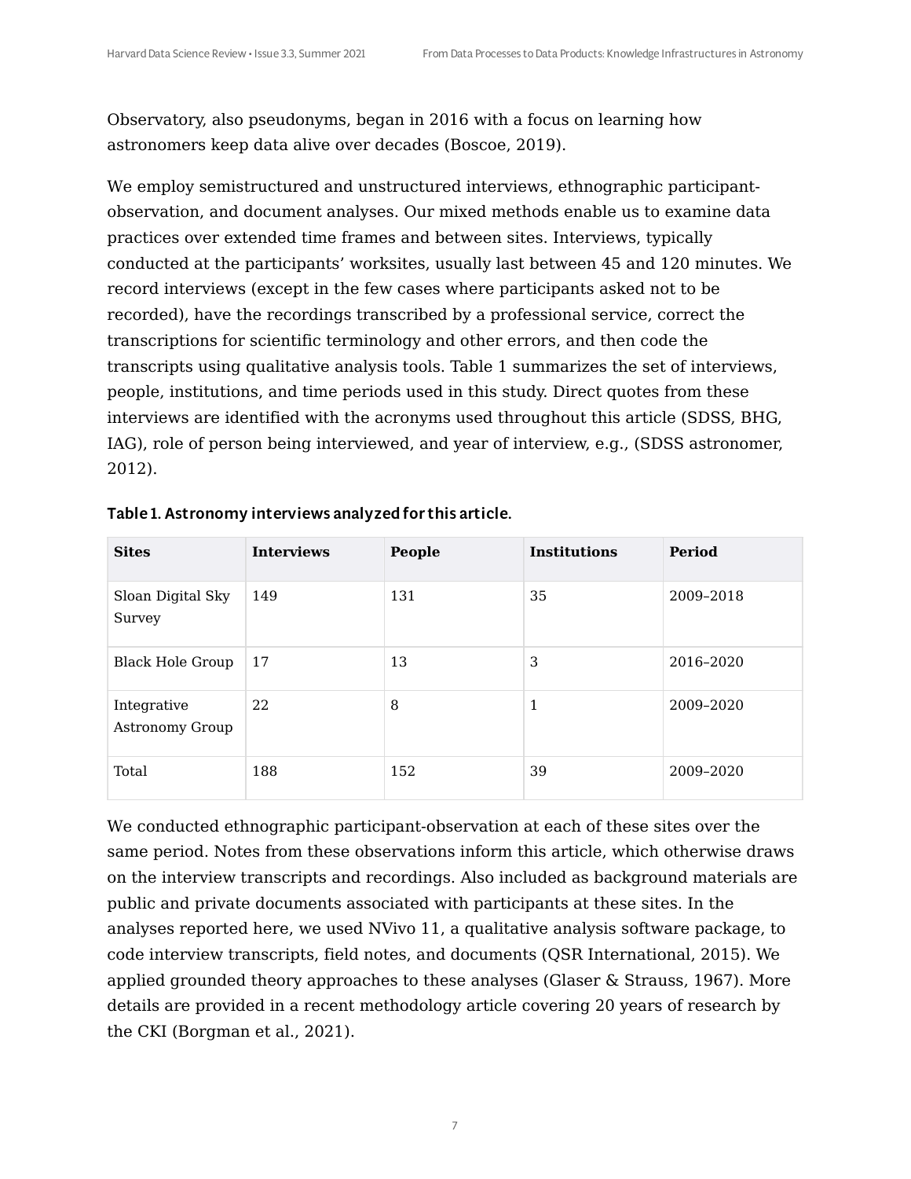Observatory, also pseudonyms, began in 2016 with a focus on learning how astronomers keep data alive over decades (Boscoe, 2019).

We employ semistructured and unstructured interviews, ethnographic participant-observation, and document analyses. Our mixed methods enable us to examine data practices over extended time frames and between sites. Interviews, typically conducted at the participants' worksites, usually last between 45 and 120 minutes. We record interviews (except in the few cases where participants asked not to be recorded), have the recordings transcribed by a professional service, correct the transcriptions for scientific terminology and other errors, and then code the transcripts using qualitative analysis tools. Table 1 summarizes the set of interviews, people, institutions, and time periods used in this study. Direct quotes from these interviews are identified with the acronyms used throughout this article (SDSS, BHG, IAG), role of person being interviewed, and year of interview, e.g., (SDSS astronomer, 2012).

**Table 1. Astronomy interviews analyzed for this article.**

| Sites | Interviews | People | Institutions | Period |
|---|---|---|---|---|
| Sloan Digital Sky Survey | 149 | 131 | 35 | 2009–2018 |
| Black Hole Group | 17 | 13 | 3 | 2016–2020 |
| Integrative Astronomy Group | 22 | 8 | 1 | 2009–2020 |
| Total | 188 | 152 | 39 | 2009–2020 |

We conducted ethnographic participant-observation at each of these sites over the same period. Notes from these observations inform this article, which otherwise draws on the interview transcripts and recordings. Also included as background materials are public and private documents associated with participants at these sites. In the analyses reported here, we used NVivo 11, a qualitative analysis software package, to code interview transcripts, field notes, and documents (QSR International, 2015). We applied grounded theory approaches to these analyses (Glaser & Strauss, 1967). More details are provided in a recent methodology article covering 20 years of research by the CKI (Borgman et al., 2021).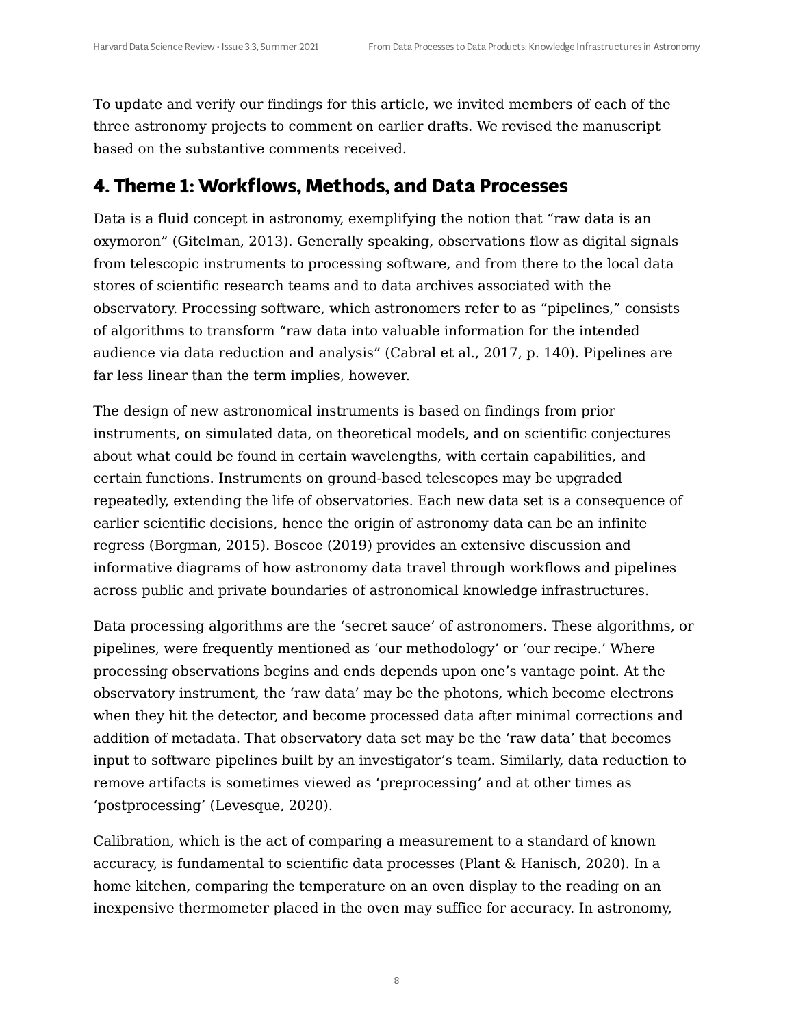To update and verify our findings for this article, we invited members of each of the three astronomy projects to comment on earlier drafts. We revised the manuscript based on the substantive comments received.

## 4. Theme 1: Workflows, Methods, and Data Processes

Data is a fluid concept in astronomy, exemplifying the notion that “raw data is an oxymoron” (Gitelman, 2013). Generally speaking, observations flow as digital signals from telescopic instruments to processing software, and from there to the local data stores of scientific research teams and to data archives associated with the observatory. Processing software, which astronomers refer to as “pipelines,” consists of algorithms to transform “raw data into valuable information for the intended audience via data reduction and analysis” (Cabral et al., 2017, p. 140). Pipelines are far less linear than the term implies, however.

The design of new astronomical instruments is based on findings from prior instruments, on simulated data, on theoretical models, and on scientific conjectures about what could be found in certain wavelengths, with certain capabilities, and certain functions. Instruments on ground-based telescopes may be upgraded repeatedly, extending the life of observatories. Each new data set is a consequence of earlier scientific decisions, hence the origin of astronomy data can be an infinite regress (Borgman, 2015). Boscoe (2019) provides an extensive discussion and informative diagrams of how astronomy data travel through workflows and pipelines across public and private boundaries of astronomical knowledge infrastructures.

Data processing algorithms are the ‘secret sauce’ of astronomers. These algorithms, or pipelines, were frequently mentioned as ‘our methodology’ or ‘our recipe.’ Where processing observations begins and ends depends upon one’s vantage point. At the observatory instrument, the ‘raw data’ may be the photons, which become electrons when they hit the detector, and become processed data after minimal corrections and addition of metadata. That observatory data set may be the ‘raw data’ that becomes input to software pipelines built by an investigator’s team. Similarly, data reduction to remove artifacts is sometimes viewed as ‘preprocessing’ and at other times as ‘postprocessing’ (Levesque, 2020).

Calibration, which is the act of comparing a measurement to a standard of known accuracy, is fundamental to scientific data processes (Plant & Hanisch, 2020). In a home kitchen, comparing the temperature on an oven display to the reading on an inexpensive thermometer placed in the oven may suffice for accuracy. In astronomy,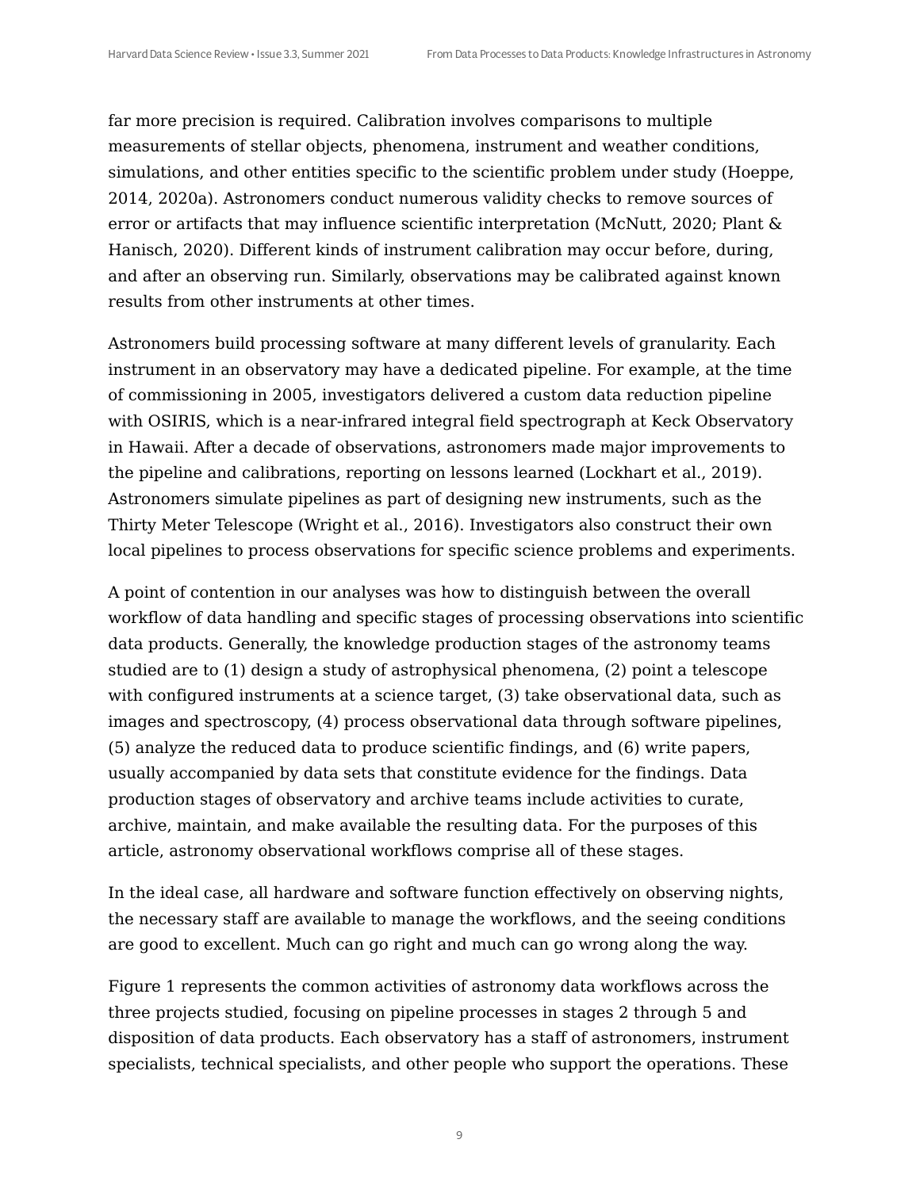far more precision is required. Calibration involves comparisons to multiple measurements of stellar objects, phenomena, instrument and weather conditions, simulations, and other entities specific to the scientific problem under study (Hoeppe, 2014, 2020a). Astronomers conduct numerous validity checks to remove sources of error or artifacts that may influence scientific interpretation (McNutt, 2020; Plant & Hanisch, 2020). Different kinds of instrument calibration may occur before, during, and after an observing run. Similarly, observations may be calibrated against known results from other instruments at other times.

Astronomers build processing software at many different levels of granularity. Each instrument in an observatory may have a dedicated pipeline. For example, at the time of commissioning in 2005, investigators delivered a custom data reduction pipeline with OSIRIS, which is a near-infrared integral field spectrograph at Keck Observatory in Hawaii. After a decade of observations, astronomers made major improvements to the pipeline and calibrations, reporting on lessons learned (Lockhart et al., 2019). Astronomers simulate pipelines as part of designing new instruments, such as the Thirty Meter Telescope (Wright et al., 2016). Investigators also construct their own local pipelines to process observations for specific science problems and experiments.

A point of contention in our analyses was how to distinguish between the overall workflow of data handling and specific stages of processing observations into scientific data products. Generally, the knowledge production stages of the astronomy teams studied are to (1) design a study of astrophysical phenomena, (2) point a telescope with configured instruments at a science target, (3) take observational data, such as images and spectroscopy, (4) process observational data through software pipelines, (5) analyze the reduced data to produce scientific findings, and (6) write papers, usually accompanied by data sets that constitute evidence for the findings. Data production stages of observatory and archive teams include activities to curate, archive, maintain, and make available the resulting data. For the purposes of this article, astronomy observational workflows comprise all of these stages.

In the ideal case, all hardware and software function effectively on observing nights, the necessary staff are available to manage the workflows, and the seeing conditions are good to excellent. Much can go right and much can go wrong along the way.

Figure 1 represents the common activities of astronomy data workflows across the three projects studied, focusing on pipeline processes in stages 2 through 5 and disposition of data products. Each observatory has a staff of astronomers, instrument specialists, technical specialists, and other people who support the operations. These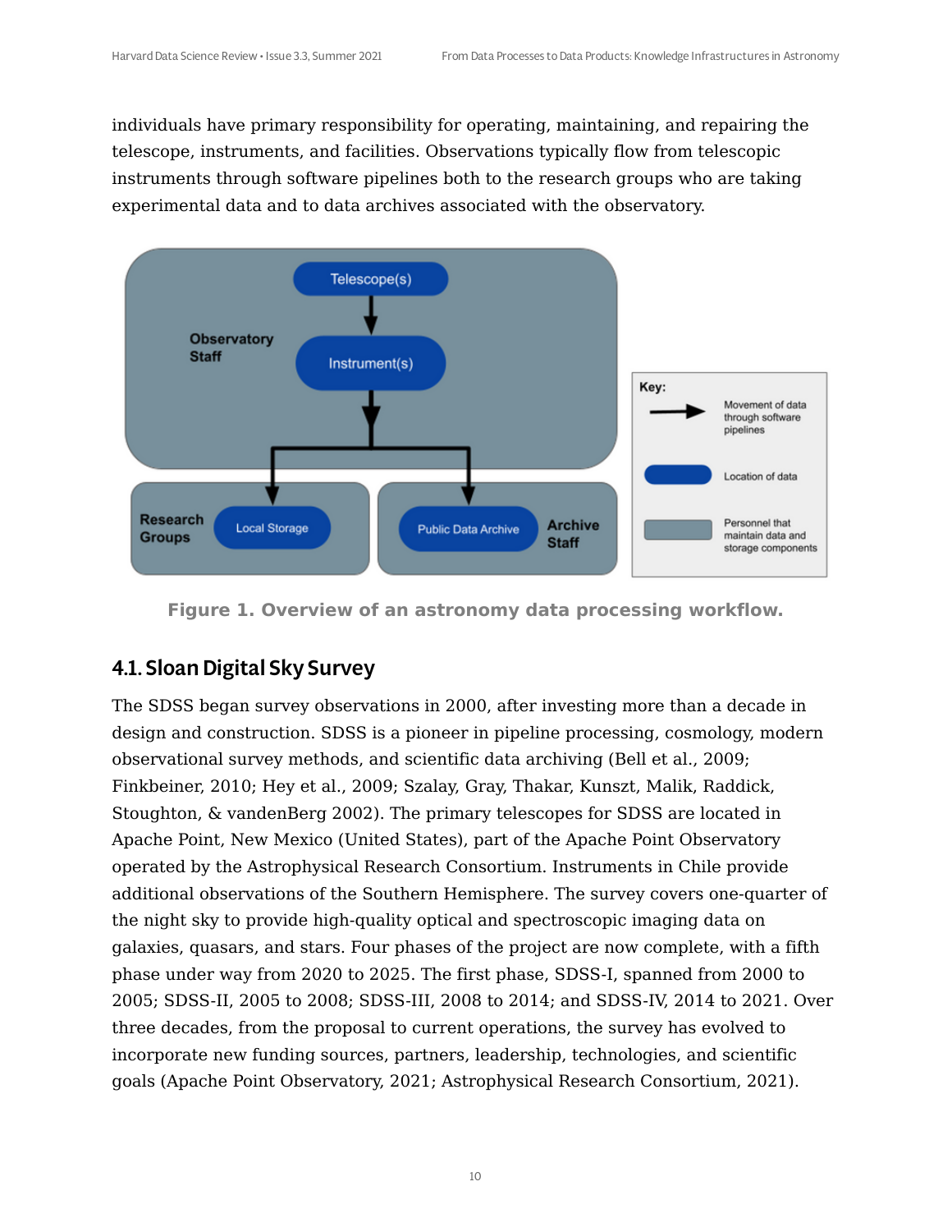individuals have primary responsibility for operating, maintaining, and repairing the telescope, instruments, and facilities. Observations typically flow from telescopic instruments through software pipelines both to the research groups who are taking experimental data and to data archives associated with the observatory.

**Figure 1. Overview of an astronomy data processing workflow.**

## 4.1. Sloan Digital Sky Survey

The SDSS began survey observations in 2000, after investing more than a decade in design and construction. SDSS is a pioneer in pipeline processing, cosmology, modern observational survey methods, and scientific data archiving (Bell et al., 2009; Finkbeiner, 2010; Hey et al., 2009; Szalay, Gray, Thakar, Kunszt, Malik, Raddick, Stoughton, & vandenBerg 2002). The primary telescopes for SDSS are located in Apache Point, New Mexico (United States), part of the Apache Point Observatory operated by the Astrophysical Research Consortium. Instruments in Chile provide additional observations of the Southern Hemisphere. The survey covers one-quarter of the night sky to provide high-quality optical and spectroscopic imaging data on galaxies, quasars, and stars. Four phases of the project are now complete, with a fifth phase under way from 2020 to 2025. The first phase, SDSS-I, spanned from 2000 to 2005; SDSS-II, 2005 to 2008; SDSS-III, 2008 to 2014; and SDSS-IV, 2014 to 2021. Over three decades, from the proposal to current operations, the survey has evolved to incorporate new funding sources, partners, leadership, technologies, and scientific goals (Apache Point Observatory, 2021; Astrophysical Research Consortium, 2021).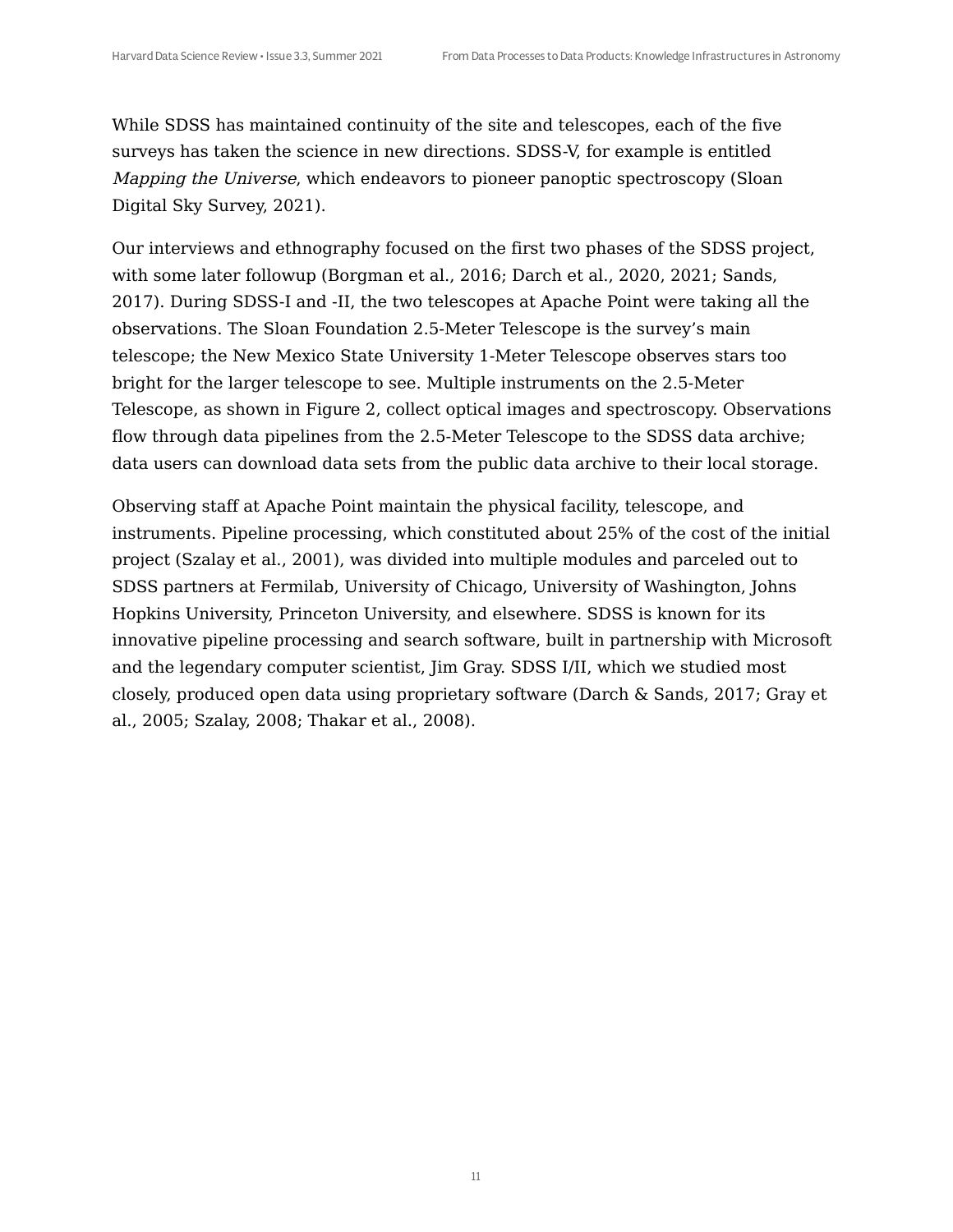While SDSS has maintained continuity of the site and telescopes, each of the five surveys has taken the science in new directions. SDSS-V, for example is entitled *Mapping the Universe*, which endeavors to pioneer panoptic spectroscopy (Sloan Digital Sky Survey, 2021).

Our interviews and ethnography focused on the first two phases of the SDSS project, with some later followup (Borgman et al., 2016; Darch et al., 2020, 2021; Sands, 2017). During SDSS-I and -II, the two telescopes at Apache Point were taking all the observations. The Sloan Foundation 2.5-Meter Telescope is the survey's main telescope; the New Mexico State University 1-Meter Telescope observes stars too bright for the larger telescope to see. Multiple instruments on the 2.5-Meter Telescope, as shown in Figure 2, collect optical images and spectroscopy. Observations flow through data pipelines from the 2.5-Meter Telescope to the SDSS data archive; data users can download data sets from the public data archive to their local storage.

Observing staff at Apache Point maintain the physical facility, telescope, and instruments. Pipeline processing, which constituted about 25% of the cost of the initial project (Szalay et al., 2001), was divided into multiple modules and parceled out to SDSS partners at Fermilab, University of Chicago, University of Washington, Johns Hopkins University, Princeton University, and elsewhere. SDSS is known for its innovative pipeline processing and search software, built in partnership with Microsoft and the legendary computer scientist, Jim Gray. SDSS I/II, which we studied most closely, produced open data using proprietary software (Darch & Sands, 2017; Gray et al., 2005; Szalay, 2008; Thakar et al., 2008).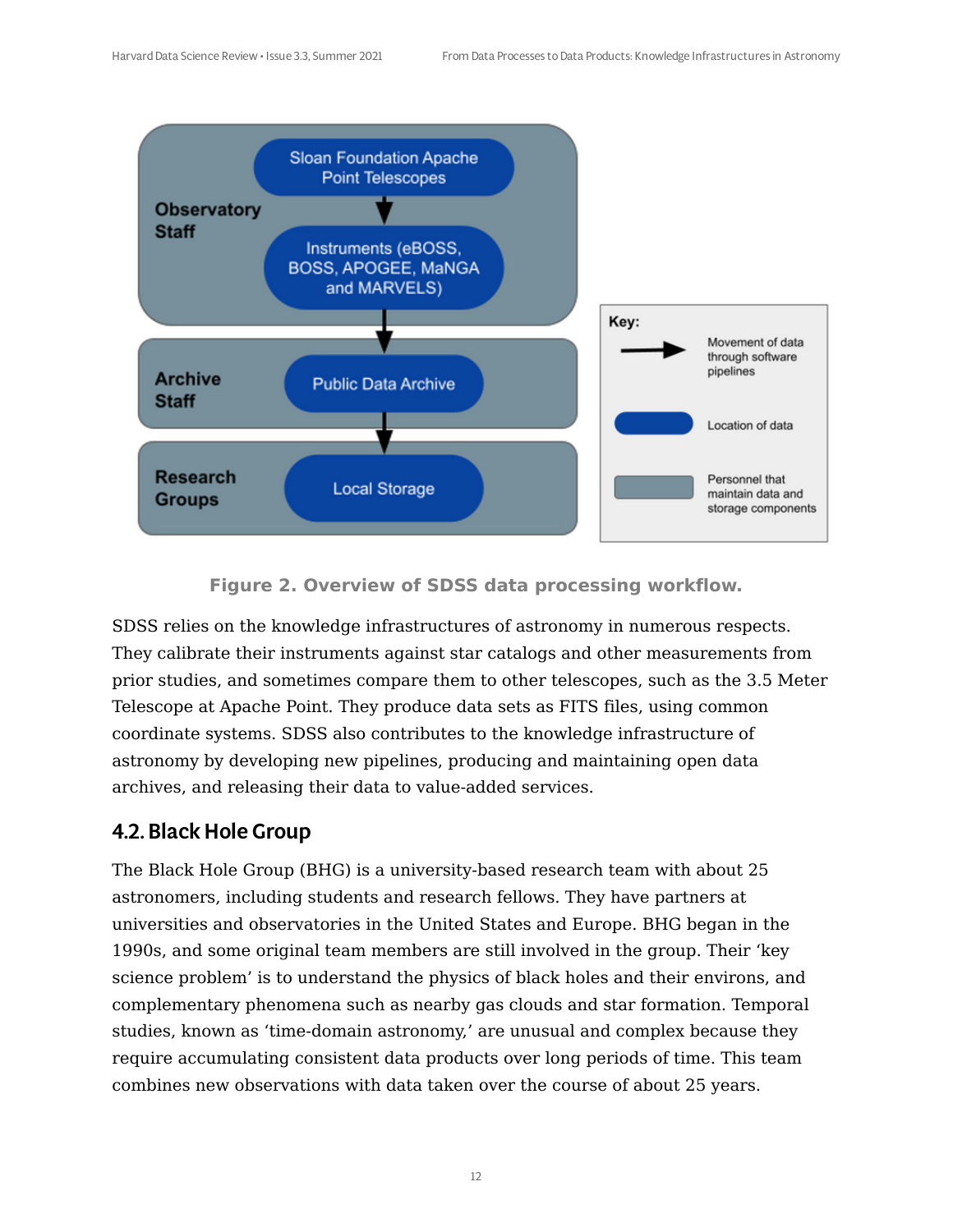Figure 2. Overview of SDSS data processing workflow.

SDSS relies on the knowledge infrastructures of astronomy in numerous respects. They calibrate their instruments against star catalogs and other measurements from prior studies, and sometimes compare them to other telescopes, such as the 3.5 Meter Telescope at Apache Point. They produce data sets as FITS files, using common coordinate systems. SDSS also contributes to the knowledge infrastructure of astronomy by developing new pipelines, producing and maintaining open data archives, and releasing their data to value-added services.

## 4.2. Black Hole Group

The Black Hole Group (BHG) is a university-based research team with about 25 astronomers, including students and research fellows. They have partners at universities and observatories in the United States and Europe. BHG began in the 1990s, and some original team members are still involved in the group. Their 'key science problem' is to understand the physics of black holes and their environs, and complementary phenomena such as nearby gas clouds and star formation. Temporal studies, known as 'time-domain astronomy,' are unusual and complex because they require accumulating consistent data products over long periods of time. This team combines new observations with data taken over the course of about 25 years.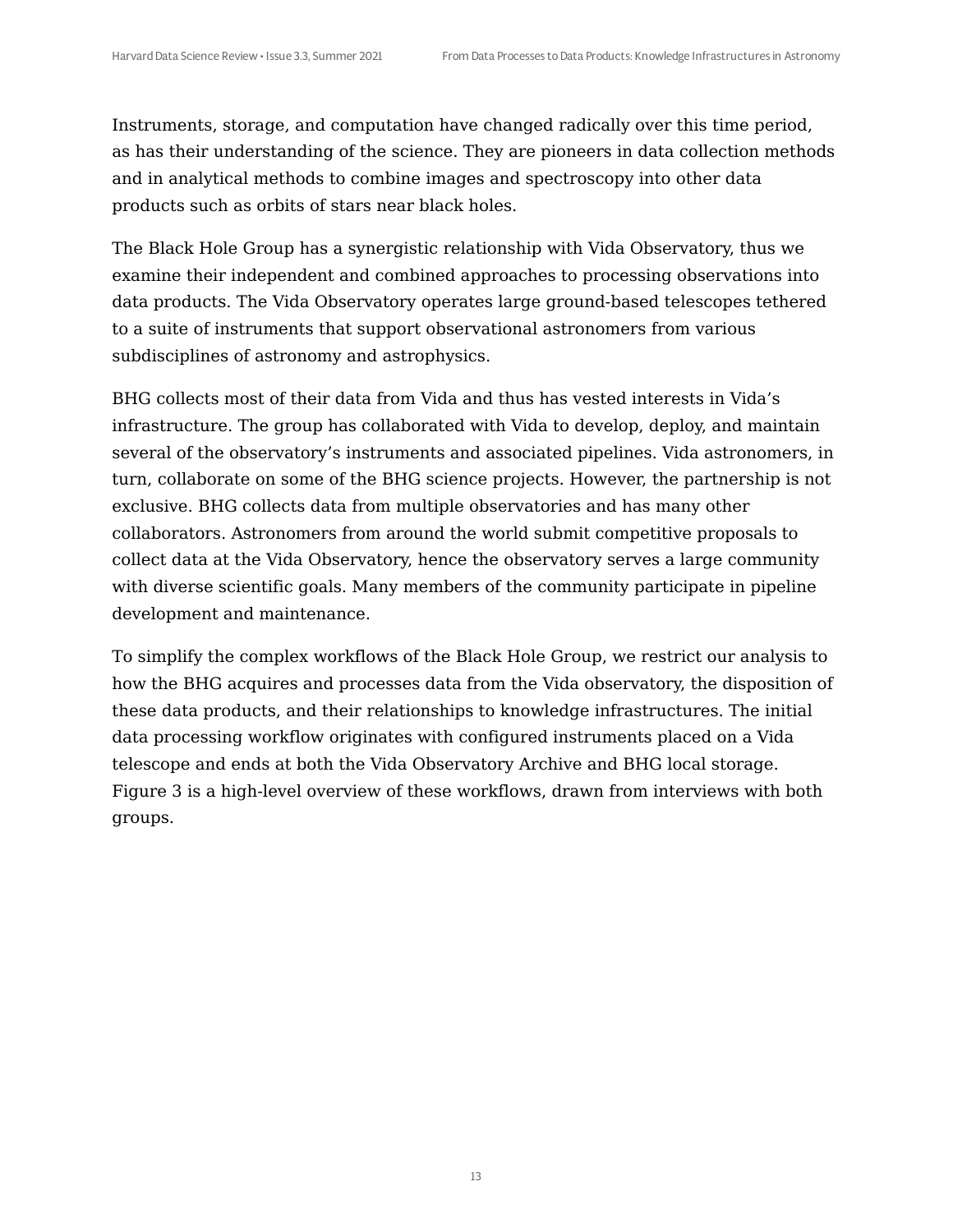Instruments, storage, and computation have changed radically over this time period, as has their understanding of the science. They are pioneers in data collection methods and in analytical methods to combine images and spectroscopy into other data products such as orbits of stars near black holes.

The Black Hole Group has a synergistic relationship with Vida Observatory, thus we examine their independent and combined approaches to processing observations into data products. The Vida Observatory operates large ground-based telescopes tethered to a suite of instruments that support observational astronomers from various subdisciplines of astronomy and astrophysics.

BHG collects most of their data from Vida and thus has vested interests in Vida's infrastructure. The group has collaborated with Vida to develop, deploy, and maintain several of the observatory's instruments and associated pipelines. Vida astronomers, in turn, collaborate on some of the BHG science projects. However, the partnership is not exclusive. BHG collects data from multiple observatories and has many other collaborators. Astronomers from around the world submit competitive proposals to collect data at the Vida Observatory, hence the observatory serves a large community with diverse scientific goals. Many members of the community participate in pipeline development and maintenance.

To simplify the complex workflows of the Black Hole Group, we restrict our analysis to how the BHG acquires and processes data from the Vida observatory, the disposition of these data products, and their relationships to knowledge infrastructures. The initial data processing workflow originates with configured instruments placed on a Vida telescope and ends at both the Vida Observatory Archive and BHG local storage. Figure 3 is a high-level overview of these workflows, drawn from interviews with both groups.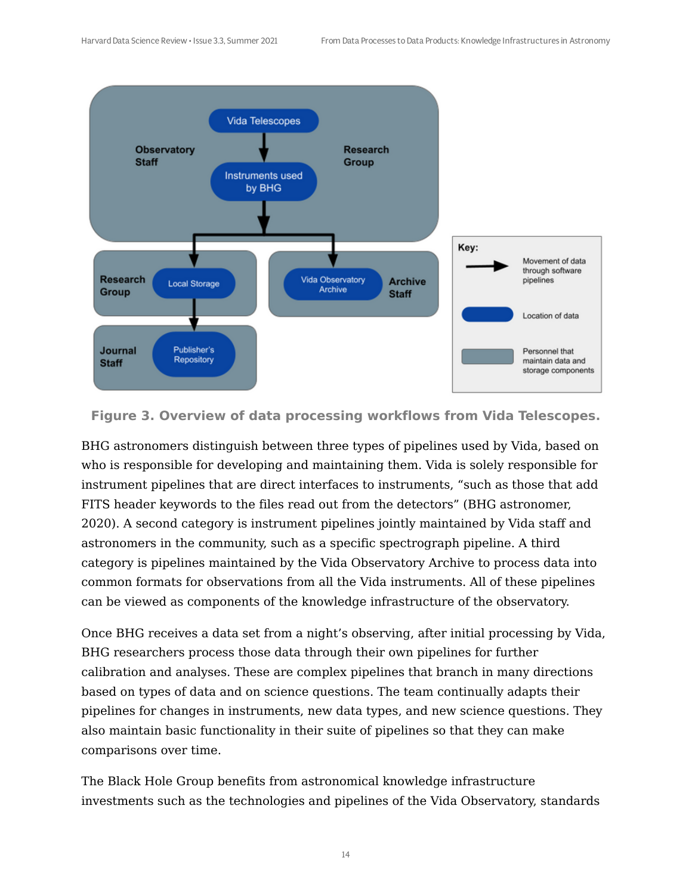**Figure 3. Overview of data processing workflows from Vida Telescopes.**

BHG astronomers distinguish between three types of pipelines used by Vida, based on who is responsible for developing and maintaining them. Vida is solely responsible for instrument pipelines that are direct interfaces to instruments, "such as those that add FITS header keywords to the files read out from the detectors" (BHG astronomer, 2020). A second category is instrument pipelines jointly maintained by Vida staff and astronomers in the community, such as a specific spectrograph pipeline. A third category is pipelines maintained by the Vida Observatory Archive to process data into common formats for observations from all the Vida instruments. All of these pipelines can be viewed as components of the knowledge infrastructure of the observatory.

Once BHG receives a data set from a night's observing, after initial processing by Vida, BHG researchers process those data through their own pipelines for further calibration and analyses. These are complex pipelines that branch in many directions based on types of data and on science questions. The team continually adapts their pipelines for changes in instruments, new data types, and new science questions. They also maintain basic functionality in their suite of pipelines so that they can make comparisons over time.

The Black Hole Group benefits from astronomical knowledge infrastructure investments such as the technologies and pipelines of the Vida Observatory, standards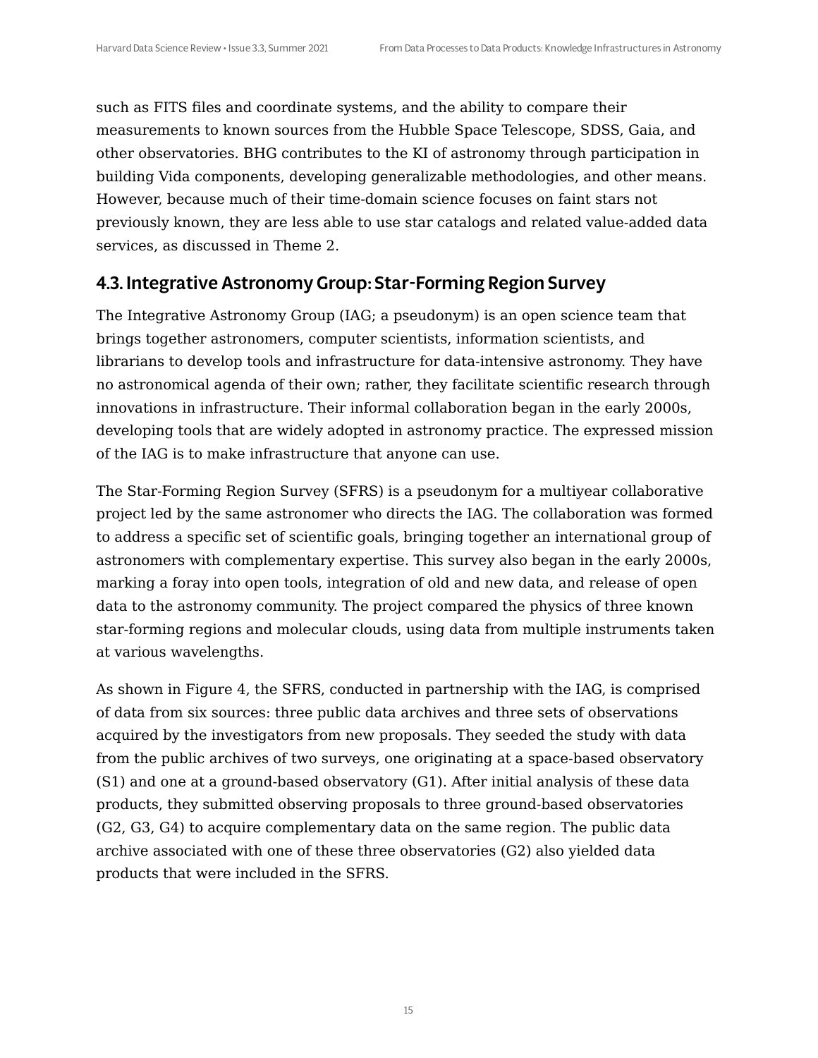such as FITS files and coordinate systems, and the ability to compare their measurements to known sources from the Hubble Space Telescope, SDSS, Gaia, and other observatories. BHG contributes to the KI of astronomy through participation in building Vida components, developing generalizable methodologies, and other means. However, because much of their time-domain science focuses on faint stars not previously known, they are less able to use star catalogs and related value-added data services, as discussed in Theme 2.

## 4.3. Integrative Astronomy Group: Star-Forming Region Survey

The Integrative Astronomy Group (IAG; a pseudonym) is an open science team that brings together astronomers, computer scientists, information scientists, and librarians to develop tools and infrastructure for data-intensive astronomy. They have no astronomical agenda of their own; rather, they facilitate scientific research through innovations in infrastructure. Their informal collaboration began in the early 2000s, developing tools that are widely adopted in astronomy practice. The expressed mission of the IAG is to make infrastructure that anyone can use.

The Star-Forming Region Survey (SFRS) is a pseudonym for a multiyear collaborative project led by the same astronomer who directs the IAG. The collaboration was formed to address a specific set of scientific goals, bringing together an international group of astronomers with complementary expertise. This survey also began in the early 2000s, marking a foray into open tools, integration of old and new data, and release of open data to the astronomy community. The project compared the physics of three known star-forming regions and molecular clouds, using data from multiple instruments taken at various wavelengths.

As shown in Figure 4, the SFRS, conducted in partnership with the IAG, is comprised of data from six sources: three public data archives and three sets of observations acquired by the investigators from new proposals. They seeded the study with data from the public archives of two surveys, one originating at a space-based observatory (S1) and one at a ground-based observatory (G1). After initial analysis of these data products, they submitted observing proposals to three ground-based observatories (G2, G3, G4) to acquire complementary data on the same region. The public data archive associated with one of these three observatories (G2) also yielded data products that were included in the SFRS.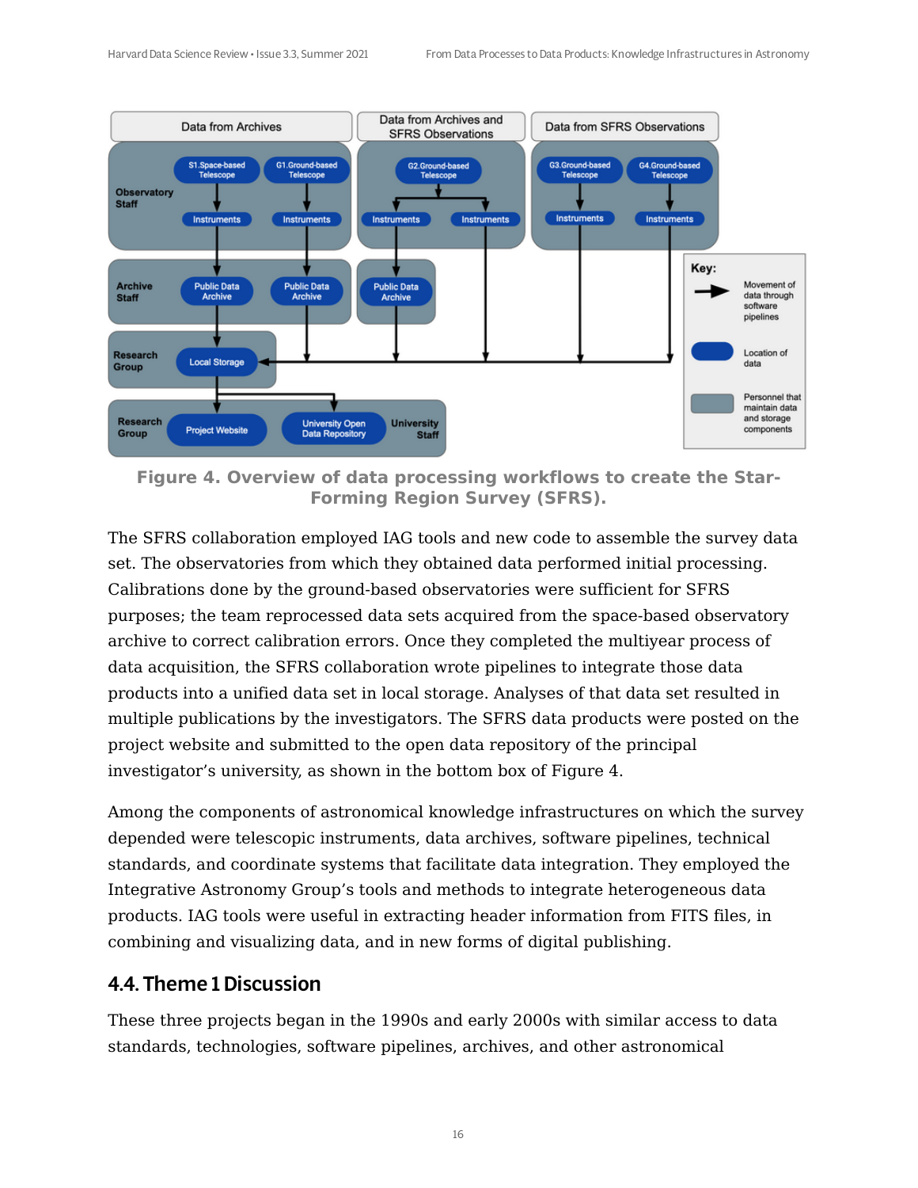**Figure 4. Overview of data processing workflows to create the Star-Forming Region Survey (SFRS).**

The SFRS collaboration employed IAG tools and new code to assemble the survey data set. The observatories from which they obtained data performed initial processing. Calibrations done by the ground-based observatories were sufficient for SFRS purposes; the team reprocessed data sets acquired from the space-based observatory archive to correct calibration errors. Once they completed the multiyear process of data acquisition, the SFRS collaboration wrote pipelines to integrate those data products into a unified data set in local storage. Analyses of that data set resulted in multiple publications by the investigators. The SFRS data products were posted on the project website and submitted to the open data repository of the principal investigator's university, as shown in the bottom box of Figure 4.

Among the components of astronomical knowledge infrastructures on which the survey depended were telescopic instruments, data archives, software pipelines, technical standards, and coordinate systems that facilitate data integration. They employed the Integrative Astronomy Group's tools and methods to integrate heterogeneous data products. IAG tools were useful in extracting header information from FITS files, in combining and visualizing data, and in new forms of digital publishing.

## 4.4. Theme 1 Discussion

These three projects began in the 1990s and early 2000s with similar access to data standards, technologies, software pipelines, archives, and other astronomical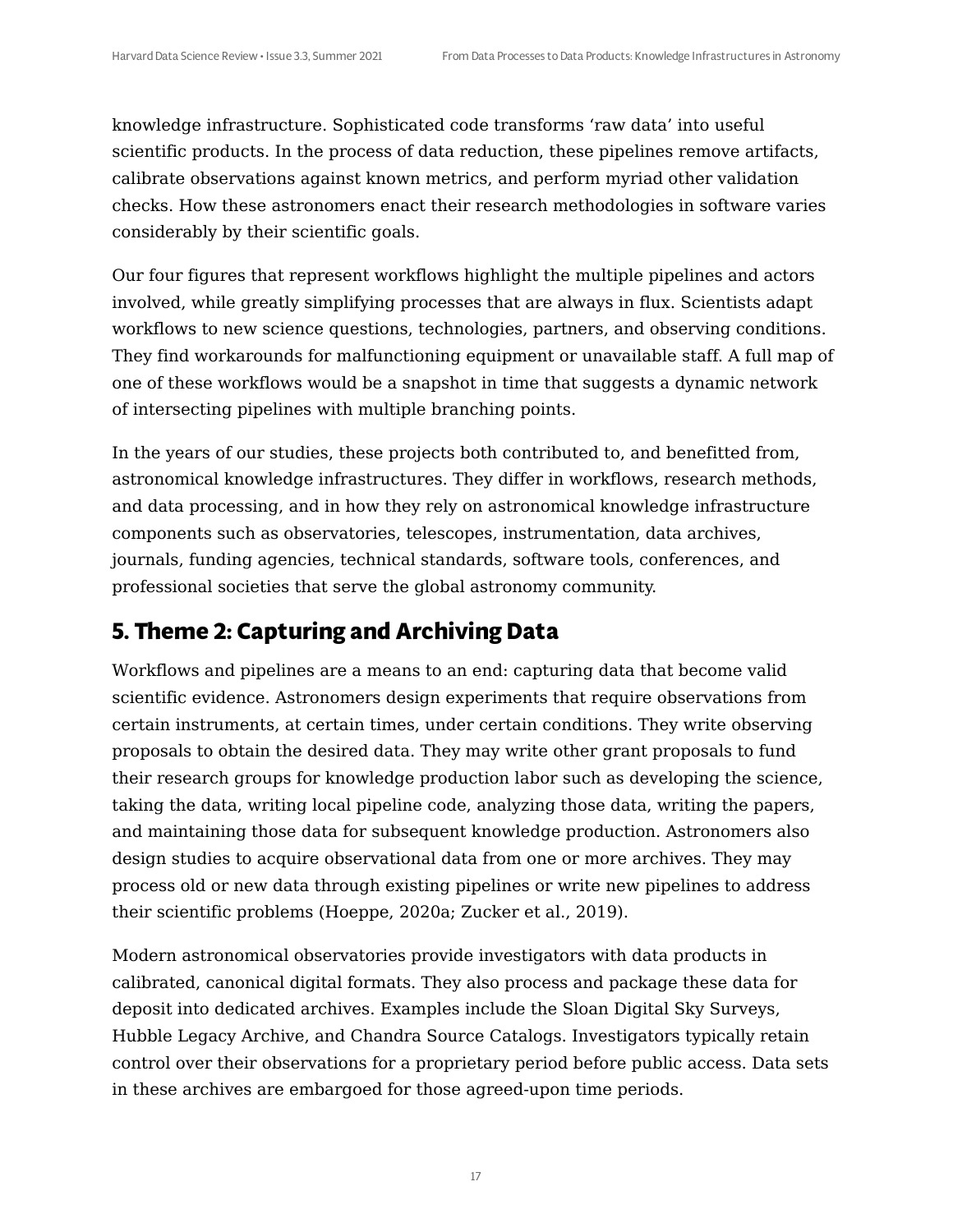knowledge infrastructure. Sophisticated code transforms 'raw data' into useful scientific products. In the process of data reduction, these pipelines remove artifacts, calibrate observations against known metrics, and perform myriad other validation checks. How these astronomers enact their research methodologies in software varies considerably by their scientific goals.

Our four figures that represent workflows highlight the multiple pipelines and actors involved, while greatly simplifying processes that are always in flux. Scientists adapt workflows to new science questions, technologies, partners, and observing conditions. They find workarounds for malfunctioning equipment or unavailable staff. A full map of one of these workflows would be a snapshot in time that suggests a dynamic network of intersecting pipelines with multiple branching points.

In the years of our studies, these projects both contributed to, and benefitted from, astronomical knowledge infrastructures. They differ in workflows, research methods, and data processing, and in how they rely on astronomical knowledge infrastructure components such as observatories, telescopes, instrumentation, data archives, journals, funding agencies, technical standards, software tools, conferences, and professional societies that serve the global astronomy community.

## 5. Theme 2: Capturing and Archiving Data

Workflows and pipelines are a means to an end: capturing data that become valid scientific evidence. Astronomers design experiments that require observations from certain instruments, at certain times, under certain conditions. They write observing proposals to obtain the desired data. They may write other grant proposals to fund their research groups for knowledge production labor such as developing the science, taking the data, writing local pipeline code, analyzing those data, writing the papers, and maintaining those data for subsequent knowledge production. Astronomers also design studies to acquire observational data from one or more archives. They may process old or new data through existing pipelines or write new pipelines to address their scientific problems (Hoeppe, 2020a; Zucker et al., 2019).

Modern astronomical observatories provide investigators with data products in calibrated, canonical digital formats. They also process and package these data for deposit into dedicated archives. Examples include the Sloan Digital Sky Surveys, Hubble Legacy Archive, and Chandra Source Catalogs. Investigators typically retain control over their observations for a proprietary period before public access. Data sets in these archives are embargoed for those agreed-upon time periods.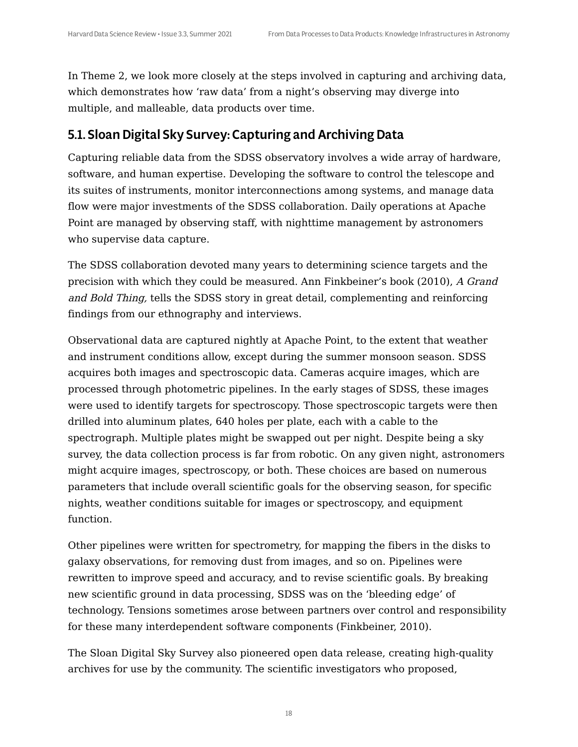In Theme 2, we look more closely at the steps involved in capturing and archiving data, which demonstrates how 'raw data' from a night's observing may diverge into multiple, and malleable, data products over time.

## 5.1. Sloan Digital Sky Survey: Capturing and Archiving Data

Capturing reliable data from the SDSS observatory involves a wide array of hardware, software, and human expertise. Developing the software to control the telescope and its suites of instruments, monitor interconnections among systems, and manage data flow were major investments of the SDSS collaboration. Daily operations at Apache Point are managed by observing staff, with nighttime management by astronomers who supervise data capture.

The SDSS collaboration devoted many years to determining science targets and the precision with which they could be measured. Ann Finkbeiner's book (2010), *A Grand and Bold Thing,* tells the SDSS story in great detail, complementing and reinforcing findings from our ethnography and interviews.

Observational data are captured nightly at Apache Point, to the extent that weather and instrument conditions allow, except during the summer monsoon season. SDSS acquires both images and spectroscopic data. Cameras acquire images, which are processed through photometric pipelines. In the early stages of SDSS, these images were used to identify targets for spectroscopy. Those spectroscopic targets were then drilled into aluminum plates, 640 holes per plate, each with a cable to the spectrograph. Multiple plates might be swapped out per night. Despite being a sky survey, the data collection process is far from robotic. On any given night, astronomers might acquire images, spectroscopy, or both. These choices are based on numerous parameters that include overall scientific goals for the observing season, for specific nights, weather conditions suitable for images or spectroscopy, and equipment function.

Other pipelines were written for spectrometry, for mapping the fibers in the disks to galaxy observations, for removing dust from images, and so on. Pipelines were rewritten to improve speed and accuracy, and to revise scientific goals. By breaking new scientific ground in data processing, SDSS was on the 'bleeding edge' of technology. Tensions sometimes arose between partners over control and responsibility for these many interdependent software components (Finkbeiner, 2010).

The Sloan Digital Sky Survey also pioneered open data release, creating high-quality archives for use by the community. The scientific investigators who proposed,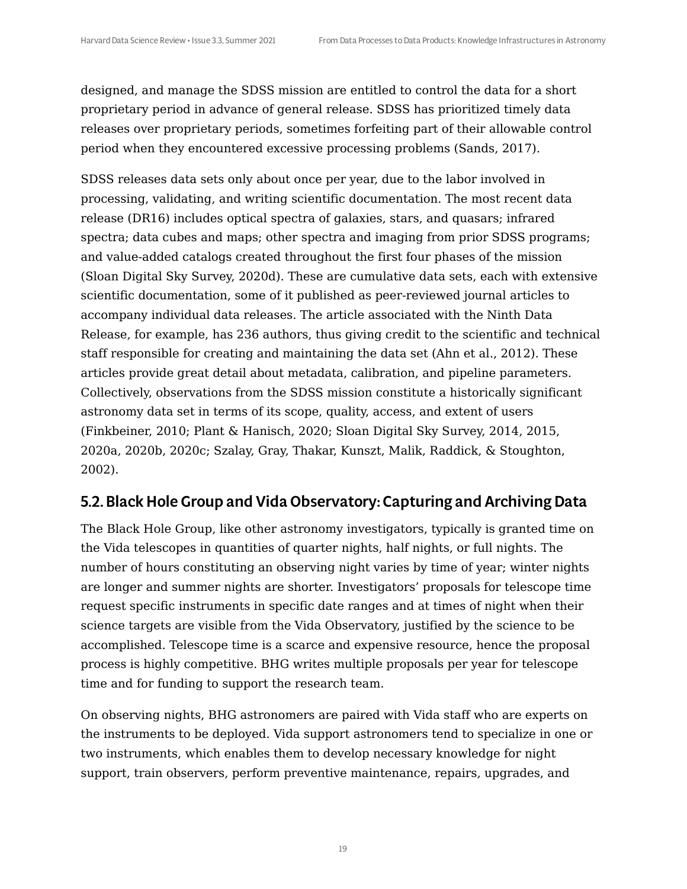designed, and manage the SDSS mission are entitled to control the data for a short proprietary period in advance of general release. SDSS has prioritized timely data releases over proprietary periods, sometimes forfeiting part of their allowable control period when they encountered excessive processing problems (Sands, 2017).

SDSS releases data sets only about once per year, due to the labor involved in processing, validating, and writing scientific documentation. The most recent data release (DR16) includes optical spectra of galaxies, stars, and quasars; infrared spectra; data cubes and maps; other spectra and imaging from prior SDSS programs; and value-added catalogs created throughout the first four phases of the mission (Sloan Digital Sky Survey, 2020d). These are cumulative data sets, each with extensive scientific documentation, some of it published as peer-reviewed journal articles to accompany individual data releases. The article associated with the Ninth Data Release, for example, has 236 authors, thus giving credit to the scientific and technical staff responsible for creating and maintaining the data set (Ahn et al., 2012). These articles provide great detail about metadata, calibration, and pipeline parameters. Collectively, observations from the SDSS mission constitute a historically significant astronomy data set in terms of its scope, quality, access, and extent of users (Finkbeiner, 2010; Plant & Hanisch, 2020; Sloan Digital Sky Survey, 2014, 2015, 2020a, 2020b, 2020c; Szalay, Gray, Thakar, Kunszt, Malik, Raddick, & Stoughton, 2002).

## 5.2. Black Hole Group and Vida Observatory: Capturing and Archiving Data

The Black Hole Group, like other astronomy investigators, typically is granted time on the Vida telescopes in quantities of quarter nights, half nights, or full nights. The number of hours constituting an observing night varies by time of year; winter nights are longer and summer nights are shorter. Investigators' proposals for telescope time request specific instruments in specific date ranges and at times of night when their science targets are visible from the Vida Observatory, justified by the science to be accomplished. Telescope time is a scarce and expensive resource, hence the proposal process is highly competitive. BHG writes multiple proposals per year for telescope time and for funding to support the research team.

On observing nights, BHG astronomers are paired with Vida staff who are experts on the instruments to be deployed. Vida support astronomers tend to specialize in one or two instruments, which enables them to develop necessary knowledge for night support, train observers, perform preventive maintenance, repairs, upgrades, and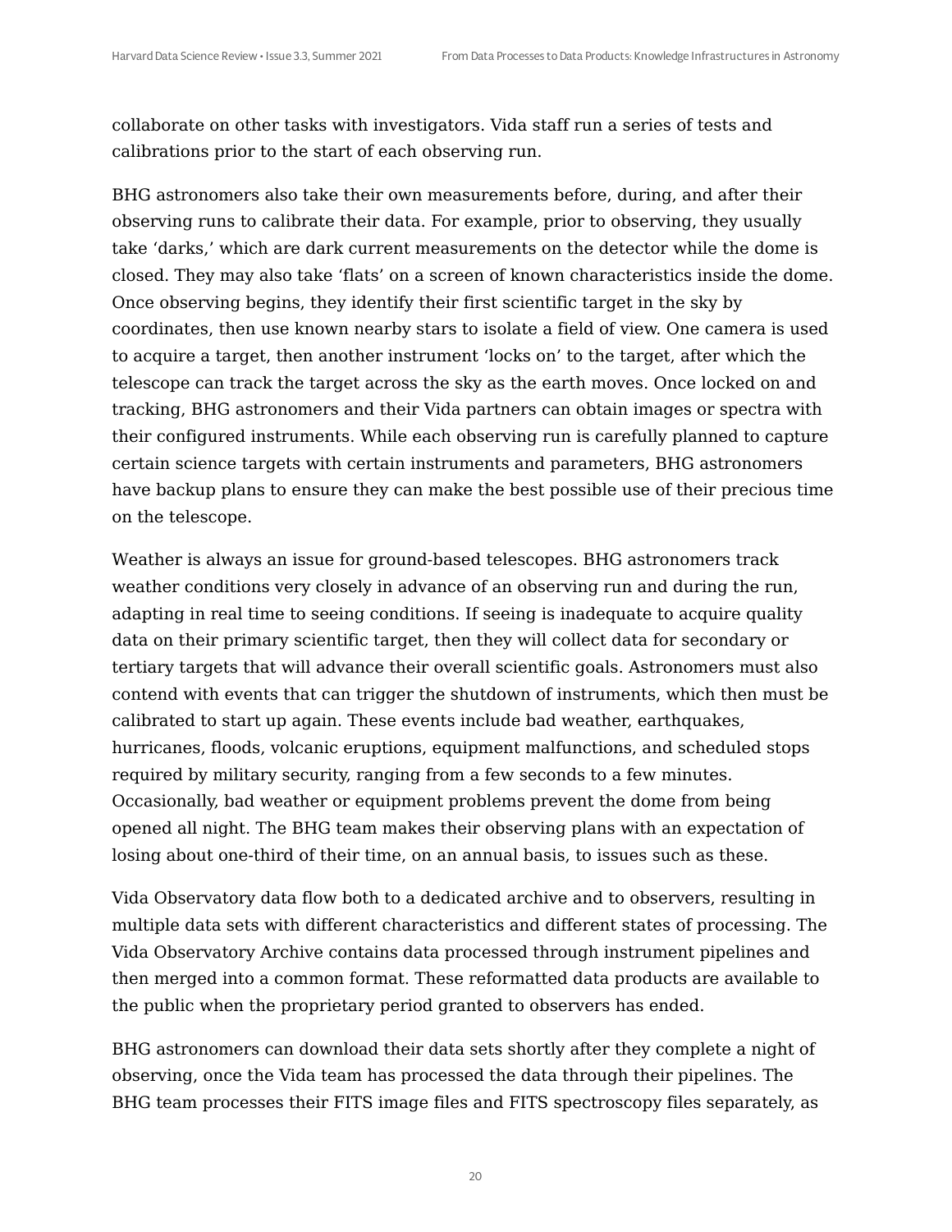collaborate on other tasks with investigators. Vida staff run a series of tests and calibrations prior to the start of each observing run.

BHG astronomers also take their own measurements before, during, and after their observing runs to calibrate their data. For example, prior to observing, they usually take 'darks,' which are dark current measurements on the detector while the dome is closed. They may also take 'flats' on a screen of known characteristics inside the dome. Once observing begins, they identify their first scientific target in the sky by coordinates, then use known nearby stars to isolate a field of view. One camera is used to acquire a target, then another instrument 'locks on' to the target, after which the telescope can track the target across the sky as the earth moves. Once locked on and tracking, BHG astronomers and their Vida partners can obtain images or spectra with their configured instruments. While each observing run is carefully planned to capture certain science targets with certain instruments and parameters, BHG astronomers have backup plans to ensure they can make the best possible use of their precious time on the telescope.

Weather is always an issue for ground-based telescopes. BHG astronomers track weather conditions very closely in advance of an observing run and during the run, adapting in real time to seeing conditions. If seeing is inadequate to acquire quality data on their primary scientific target, then they will collect data for secondary or tertiary targets that will advance their overall scientific goals. Astronomers must also contend with events that can trigger the shutdown of instruments, which then must be calibrated to start up again. These events include bad weather, earthquakes, hurricanes, floods, volcanic eruptions, equipment malfunctions, and scheduled stops required by military security, ranging from a few seconds to a few minutes. Occasionally, bad weather or equipment problems prevent the dome from being opened all night. The BHG team makes their observing plans with an expectation of losing about one-third of their time, on an annual basis, to issues such as these.

Vida Observatory data flow both to a dedicated archive and to observers, resulting in multiple data sets with different characteristics and different states of processing. The Vida Observatory Archive contains data processed through instrument pipelines and then merged into a common format. These reformatted data products are available to the public when the proprietary period granted to observers has ended.

BHG astronomers can download their data sets shortly after they complete a night of observing, once the Vida team has processed the data through their pipelines. The BHG team processes their FITS image files and FITS spectroscopy files separately, as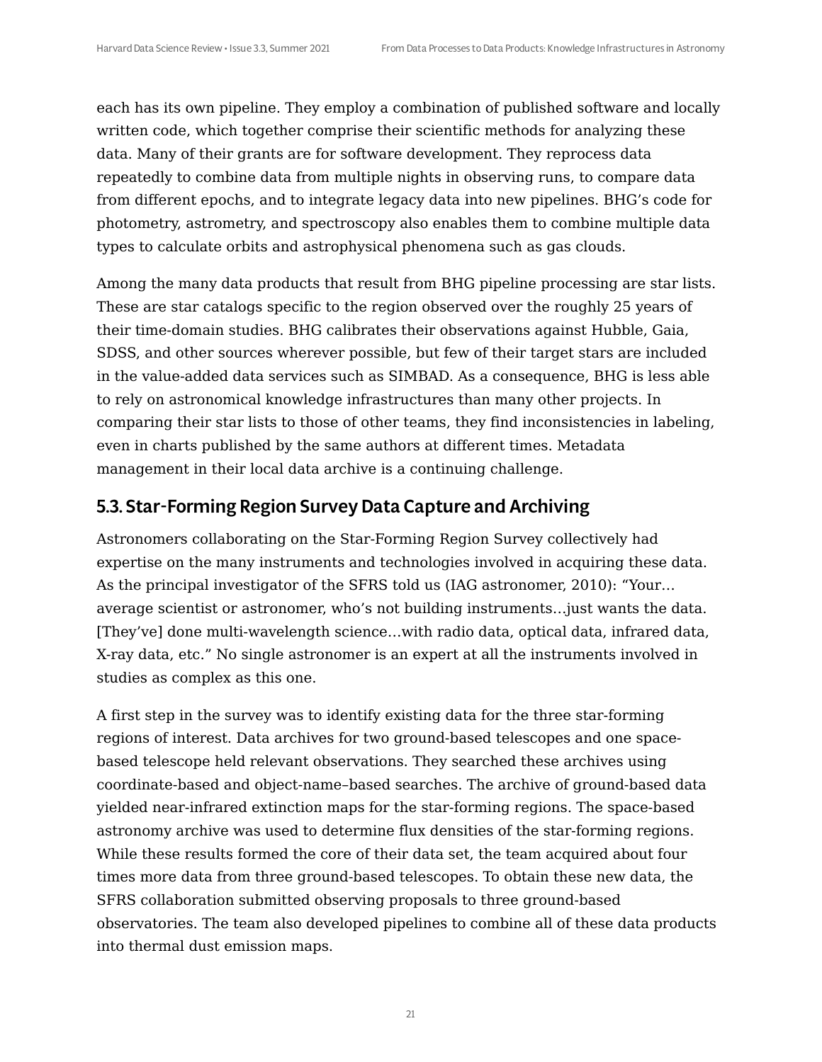each has its own pipeline. They employ a combination of published software and locally written code, which together comprise their scientific methods for analyzing these data. Many of their grants are for software development. They reprocess data repeatedly to combine data from multiple nights in observing runs, to compare data from different epochs, and to integrate legacy data into new pipelines. BHG's code for photometry, astrometry, and spectroscopy also enables them to combine multiple data types to calculate orbits and astrophysical phenomena such as gas clouds.

Among the many data products that result from BHG pipeline processing are star lists. These are star catalogs specific to the region observed over the roughly 25 years of their time-domain studies. BHG calibrates their observations against Hubble, Gaia, SDSS, and other sources wherever possible, but few of their target stars are included in the value-added data services such as SIMBAD. As a consequence, BHG is less able to rely on astronomical knowledge infrastructures than many other projects. In comparing their star lists to those of other teams, they find inconsistencies in labeling, even in charts published by the same authors at different times. Metadata management in their local data archive is a continuing challenge.

## 5.3. Star-Forming Region Survey Data Capture and Archiving

Astronomers collaborating on the Star-Forming Region Survey collectively had expertise on the many instruments and technologies involved in acquiring these data. As the principal investigator of the SFRS told us (IAG astronomer, 2010): "Your… average scientist or astronomer, who's not building instruments…just wants the data. [They've] done multi-wavelength science…with radio data, optical data, infrared data, X-ray data, etc." No single astronomer is an expert at all the instruments involved in studies as complex as this one.

A first step in the survey was to identify existing data for the three star-forming regions of interest. Data archives for two ground-based telescopes and one space-based telescope held relevant observations. They searched these archives using coordinate-based and object-name–based searches. The archive of ground-based data yielded near-infrared extinction maps for the star-forming regions. The space-based astronomy archive was used to determine flux densities of the star-forming regions. While these results formed the core of their data set, the team acquired about four times more data from three ground-based telescopes. To obtain these new data, the SFRS collaboration submitted observing proposals to three ground-based observatories. The team also developed pipelines to combine all of these data products into thermal dust emission maps.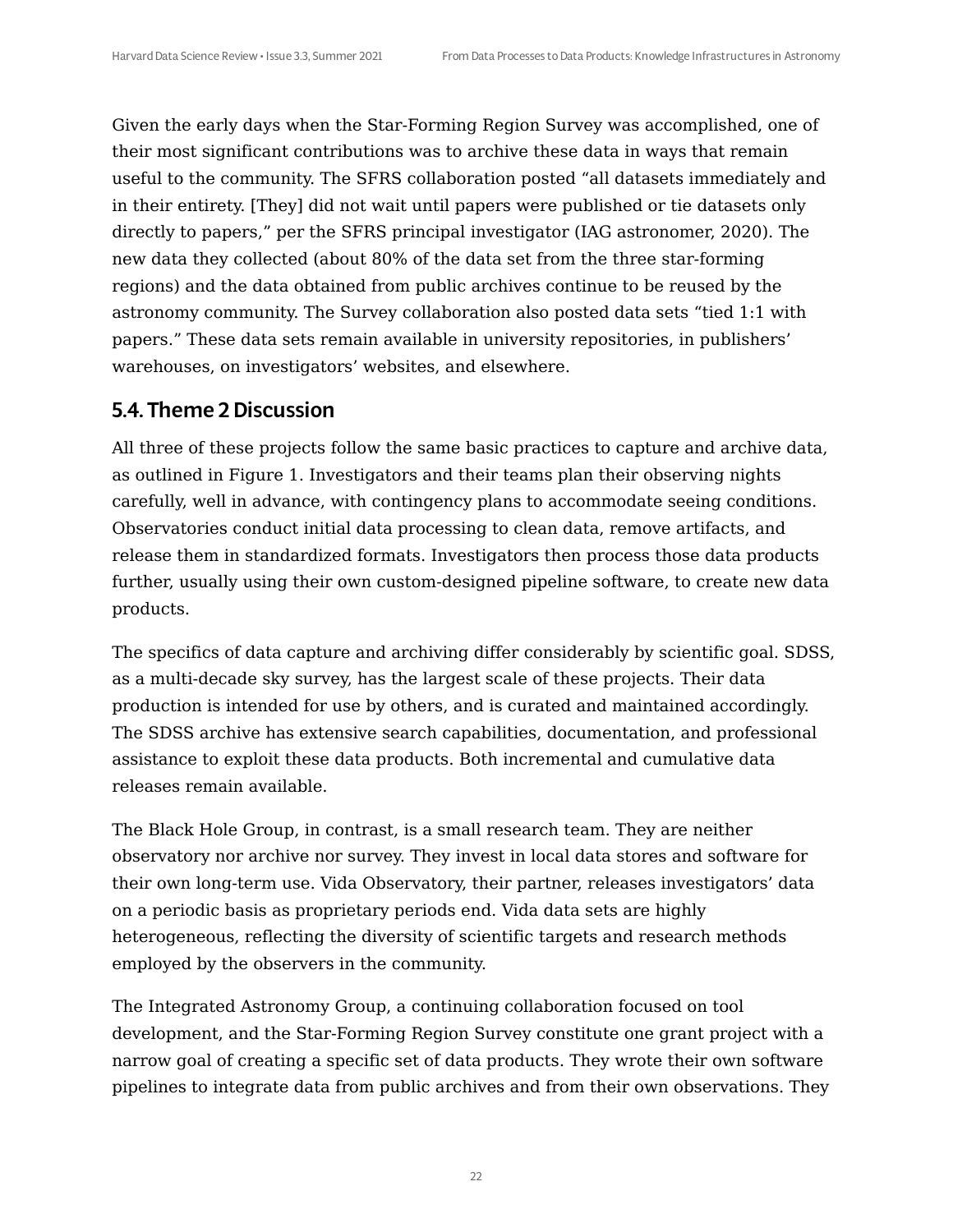Given the early days when the Star-Forming Region Survey was accomplished, one of their most significant contributions was to archive these data in ways that remain useful to the community. The SFRS collaboration posted “all datasets immediately and in their entirety. [They] did not wait until papers were published or tie datasets only directly to papers,” per the SFRS principal investigator (IAG astronomer, 2020). The new data they collected (about 80% of the data set from the three star-forming regions) and the data obtained from public archives continue to be reused by the astronomy community. The Survey collaboration also posted data sets “tied 1:1 with papers.” These data sets remain available in university repositories, in publishers’ warehouses, on investigators’ websites, and elsewhere.

## 5.4. Theme 2 Discussion

All three of these projects follow the same basic practices to capture and archive data, as outlined in Figure 1. Investigators and their teams plan their observing nights carefully, well in advance, with contingency plans to accommodate seeing conditions. Observatories conduct initial data processing to clean data, remove artifacts, and release them in standardized formats. Investigators then process those data products further, usually using their own custom-designed pipeline software, to create new data products.

The specifics of data capture and archiving differ considerably by scientific goal. SDSS, as a multi-decade sky survey, has the largest scale of these projects. Their data production is intended for use by others, and is curated and maintained accordingly. The SDSS archive has extensive search capabilities, documentation, and professional assistance to exploit these data products. Both incremental and cumulative data releases remain available.

The Black Hole Group, in contrast, is a small research team. They are neither observatory nor archive nor survey. They invest in local data stores and software for their own long-term use. Vida Observatory, their partner, releases investigators’ data on a periodic basis as proprietary periods end. Vida data sets are highly heterogeneous, reflecting the diversity of scientific targets and research methods employed by the observers in the community.

The Integrated Astronomy Group, a continuing collaboration focused on tool development, and the Star-Forming Region Survey constitute one grant project with a narrow goal of creating a specific set of data products. They wrote their own software pipelines to integrate data from public archives and from their own observations. They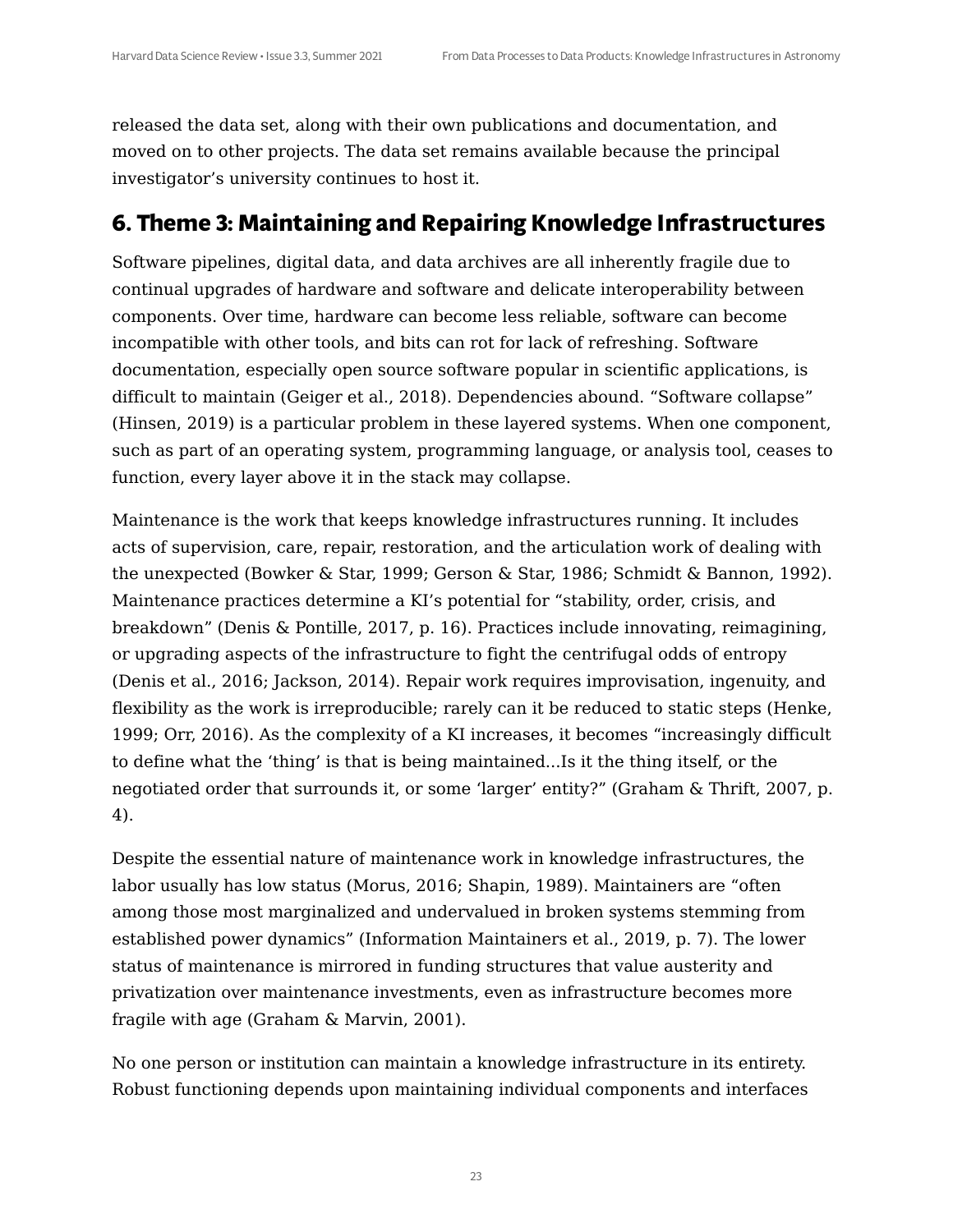released the data set, along with their own publications and documentation, and moved on to other projects. The data set remains available because the principal investigator's university continues to host it.

## 6. Theme 3: Maintaining and Repairing Knowledge Infrastructures

Software pipelines, digital data, and data archives are all inherently fragile due to continual upgrades of hardware and software and delicate interoperability between components. Over time, hardware can become less reliable, software can become incompatible with other tools, and bits can rot for lack of refreshing. Software documentation, especially open source software popular in scientific applications, is difficult to maintain (Geiger et al., 2018). Dependencies abound. "Software collapse" (Hinsen, 2019) is a particular problem in these layered systems. When one component, such as part of an operating system, programming language, or analysis tool, ceases to function, every layer above it in the stack may collapse.

Maintenance is the work that keeps knowledge infrastructures running. It includes acts of supervision, care, repair, restoration, and the articulation work of dealing with the unexpected (Bowker & Star, 1999; Gerson & Star, 1986; Schmidt & Bannon, 1992). Maintenance practices determine a KI's potential for "stability, order, crisis, and breakdown" (Denis & Pontille, 2017, p. 16). Practices include innovating, reimagining, or upgrading aspects of the infrastructure to fight the centrifugal odds of entropy (Denis et al., 2016; Jackson, 2014). Repair work requires improvisation, ingenuity, and flexibility as the work is irreproducible; rarely can it be reduced to static steps (Henke, 1999; Orr, 2016). As the complexity of a KI increases, it becomes "increasingly difficult to define what the 'thing' is that is being maintained...Is it the thing itself, or the negotiated order that surrounds it, or some 'larger' entity?" (Graham & Thrift, 2007, p. 4).

Despite the essential nature of maintenance work in knowledge infrastructures, the labor usually has low status (Morus, 2016; Shapin, 1989). Maintainers are "often among those most marginalized and undervalued in broken systems stemming from established power dynamics" (Information Maintainers et al., 2019, p. 7). The lower status of maintenance is mirrored in funding structures that value austerity and privatization over maintenance investments, even as infrastructure becomes more fragile with age (Graham & Marvin, 2001).

No one person or institution can maintain a knowledge infrastructure in its entirety. Robust functioning depends upon maintaining individual components and interfaces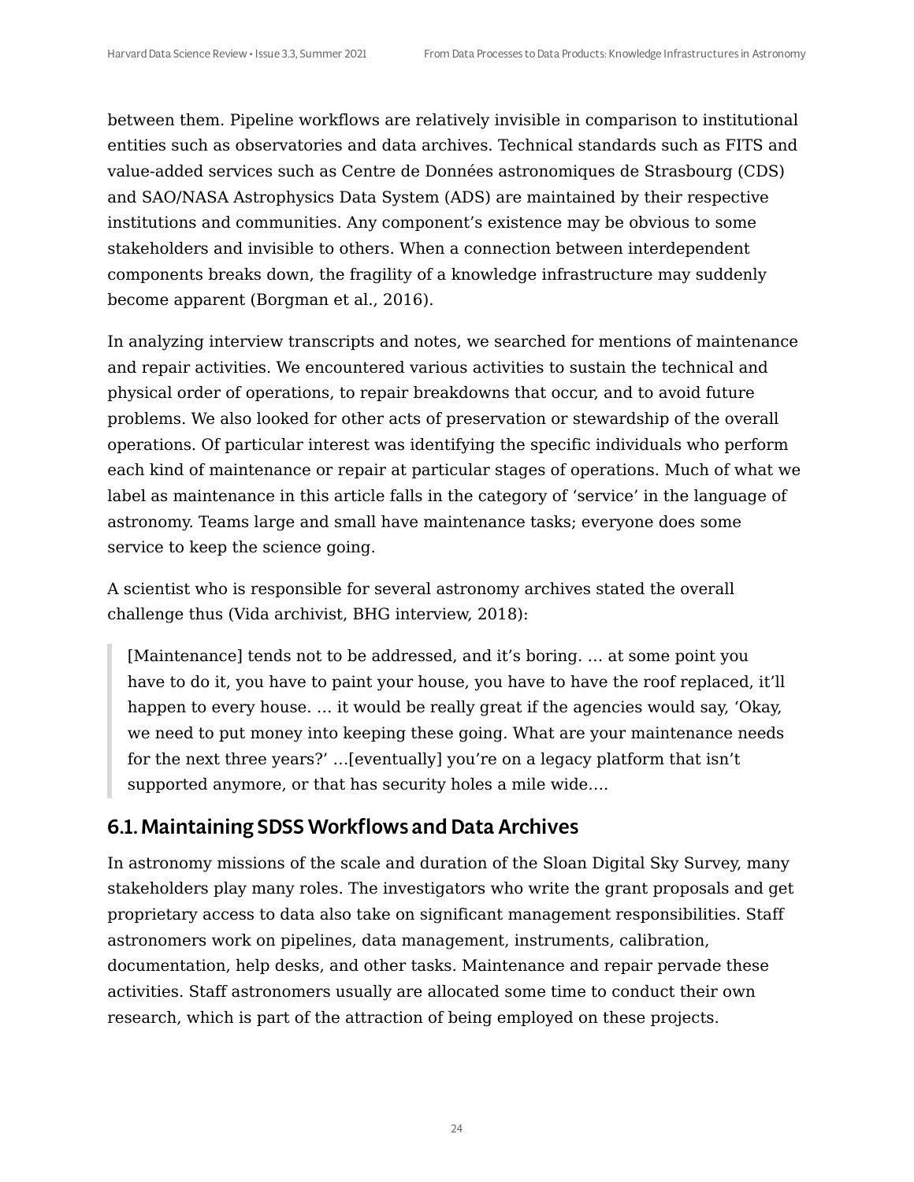between them. Pipeline workflows are relatively invisible in comparison to institutional entities such as observatories and data archives. Technical standards such as FITS and value-added services such as Centre de Données astronomiques de Strasbourg (CDS) and SAO/NASA Astrophysics Data System (ADS) are maintained by their respective institutions and communities. Any component's existence may be obvious to some stakeholders and invisible to others. When a connection between interdependent components breaks down, the fragility of a knowledge infrastructure may suddenly become apparent (Borgman et al., 2016).

In analyzing interview transcripts and notes, we searched for mentions of maintenance and repair activities. We encountered various activities to sustain the technical and physical order of operations, to repair breakdowns that occur, and to avoid future problems. We also looked for other acts of preservation or stewardship of the overall operations. Of particular interest was identifying the specific individuals who perform each kind of maintenance or repair at particular stages of operations. Much of what we label as maintenance in this article falls in the category of 'service' in the language of astronomy. Teams large and small have maintenance tasks; everyone does some service to keep the science going.

A scientist who is responsible for several astronomy archives stated the overall challenge thus (Vida archivist, BHG interview, 2018):

> [Maintenance] tends not to be addressed, and it's boring. … at some point you have to do it, you have to paint your house, you have to have the roof replaced, it'll happen to every house. … it would be really great if the agencies would say, 'Okay, we need to put money into keeping these going. What are your maintenance needs for the next three years?' …[eventually] you're on a legacy platform that isn't supported anymore, or that has security holes a mile wide….

## 6.1. Maintaining SDSS Workflows and Data Archives

In astronomy missions of the scale and duration of the Sloan Digital Sky Survey, many stakeholders play many roles. The investigators who write the grant proposals and get proprietary access to data also take on significant management responsibilities. Staff astronomers work on pipelines, data management, instruments, calibration, documentation, help desks, and other tasks. Maintenance and repair pervade these activities. Staff astronomers usually are allocated some time to conduct their own research, which is part of the attraction of being employed on these projects.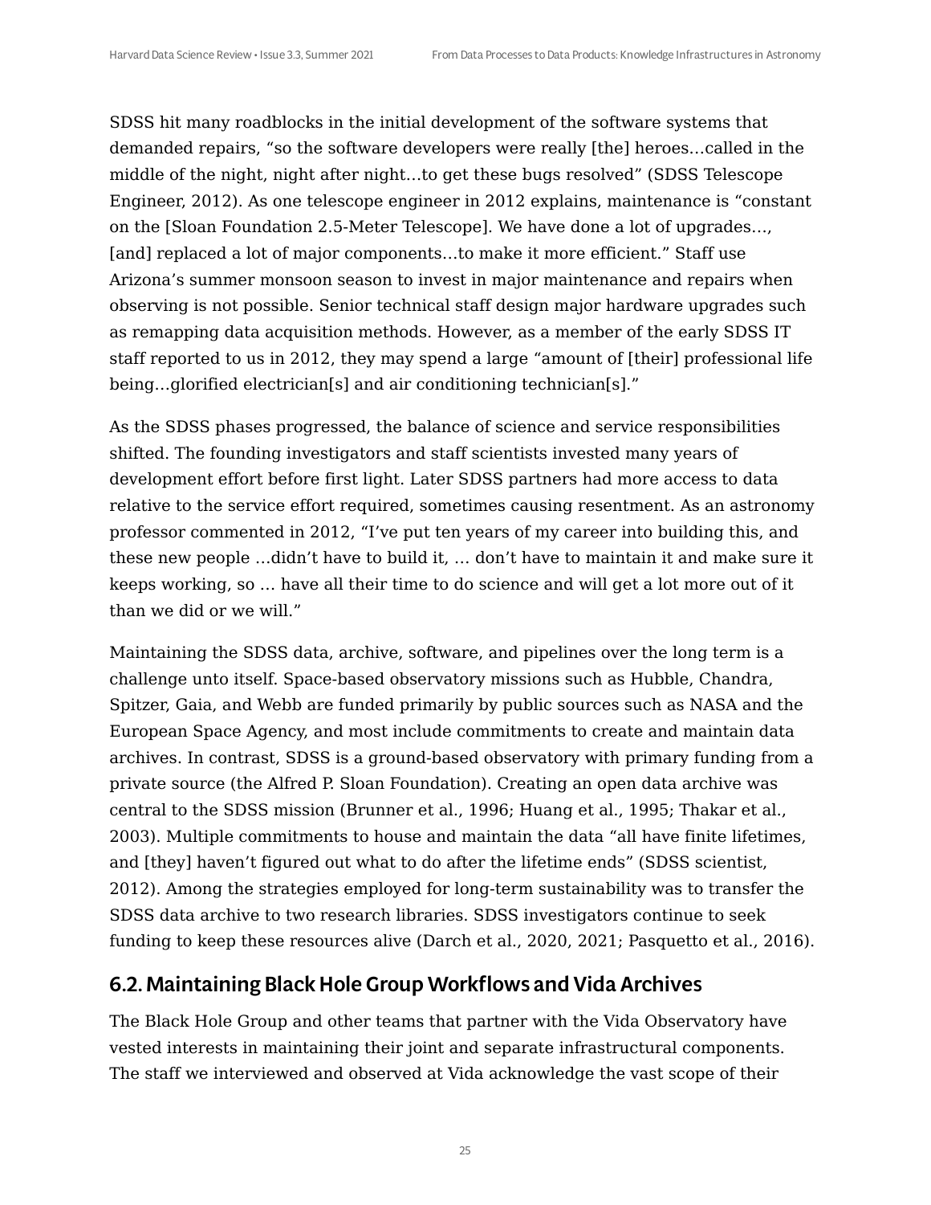SDSS hit many roadblocks in the initial development of the software systems that demanded repairs, "so the software developers were really [the] heroes…called in the middle of the night, night after night…to get these bugs resolved" (SDSS Telescope Engineer, 2012). As one telescope engineer in 2012 explains, maintenance is "constant on the [Sloan Foundation 2.5-Meter Telescope]. We have done a lot of upgrades…, [and] replaced a lot of major components…to make it more efficient." Staff use Arizona's summer monsoon season to invest in major maintenance and repairs when observing is not possible. Senior technical staff design major hardware upgrades such as remapping data acquisition methods. However, as a member of the early SDSS IT staff reported to us in 2012, they may spend a large "amount of [their] professional life being…glorified electrician[s] and air conditioning technician[s]."

As the SDSS phases progressed, the balance of science and service responsibilities shifted. The founding investigators and staff scientists invested many years of development effort before first light. Later SDSS partners had more access to data relative to the service effort required, sometimes causing resentment. As an astronomy professor commented in 2012, "I've put ten years of my career into building this, and these new people …didn't have to build it, … don't have to maintain it and make sure it keeps working, so … have all their time to do science and will get a lot more out of it than we did or we will."

Maintaining the SDSS data, archive, software, and pipelines over the long term is a challenge unto itself. Space-based observatory missions such as Hubble, Chandra, Spitzer, Gaia, and Webb are funded primarily by public sources such as NASA and the European Space Agency, and most include commitments to create and maintain data archives. In contrast, SDSS is a ground-based observatory with primary funding from a private source (the Alfred P. Sloan Foundation). Creating an open data archive was central to the SDSS mission (Brunner et al., 1996; Huang et al., 1995; Thakar et al., 2003). Multiple commitments to house and maintain the data "all have finite lifetimes, and [they] haven't figured out what to do after the lifetime ends" (SDSS scientist, 2012). Among the strategies employed for long-term sustainability was to transfer the SDSS data archive to two research libraries. SDSS investigators continue to seek funding to keep these resources alive (Darch et al., 2020, 2021; Pasquetto et al., 2016).

## 6.2. Maintaining Black Hole Group Workflows and Vida Archives

The Black Hole Group and other teams that partner with the Vida Observatory have vested interests in maintaining their joint and separate infrastructural components. The staff we interviewed and observed at Vida acknowledge the vast scope of their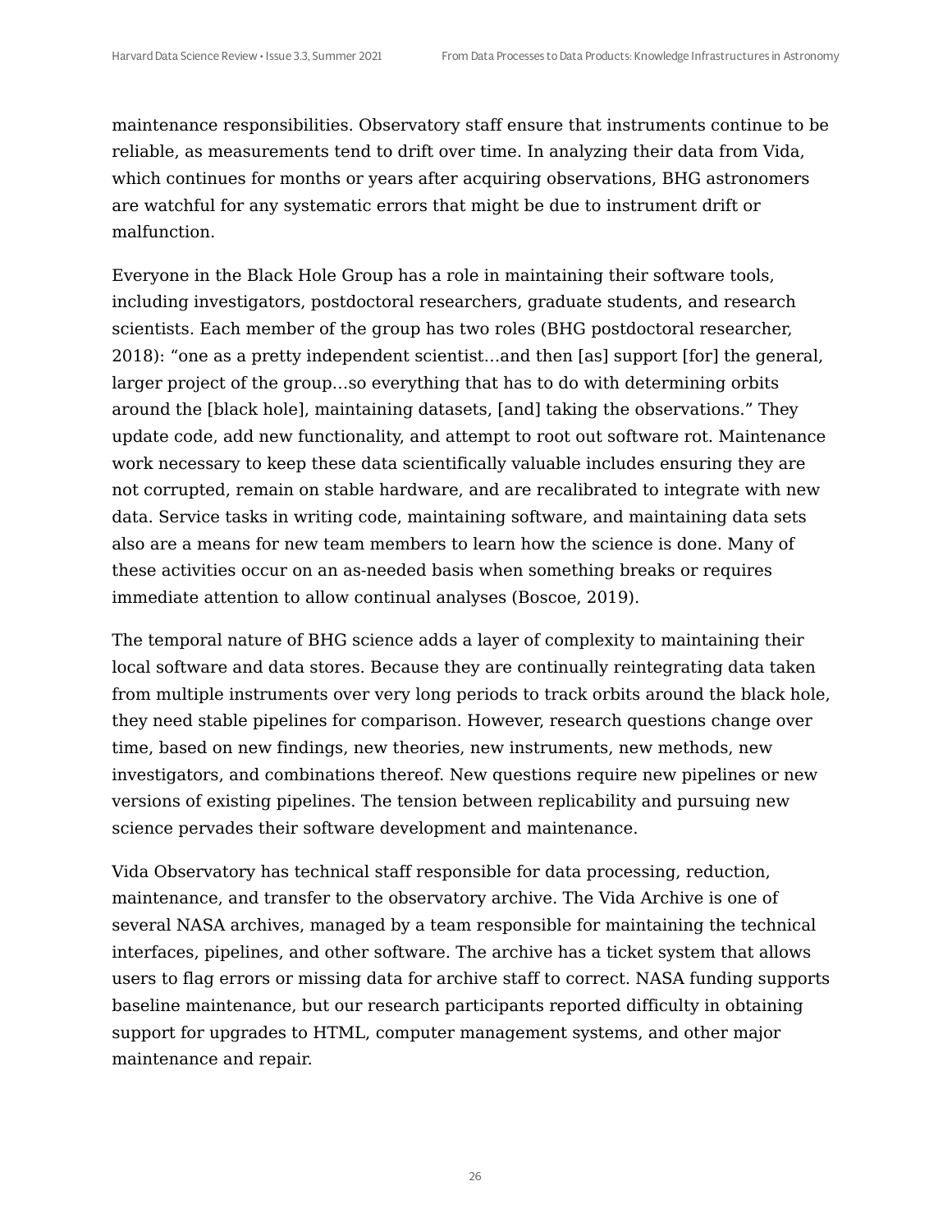maintenance responsibilities. Observatory staff ensure that instruments continue to be reliable, as measurements tend to drift over time. In analyzing their data from Vida, which continues for months or years after acquiring observations, BHG astronomers are watchful for any systematic errors that might be due to instrument drift or malfunction.

Everyone in the Black Hole Group has a role in maintaining their software tools, including investigators, postdoctoral researchers, graduate students, and research scientists. Each member of the group has two roles (BHG postdoctoral researcher, 2018): "one as a pretty independent scientist…and then [as] support [for] the general, larger project of the group…so everything that has to do with determining orbits around the [black hole], maintaining datasets, [and] taking the observations." They update code, add new functionality, and attempt to root out software rot. Maintenance work necessary to keep these data scientifically valuable includes ensuring they are not corrupted, remain on stable hardware, and are recalibrated to integrate with new data. Service tasks in writing code, maintaining software, and maintaining data sets also are a means for new team members to learn how the science is done. Many of these activities occur on an as-needed basis when something breaks or requires immediate attention to allow continual analyses (Boscoe, 2019).

The temporal nature of BHG science adds a layer of complexity to maintaining their local software and data stores. Because they are continually reintegrating data taken from multiple instruments over very long periods to track orbits around the black hole, they need stable pipelines for comparison. However, research questions change over time, based on new findings, new theories, new instruments, new methods, new investigators, and combinations thereof. New questions require new pipelines or new versions of existing pipelines. The tension between replicability and pursuing new science pervades their software development and maintenance.

Vida Observatory has technical staff responsible for data processing, reduction, maintenance, and transfer to the observatory archive. The Vida Archive is one of several NASA archives, managed by a team responsible for maintaining the technical interfaces, pipelines, and other software. The archive has a ticket system that allows users to flag errors or missing data for archive staff to correct. NASA funding supports baseline maintenance, but our research participants reported difficulty in obtaining support for upgrades to HTML, computer management systems, and other major maintenance and repair.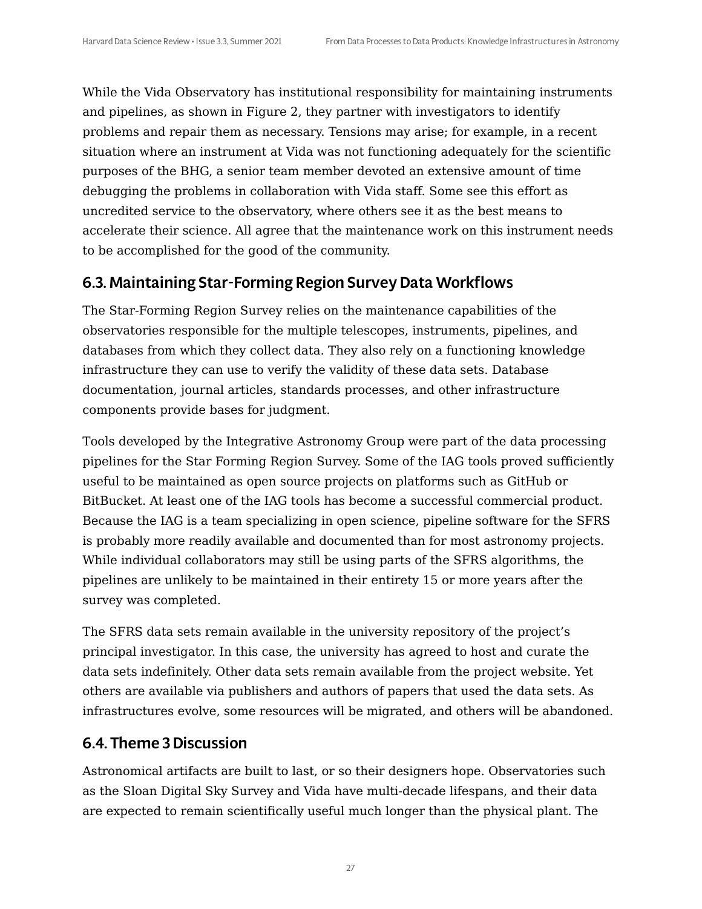While the Vida Observatory has institutional responsibility for maintaining instruments and pipelines, as shown in Figure 2, they partner with investigators to identify problems and repair them as necessary. Tensions may arise; for example, in a recent situation where an instrument at Vida was not functioning adequately for the scientific purposes of the BHG, a senior team member devoted an extensive amount of time debugging the problems in collaboration with Vida staff. Some see this effort as uncredited service to the observatory, where others see it as the best means to accelerate their science. All agree that the maintenance work on this instrument needs to be accomplished for the good of the community.

## 6.3. Maintaining Star-Forming Region Survey Data Workflows

The Star-Forming Region Survey relies on the maintenance capabilities of the observatories responsible for the multiple telescopes, instruments, pipelines, and databases from which they collect data. They also rely on a functioning knowledge infrastructure they can use to verify the validity of these data sets. Database documentation, journal articles, standards processes, and other infrastructure components provide bases for judgment.

Tools developed by the Integrative Astronomy Group were part of the data processing pipelines for the Star Forming Region Survey. Some of the IAG tools proved sufficiently useful to be maintained as open source projects on platforms such as GitHub or BitBucket. At least one of the IAG tools has become a successful commercial product. Because the IAG is a team specializing in open science, pipeline software for the SFRS is probably more readily available and documented than for most astronomy projects. While individual collaborators may still be using parts of the SFRS algorithms, the pipelines are unlikely to be maintained in their entirety 15 or more years after the survey was completed.

The SFRS data sets remain available in the university repository of the project's principal investigator. In this case, the university has agreed to host and curate the data sets indefinitely. Other data sets remain available from the project website. Yet others are available via publishers and authors of papers that used the data sets. As infrastructures evolve, some resources will be migrated, and others will be abandoned.

## 6.4. Theme 3 Discussion

Astronomical artifacts are built to last, or so their designers hope. Observatories such as the Sloan Digital Sky Survey and Vida have multi-decade lifespans, and their data are expected to remain scientifically useful much longer than the physical plant. The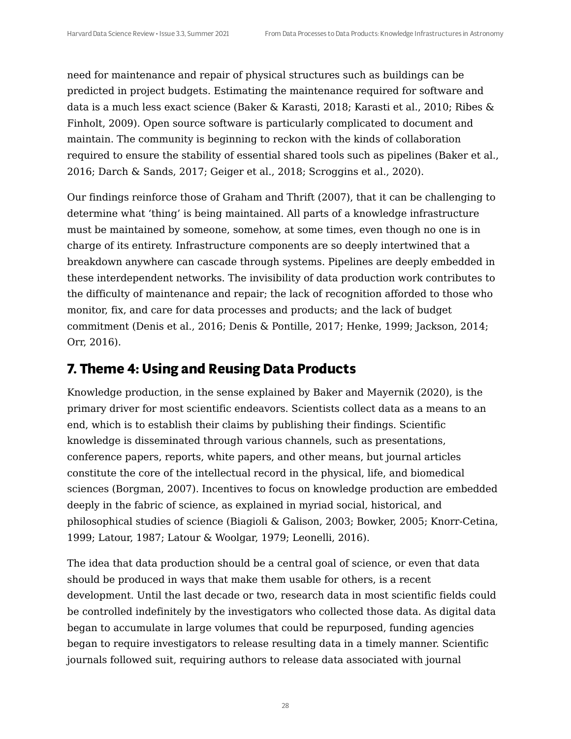need for maintenance and repair of physical structures such as buildings can be predicted in project budgets. Estimating the maintenance required for software and data is a much less exact science (Baker & Karasti, 2018; Karasti et al., 2010; Ribes & Finholt, 2009). Open source software is particularly complicated to document and maintain. The community is beginning to reckon with the kinds of collaboration required to ensure the stability of essential shared tools such as pipelines (Baker et al., 2016; Darch & Sands, 2017; Geiger et al., 2018; Scroggins et al., 2020).

Our findings reinforce those of Graham and Thrift (2007), that it can be challenging to determine what 'thing' is being maintained. All parts of a knowledge infrastructure must be maintained by someone, somehow, at some times, even though no one is in charge of its entirety. Infrastructure components are so deeply intertwined that a breakdown anywhere can cascade through systems. Pipelines are deeply embedded in these interdependent networks. The invisibility of data production work contributes to the difficulty of maintenance and repair; the lack of recognition afforded to those who monitor, fix, and care for data processes and products; and the lack of budget commitment (Denis et al., 2016; Denis & Pontille, 2017; Henke, 1999; Jackson, 2014; Orr, 2016).

## 7. Theme 4: Using and Reusing Data Products

Knowledge production, in the sense explained by Baker and Mayernik (2020), is the primary driver for most scientific endeavors. Scientists collect data as a means to an end, which is to establish their claims by publishing their findings. Scientific knowledge is disseminated through various channels, such as presentations, conference papers, reports, white papers, and other means, but journal articles constitute the core of the intellectual record in the physical, life, and biomedical sciences (Borgman, 2007). Incentives to focus on knowledge production are embedded deeply in the fabric of science, as explained in myriad social, historical, and philosophical studies of science (Biagioli & Galison, 2003; Bowker, 2005; Knorr-Cetina, 1999; Latour, 1987; Latour & Woolgar, 1979; Leonelli, 2016).

The idea that data production should be a central goal of science, or even that data should be produced in ways that make them usable for others, is a recent development. Until the last decade or two, research data in most scientific fields could be controlled indefinitely by the investigators who collected those data. As digital data began to accumulate in large volumes that could be repurposed, funding agencies began to require investigators to release resulting data in a timely manner. Scientific journals followed suit, requiring authors to release data associated with journal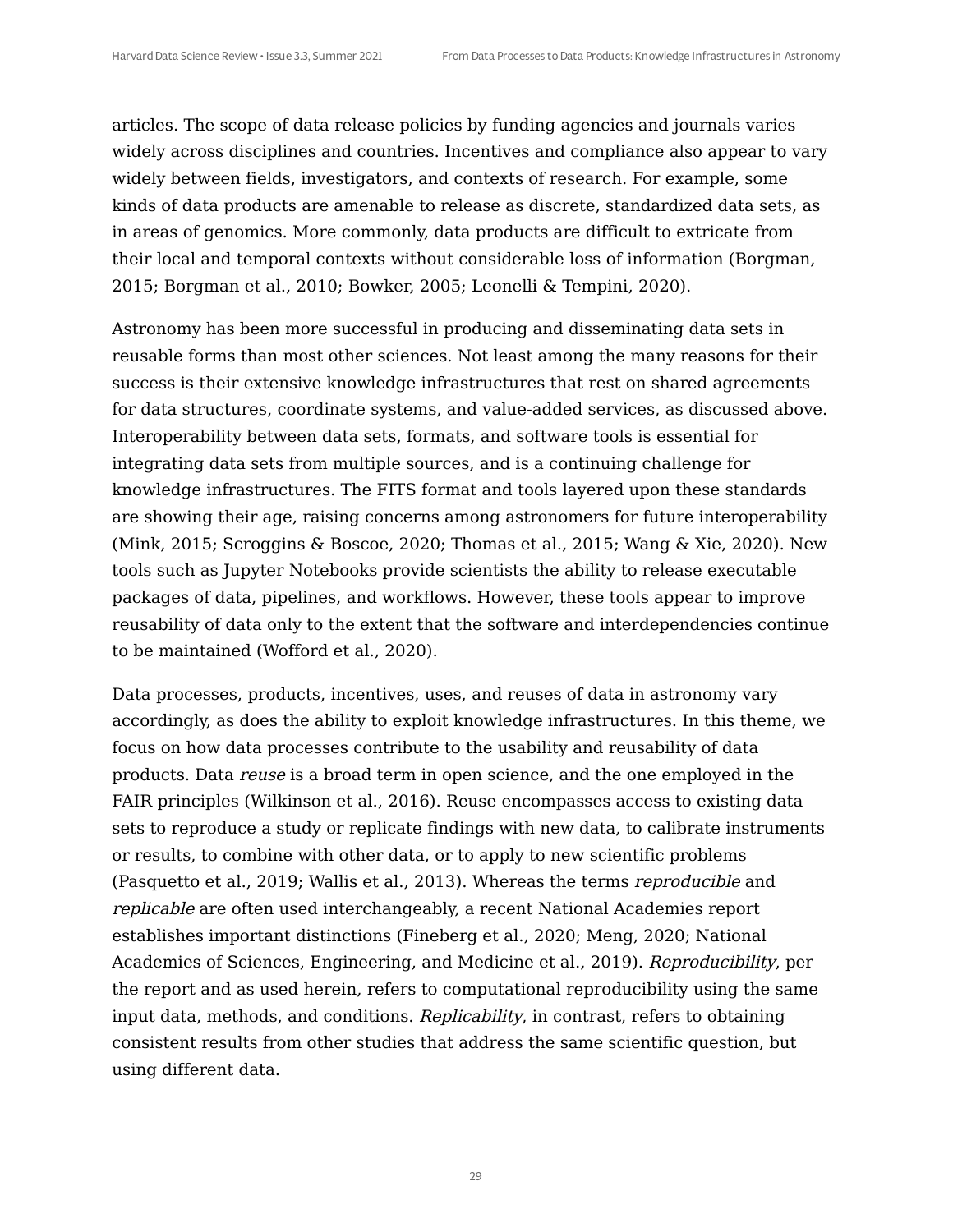articles. The scope of data release policies by funding agencies and journals varies widely across disciplines and countries. Incentives and compliance also appear to vary widely between fields, investigators, and contexts of research. For example, some kinds of data products are amenable to release as discrete, standardized data sets, as in areas of genomics. More commonly, data products are difficult to extricate from their local and temporal contexts without considerable loss of information (Borgman, 2015; Borgman et al., 2010; Bowker, 2005; Leonelli & Tempini, 2020).

Astronomy has been more successful in producing and disseminating data sets in reusable forms than most other sciences. Not least among the many reasons for their success is their extensive knowledge infrastructures that rest on shared agreements for data structures, coordinate systems, and value-added services, as discussed above. Interoperability between data sets, formats, and software tools is essential for integrating data sets from multiple sources, and is a continuing challenge for knowledge infrastructures. The FITS format and tools layered upon these standards are showing their age, raising concerns among astronomers for future interoperability (Mink, 2015; Scroggins & Boscoe, 2020; Thomas et al., 2015; Wang & Xie, 2020). New tools such as Jupyter Notebooks provide scientists the ability to release executable packages of data, pipelines, and workflows. However, these tools appear to improve reusability of data only to the extent that the software and interdependencies continue to be maintained (Wofford et al., 2020).

Data processes, products, incentives, uses, and reuses of data in astronomy vary accordingly, as does the ability to exploit knowledge infrastructures. In this theme, we focus on how data processes contribute to the usability and reusability of data products. Data *reuse* is a broad term in open science, and the one employed in the FAIR principles (Wilkinson et al., 2016). Reuse encompasses access to existing data sets to reproduce a study or replicate findings with new data, to calibrate instruments or results, to combine with other data, or to apply to new scientific problems (Pasquetto et al., 2019; Wallis et al., 2013). Whereas the terms *reproducible* and *replicable* are often used interchangeably, a recent National Academies report establishes important distinctions (Fineberg et al., 2020; Meng, 2020; National Academies of Sciences, Engineering, and Medicine et al., 2019). *Reproducibility*, per the report and as used herein, refers to computational reproducibility using the same input data, methods, and conditions. *Replicability*, in contrast, refers to obtaining consistent results from other studies that address the same scientific question, but using different data.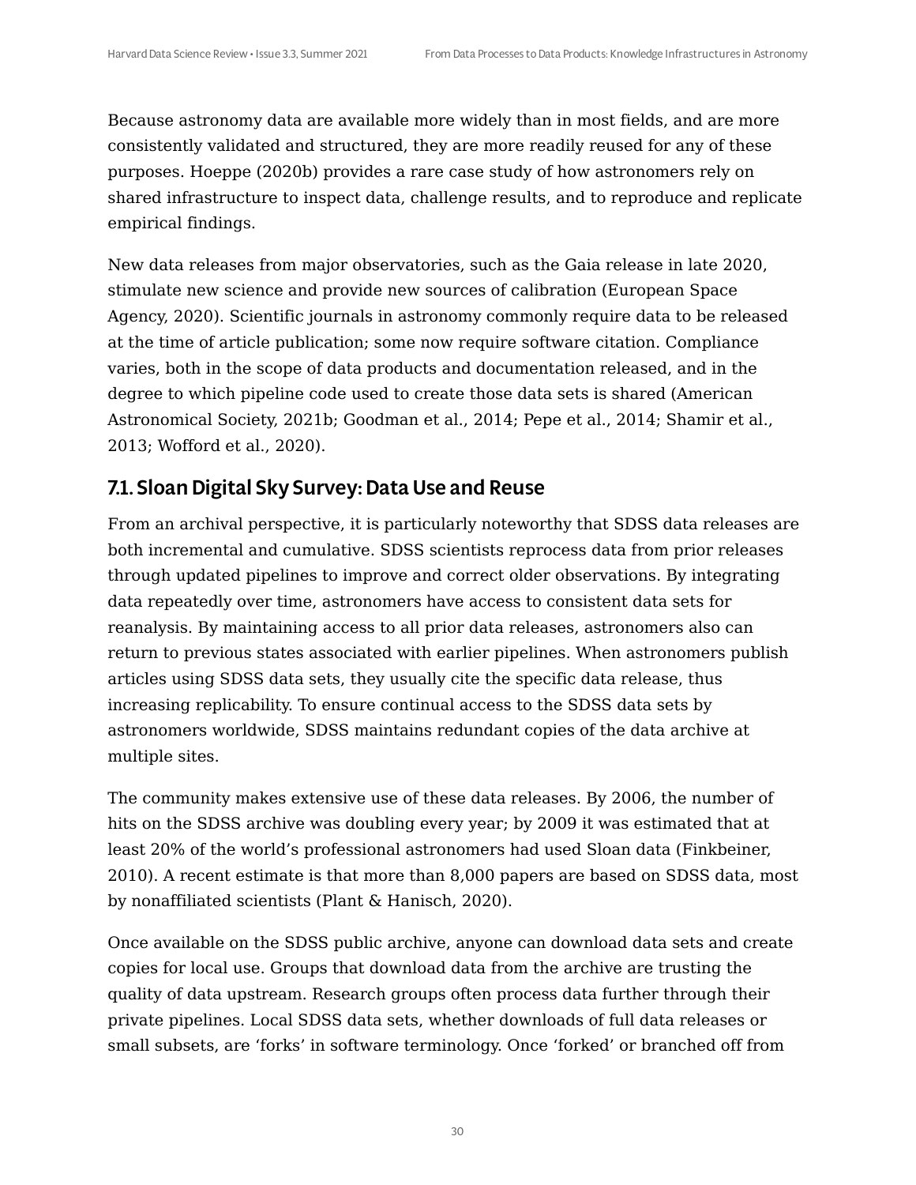Because astronomy data are available more widely than in most fields, and are more consistently validated and structured, they are more readily reused for any of these purposes. Hoeppe (2020b) provides a rare case study of how astronomers rely on shared infrastructure to inspect data, challenge results, and to reproduce and replicate empirical findings.

New data releases from major observatories, such as the Gaia release in late 2020, stimulate new science and provide new sources of calibration (European Space Agency, 2020). Scientific journals in astronomy commonly require data to be released at the time of article publication; some now require software citation. Compliance varies, both in the scope of data products and documentation released, and in the degree to which pipeline code used to create those data sets is shared (American Astronomical Society, 2021b; Goodman et al., 2014; Pepe et al., 2014; Shamir et al., 2013; Wofford et al., 2020).

## 7.1. Sloan Digital Sky Survey: Data Use and Reuse

From an archival perspective, it is particularly noteworthy that SDSS data releases are both incremental and cumulative. SDSS scientists reprocess data from prior releases through updated pipelines to improve and correct older observations. By integrating data repeatedly over time, astronomers have access to consistent data sets for reanalysis. By maintaining access to all prior data releases, astronomers also can return to previous states associated with earlier pipelines. When astronomers publish articles using SDSS data sets, they usually cite the specific data release, thus increasing replicability. To ensure continual access to the SDSS data sets by astronomers worldwide, SDSS maintains redundant copies of the data archive at multiple sites.

The community makes extensive use of these data releases. By 2006, the number of hits on the SDSS archive was doubling every year; by 2009 it was estimated that at least 20% of the world's professional astronomers had used Sloan data (Finkbeiner, 2010). A recent estimate is that more than 8,000 papers are based on SDSS data, most by nonaffiliated scientists (Plant & Hanisch, 2020).

Once available on the SDSS public archive, anyone can download data sets and create copies for local use. Groups that download data from the archive are trusting the quality of data upstream. Research groups often process data further through their private pipelines. Local SDSS data sets, whether downloads of full data releases or small subsets, are 'forks' in software terminology. Once 'forked' or branched off from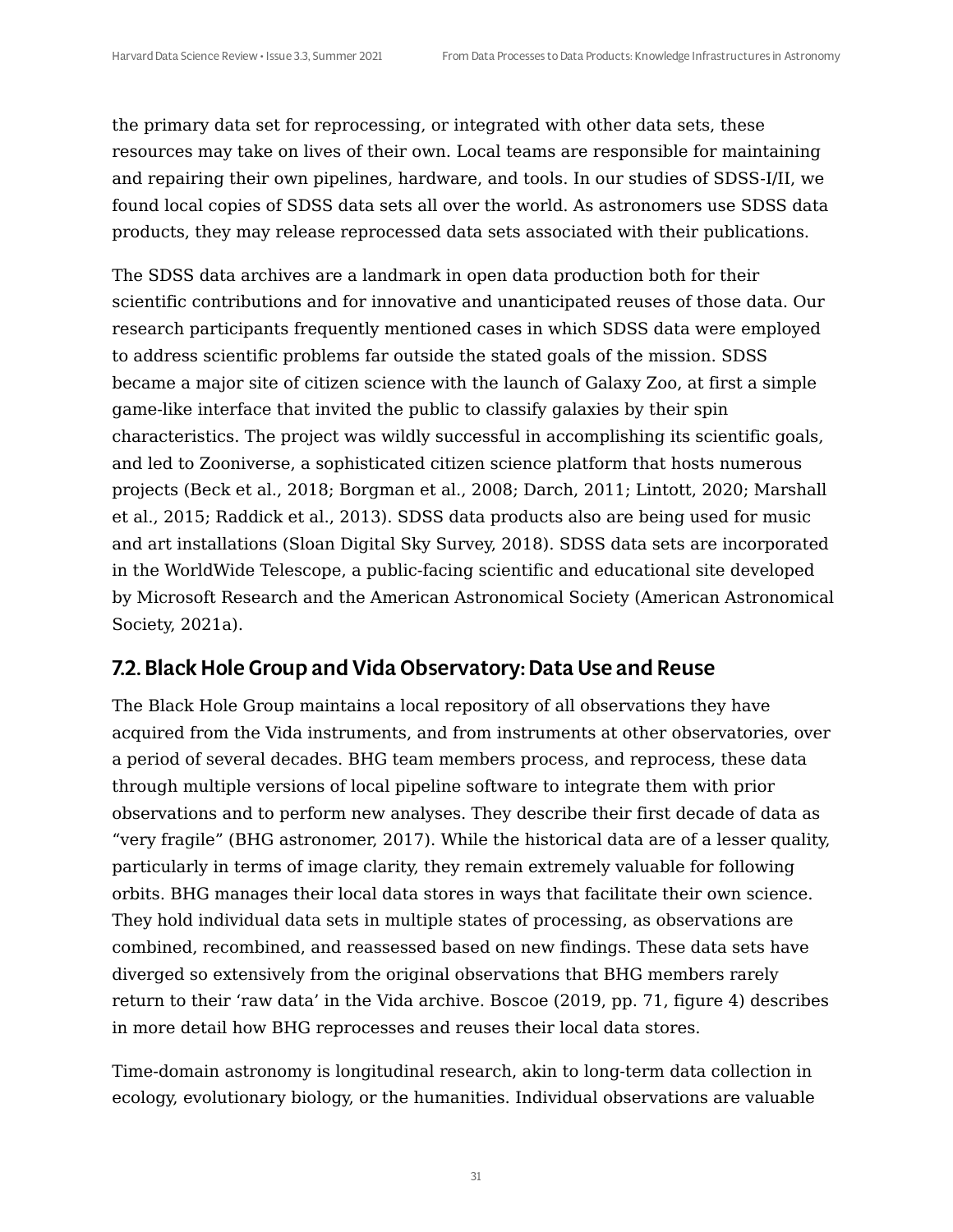the primary data set for reprocessing, or integrated with other data sets, these resources may take on lives of their own. Local teams are responsible for maintaining and repairing their own pipelines, hardware, and tools. In our studies of SDSS-I/II, we found local copies of SDSS data sets all over the world. As astronomers use SDSS data products, they may release reprocessed data sets associated with their publications.

The SDSS data archives are a landmark in open data production both for their scientific contributions and for innovative and unanticipated reuses of those data. Our research participants frequently mentioned cases in which SDSS data were employed to address scientific problems far outside the stated goals of the mission. SDSS became a major site of citizen science with the launch of Galaxy Zoo, at first a simple game-like interface that invited the public to classify galaxies by their spin characteristics. The project was wildly successful in accomplishing its scientific goals, and led to Zooniverse, a sophisticated citizen science platform that hosts numerous projects (Beck et al., 2018; Borgman et al., 2008; Darch, 2011; Lintott, 2020; Marshall et al., 2015; Raddick et al., 2013). SDSS data products also are being used for music and art installations (Sloan Digital Sky Survey, 2018). SDSS data sets are incorporated in the WorldWide Telescope, a public-facing scientific and educational site developed by Microsoft Research and the American Astronomical Society (American Astronomical Society, 2021a).

## 7.2. Black Hole Group and Vida Observatory: Data Use and Reuse

The Black Hole Group maintains a local repository of all observations they have acquired from the Vida instruments, and from instruments at other observatories, over a period of several decades. BHG team members process, and reprocess, these data through multiple versions of local pipeline software to integrate them with prior observations and to perform new analyses. They describe their first decade of data as "very fragile" (BHG astronomer, 2017). While the historical data are of a lesser quality, particularly in terms of image clarity, they remain extremely valuable for following orbits. BHG manages their local data stores in ways that facilitate their own science. They hold individual data sets in multiple states of processing, as observations are combined, recombined, and reassessed based on new findings. These data sets have diverged so extensively from the original observations that BHG members rarely return to their 'raw data' in the Vida archive. Boscoe (2019, pp. 71, figure 4) describes in more detail how BHG reprocesses and reuses their local data stores.

Time-domain astronomy is longitudinal research, akin to long-term data collection in ecology, evolutionary biology, or the humanities. Individual observations are valuable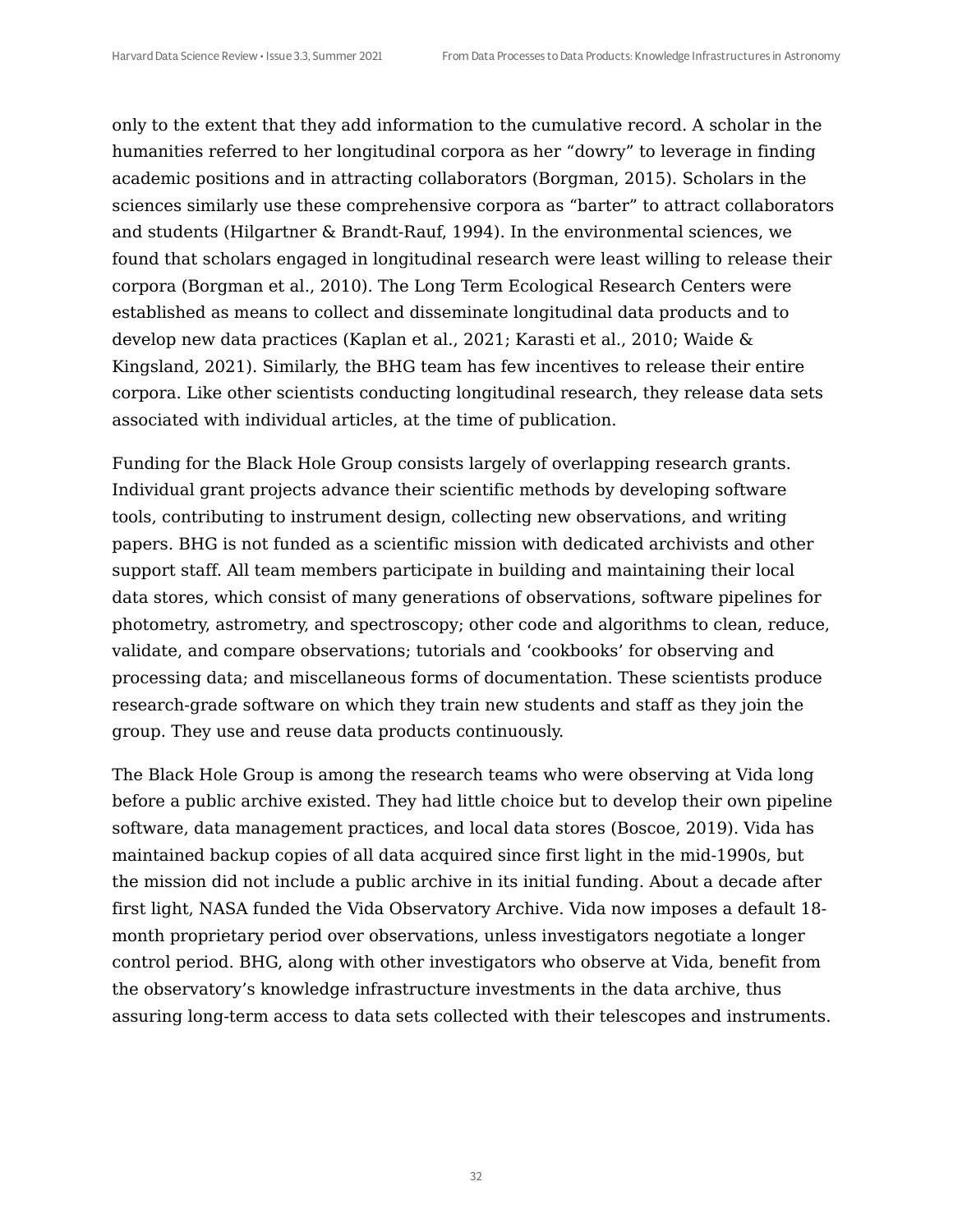only to the extent that they add information to the cumulative record. A scholar in the humanities referred to her longitudinal corpora as her “dowry” to leverage in finding academic positions and in attracting collaborators (Borgman, 2015). Scholars in the sciences similarly use these comprehensive corpora as “barter” to attract collaborators and students (Hilgartner & Brandt-Rauf, 1994). In the environmental sciences, we found that scholars engaged in longitudinal research were least willing to release their corpora (Borgman et al., 2010). The Long Term Ecological Research Centers were established as means to collect and disseminate longitudinal data products and to develop new data practices (Kaplan et al., 2021; Karasti et al., 2010; Waide & Kingsland, 2021). Similarly, the BHG team has few incentives to release their entire corpora. Like other scientists conducting longitudinal research, they release data sets associated with individual articles, at the time of publication.

Funding for the Black Hole Group consists largely of overlapping research grants. Individual grant projects advance their scientific methods by developing software tools, contributing to instrument design, collecting new observations, and writing papers. BHG is not funded as a scientific mission with dedicated archivists and other support staff. All team members participate in building and maintaining their local data stores, which consist of many generations of observations, software pipelines for photometry, astrometry, and spectroscopy; other code and algorithms to clean, reduce, validate, and compare observations; tutorials and ‘cookbooks’ for observing and processing data; and miscellaneous forms of documentation. These scientists produce research-grade software on which they train new students and staff as they join the group. They use and reuse data products continuously.

The Black Hole Group is among the research teams who were observing at Vida long before a public archive existed. They had little choice but to develop their own pipeline software, data management practices, and local data stores (Boscoe, 2019). Vida has maintained backup copies of all data acquired since first light in the mid-1990s, but the mission did not include a public archive in its initial funding. About a decade after first light, NASA funded the Vida Observatory Archive. Vida now imposes a default 18-month proprietary period over observations, unless investigators negotiate a longer control period. BHG, along with other investigators who observe at Vida, benefit from the observatory’s knowledge infrastructure investments in the data archive, thus assuring long-term access to data sets collected with their telescopes and instruments.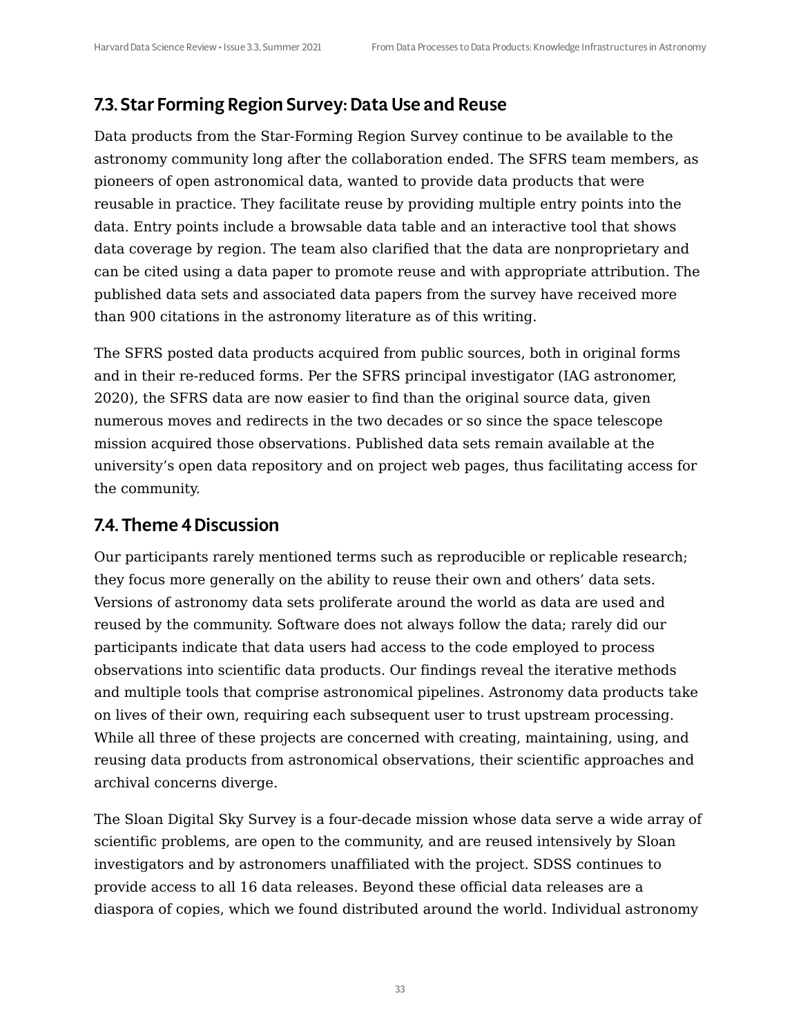## 7.3. Star Forming Region Survey: Data Use and Reuse

Data products from the Star-Forming Region Survey continue to be available to the astronomy community long after the collaboration ended. The SFRS team members, as pioneers of open astronomical data, wanted to provide data products that were reusable in practice. They facilitate reuse by providing multiple entry points into the data. Entry points include a browsable data table and an interactive tool that shows data coverage by region. The team also clarified that the data are nonproprietary and can be cited using a data paper to promote reuse and with appropriate attribution. The published data sets and associated data papers from the survey have received more than 900 citations in the astronomy literature as of this writing.

The SFRS posted data products acquired from public sources, both in original forms and in their re-reduced forms. Per the SFRS principal investigator (IAG astronomer, 2020), the SFRS data are now easier to find than the original source data, given numerous moves and redirects in the two decades or so since the space telescope mission acquired those observations. Published data sets remain available at the university's open data repository and on project web pages, thus facilitating access for the community.

## 7.4. Theme 4 Discussion

Our participants rarely mentioned terms such as reproducible or replicable research; they focus more generally on the ability to reuse their own and others' data sets. Versions of astronomy data sets proliferate around the world as data are used and reused by the community. Software does not always follow the data; rarely did our participants indicate that data users had access to the code employed to process observations into scientific data products. Our findings reveal the iterative methods and multiple tools that comprise astronomical pipelines. Astronomy data products take on lives of their own, requiring each subsequent user to trust upstream processing. While all three of these projects are concerned with creating, maintaining, using, and reusing data products from astronomical observations, their scientific approaches and archival concerns diverge.

The Sloan Digital Sky Survey is a four-decade mission whose data serve a wide array of scientific problems, are open to the community, and are reused intensively by Sloan investigators and by astronomers unaffiliated with the project. SDSS continues to provide access to all 16 data releases. Beyond these official data releases are a diaspora of copies, which we found distributed around the world. Individual astronomy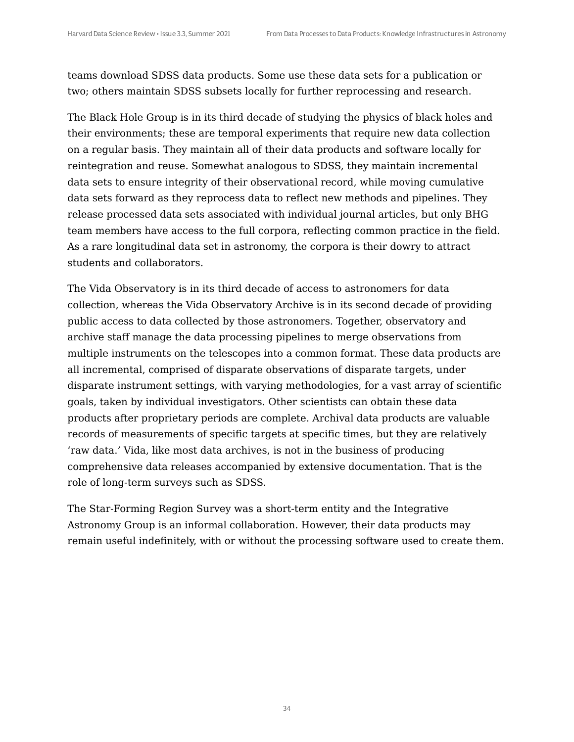teams download SDSS data products. Some use these data sets for a publication or two; others maintain SDSS subsets locally for further reprocessing and research.

The Black Hole Group is in its third decade of studying the physics of black holes and their environments; these are temporal experiments that require new data collection on a regular basis. They maintain all of their data products and software locally for reintegration and reuse. Somewhat analogous to SDSS, they maintain incremental data sets to ensure integrity of their observational record, while moving cumulative data sets forward as they reprocess data to reflect new methods and pipelines. They release processed data sets associated with individual journal articles, but only BHG team members have access to the full corpora, reflecting common practice in the field. As a rare longitudinal data set in astronomy, the corpora is their dowry to attract students and collaborators.

The Vida Observatory is in its third decade of access to astronomers for data collection, whereas the Vida Observatory Archive is in its second decade of providing public access to data collected by those astronomers. Together, observatory and archive staff manage the data processing pipelines to merge observations from multiple instruments on the telescopes into a common format. These data products are all incremental, comprised of disparate observations of disparate targets, under disparate instrument settings, with varying methodologies, for a vast array of scientific goals, taken by individual investigators. Other scientists can obtain these data products after proprietary periods are complete. Archival data products are valuable records of measurements of specific targets at specific times, but they are relatively 'raw data.' Vida, like most data archives, is not in the business of producing comprehensive data releases accompanied by extensive documentation. That is the role of long-term surveys such as SDSS.

The Star-Forming Region Survey was a short-term entity and the Integrative Astronomy Group is an informal collaboration. However, their data products may remain useful indefinitely, with or without the processing software used to create them.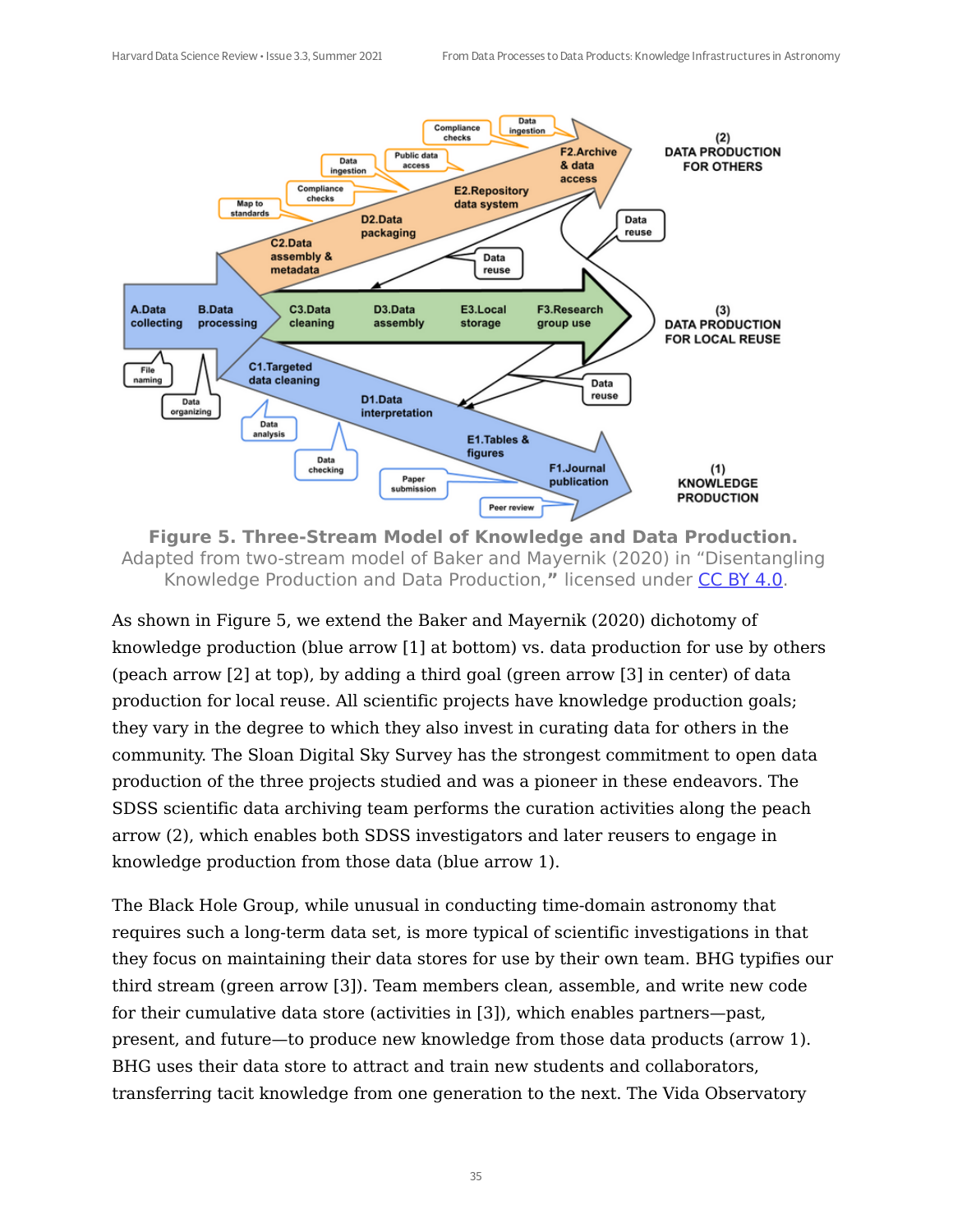**Figure 5. Three-Stream Model of Knowledge and Data Production.** Adapted from two-stream model of Baker and Mayernik (2020) in "Disentangling Knowledge Production and Data Production," licensed under CC BY 4.0.

As shown in Figure 5, we extend the Baker and Mayernik (2020) dichotomy of knowledge production (blue arrow [1] at bottom) vs. data production for use by others (peach arrow [2] at top), by adding a third goal (green arrow [3] in center) of data production for local reuse. All scientific projects have knowledge production goals; they vary in the degree to which they also invest in curating data for others in the community. The Sloan Digital Sky Survey has the strongest commitment to open data production of the three projects studied and was a pioneer in these endeavors. The SDSS scientific data archiving team performs the curation activities along the peach arrow (2), which enables both SDSS investigators and later reusers to engage in knowledge production from those data (blue arrow 1).

The Black Hole Group, while unusual in conducting time-domain astronomy that requires such a long-term data set, is more typical of scientific investigations in that they focus on maintaining their data stores for use by their own team. BHG typifies our third stream (green arrow [3]). Team members clean, assemble, and write new code for their cumulative data store (activities in [3]), which enables partners—past, present, and future—to produce new knowledge from those data products (arrow 1). BHG uses their data store to attract and train new students and collaborators, transferring tacit knowledge from one generation to the next. The Vida Observatory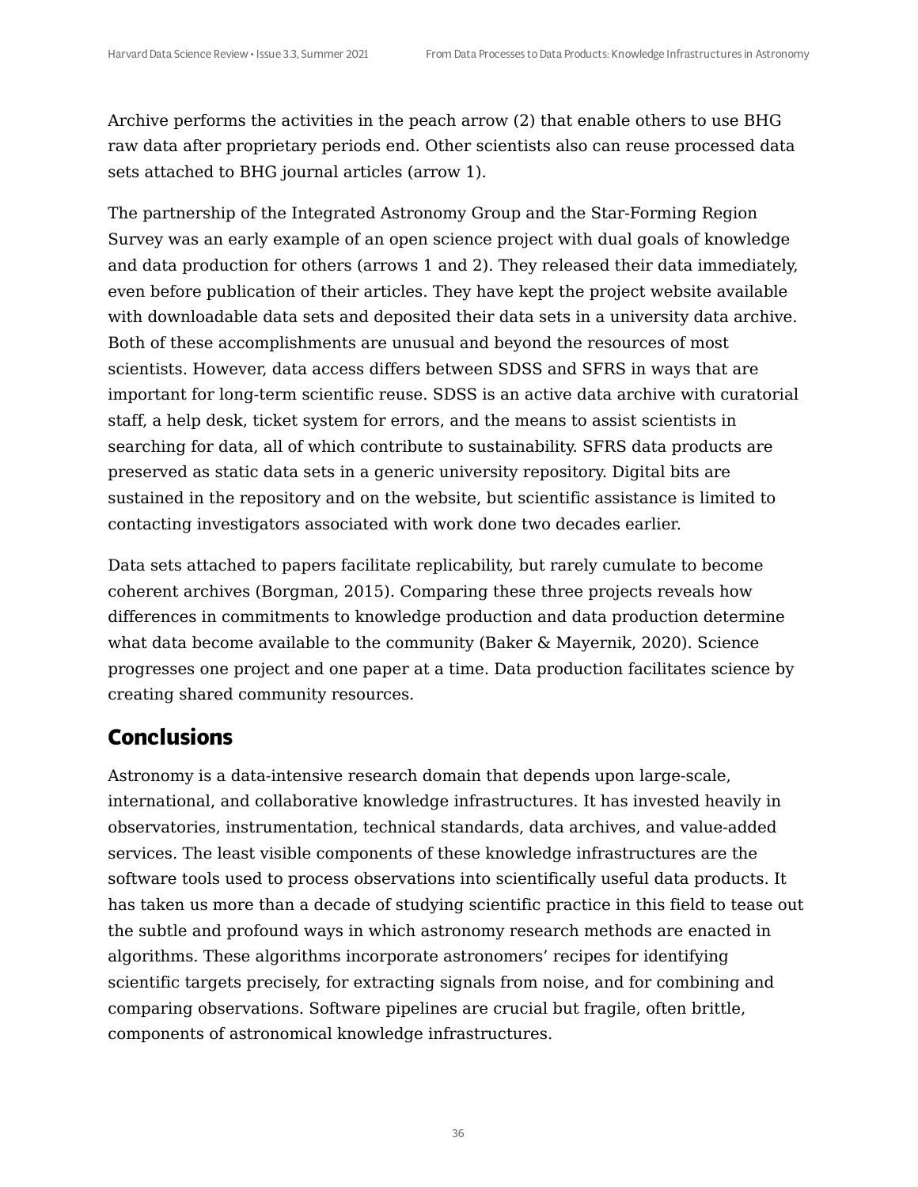Archive performs the activities in the peach arrow (2) that enable others to use BHG raw data after proprietary periods end. Other scientists also can reuse processed data sets attached to BHG journal articles (arrow 1).

The partnership of the Integrated Astronomy Group and the Star-Forming Region Survey was an early example of an open science project with dual goals of knowledge and data production for others (arrows 1 and 2). They released their data immediately, even before publication of their articles. They have kept the project website available with downloadable data sets and deposited their data sets in a university data archive. Both of these accomplishments are unusual and beyond the resources of most scientists. However, data access differs between SDSS and SFRS in ways that are important for long-term scientific reuse. SDSS is an active data archive with curatorial staff, a help desk, ticket system for errors, and the means to assist scientists in searching for data, all of which contribute to sustainability. SFRS data products are preserved as static data sets in a generic university repository. Digital bits are sustained in the repository and on the website, but scientific assistance is limited to contacting investigators associated with work done two decades earlier.

Data sets attached to papers facilitate replicability, but rarely cumulate to become coherent archives (Borgman, 2015). Comparing these three projects reveals how differences in commitments to knowledge production and data production determine what data become available to the community (Baker & Mayernik, 2020). Science progresses one project and one paper at a time. Data production facilitates science by creating shared community resources.

## Conclusions

Astronomy is a data-intensive research domain that depends upon large-scale, international, and collaborative knowledge infrastructures. It has invested heavily in observatories, instrumentation, technical standards, data archives, and value-added services. The least visible components of these knowledge infrastructures are the software tools used to process observations into scientifically useful data products. It has taken us more than a decade of studying scientific practice in this field to tease out the subtle and profound ways in which astronomy research methods are enacted in algorithms. These algorithms incorporate astronomers' recipes for identifying scientific targets precisely, for extracting signals from noise, and for combining and comparing observations. Software pipelines are crucial but fragile, often brittle, components of astronomical knowledge infrastructures.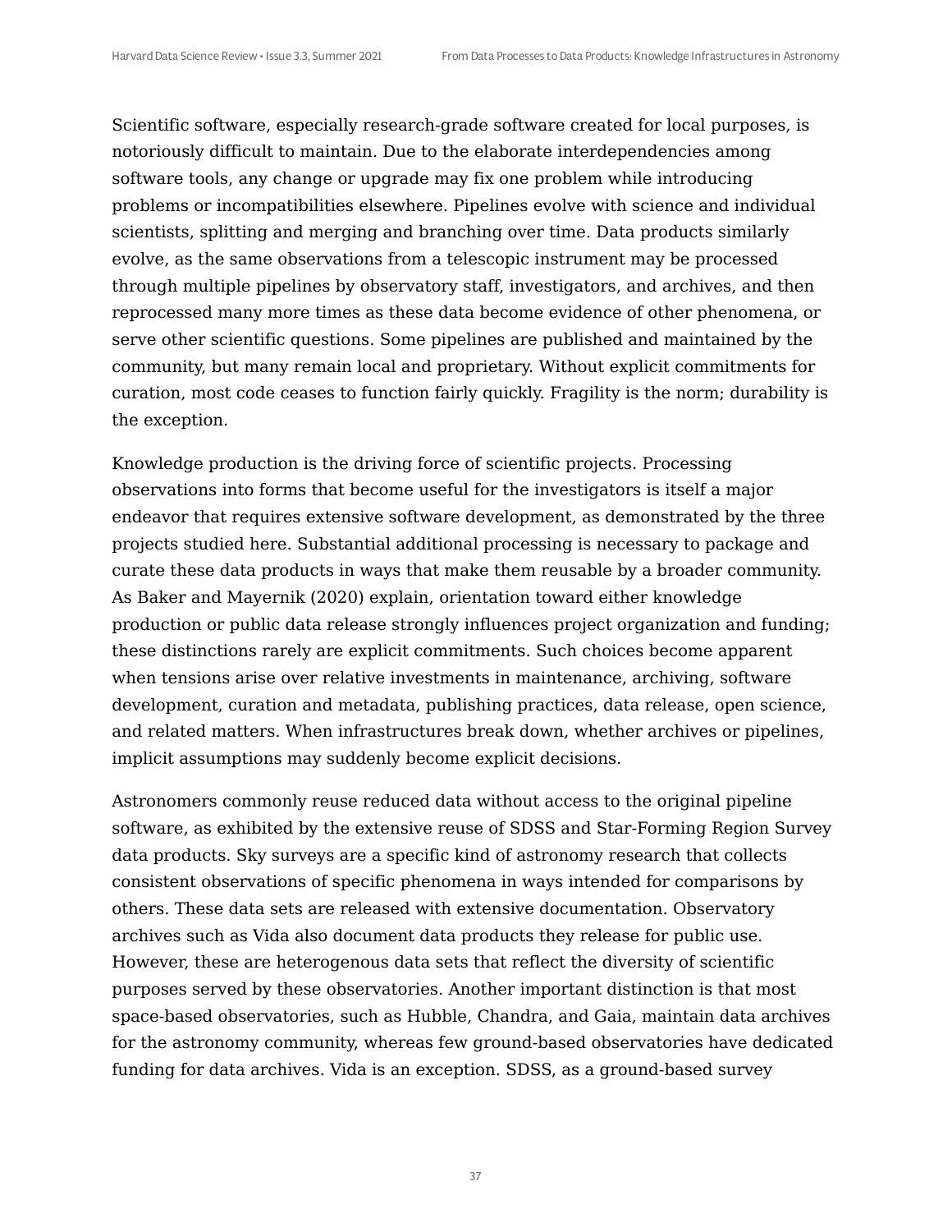Scientific software, especially research-grade software created for local purposes, is notoriously difficult to maintain. Due to the elaborate interdependencies among software tools, any change or upgrade may fix one problem while introducing problems or incompatibilities elsewhere. Pipelines evolve with science and individual scientists, splitting and merging and branching over time. Data products similarly evolve, as the same observations from a telescopic instrument may be processed through multiple pipelines by observatory staff, investigators, and archives, and then reprocessed many more times as these data become evidence of other phenomena, or serve other scientific questions. Some pipelines are published and maintained by the community, but many remain local and proprietary. Without explicit commitments for curation, most code ceases to function fairly quickly. Fragility is the norm; durability is the exception.

Knowledge production is the driving force of scientific projects. Processing observations into forms that become useful for the investigators is itself a major endeavor that requires extensive software development, as demonstrated by the three projects studied here. Substantial additional processing is necessary to package and curate these data products in ways that make them reusable by a broader community. As Baker and Mayernik (2020) explain, orientation toward either knowledge production or public data release strongly influences project organization and funding; these distinctions rarely are explicit commitments. Such choices become apparent when tensions arise over relative investments in maintenance, archiving, software development, curation and metadata, publishing practices, data release, open science, and related matters. When infrastructures break down, whether archives or pipelines, implicit assumptions may suddenly become explicit decisions.

Astronomers commonly reuse reduced data without access to the original pipeline software, as exhibited by the extensive reuse of SDSS and Star-Forming Region Survey data products. Sky surveys are a specific kind of astronomy research that collects consistent observations of specific phenomena in ways intended for comparisons by others. These data sets are released with extensive documentation. Observatory archives such as Vida also document data products they release for public use. However, these are heterogenous data sets that reflect the diversity of scientific purposes served by these observatories. Another important distinction is that most space-based observatories, such as Hubble, Chandra, and Gaia, maintain data archives for the astronomy community, whereas few ground-based observatories have dedicated funding for data archives. Vida is an exception. SDSS, as a ground-based survey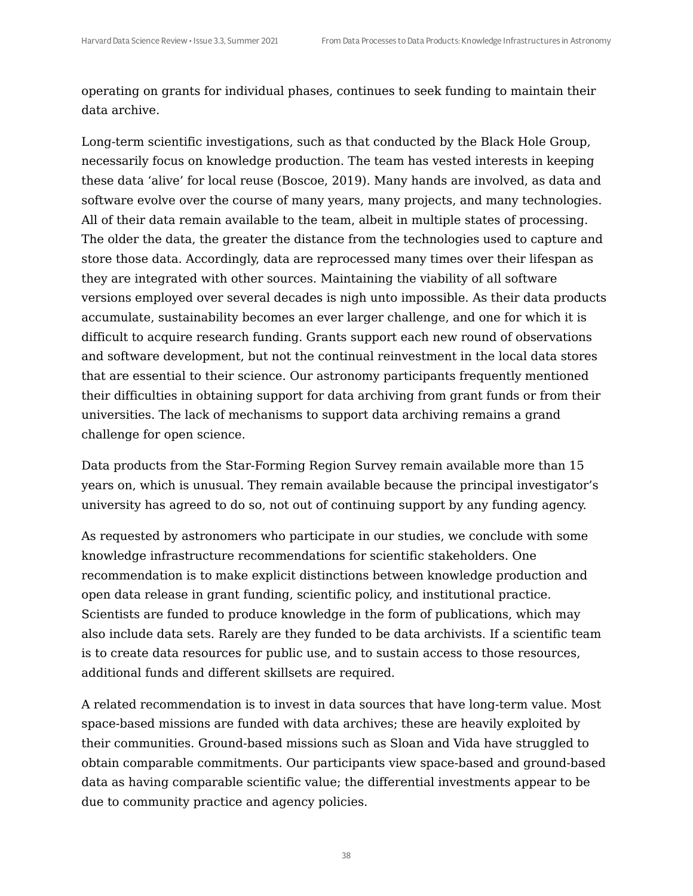operating on grants for individual phases, continues to seek funding to maintain their data archive.

Long-term scientific investigations, such as that conducted by the Black Hole Group, necessarily focus on knowledge production. The team has vested interests in keeping these data 'alive' for local reuse (Boscoe, 2019). Many hands are involved, as data and software evolve over the course of many years, many projects, and many technologies. All of their data remain available to the team, albeit in multiple states of processing. The older the data, the greater the distance from the technologies used to capture and store those data. Accordingly, data are reprocessed many times over their lifespan as they are integrated with other sources. Maintaining the viability of all software versions employed over several decades is nigh unto impossible. As their data products accumulate, sustainability becomes an ever larger challenge, and one for which it is difficult to acquire research funding. Grants support each new round of observations and software development, but not the continual reinvestment in the local data stores that are essential to their science. Our astronomy participants frequently mentioned their difficulties in obtaining support for data archiving from grant funds or from their universities. The lack of mechanisms to support data archiving remains a grand challenge for open science.

Data products from the Star-Forming Region Survey remain available more than 15 years on, which is unusual. They remain available because the principal investigator's university has agreed to do so, not out of continuing support by any funding agency.

As requested by astronomers who participate in our studies, we conclude with some knowledge infrastructure recommendations for scientific stakeholders. One recommendation is to make explicit distinctions between knowledge production and open data release in grant funding, scientific policy, and institutional practice. Scientists are funded to produce knowledge in the form of publications, which may also include data sets. Rarely are they funded to be data archivists. If a scientific team is to create data resources for public use, and to sustain access to those resources, additional funds and different skillsets are required.

A related recommendation is to invest in data sources that have long-term value. Most space-based missions are funded with data archives; these are heavily exploited by their communities. Ground-based missions such as Sloan and Vida have struggled to obtain comparable commitments. Our participants view space-based and ground-based data as having comparable scientific value; the differential investments appear to be due to community practice and agency policies.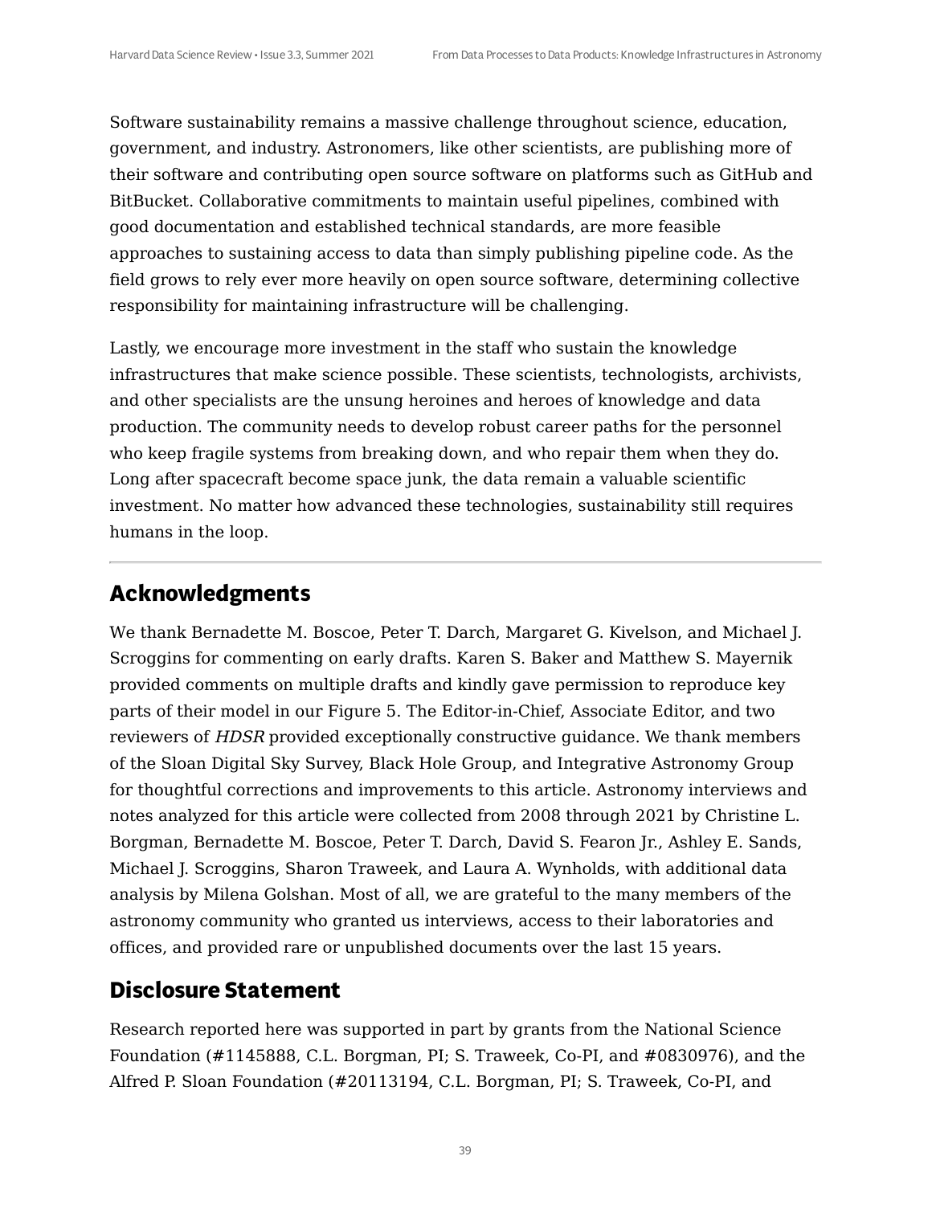Software sustainability remains a massive challenge throughout science, education, government, and industry. Astronomers, like other scientists, are publishing more of their software and contributing open source software on platforms such as GitHub and BitBucket. Collaborative commitments to maintain useful pipelines, combined with good documentation and established technical standards, are more feasible approaches to sustaining access to data than simply publishing pipeline code. As the field grows to rely ever more heavily on open source software, determining collective responsibility for maintaining infrastructure will be challenging.

Lastly, we encourage more investment in the staff who sustain the knowledge infrastructures that make science possible. These scientists, technologists, archivists, and other specialists are the unsung heroines and heroes of knowledge and data production. The community needs to develop robust career paths for the personnel who keep fragile systems from breaking down, and who repair them when they do. Long after spacecraft become space junk, the data remain a valuable scientific investment. No matter how advanced these technologies, sustainability still requires humans in the loop.

---

## Acknowledgments

We thank Bernadette M. Boscoe, Peter T. Darch, Margaret G. Kivelson, and Michael J. Scroggins for commenting on early drafts. Karen S. Baker and Matthew S. Mayernik provided comments on multiple drafts and kindly gave permission to reproduce key parts of their model in our Figure 5. The Editor-in-Chief, Associate Editor, and two reviewers of *HDSR* provided exceptionally constructive guidance. We thank members of the Sloan Digital Sky Survey, Black Hole Group, and Integrative Astronomy Group for thoughtful corrections and improvements to this article. Astronomy interviews and notes analyzed for this article were collected from 2008 through 2021 by Christine L. Borgman, Bernadette M. Boscoe, Peter T. Darch, David S. Fearon Jr., Ashley E. Sands, Michael J. Scroggins, Sharon Traweek, and Laura A. Wynholds, with additional data analysis by Milena Golshan. Most of all, we are grateful to the many members of the astronomy community who granted us interviews, access to their laboratories and offices, and provided rare or unpublished documents over the last 15 years.

## Disclosure Statement

Research reported here was supported in part by grants from the National Science Foundation (#1145888, C.L. Borgman, PI; S. Traweek, Co-PI, and #0830976), and the Alfred P. Sloan Foundation (#20113194, C.L. Borgman, PI; S. Traweek, Co-PI, and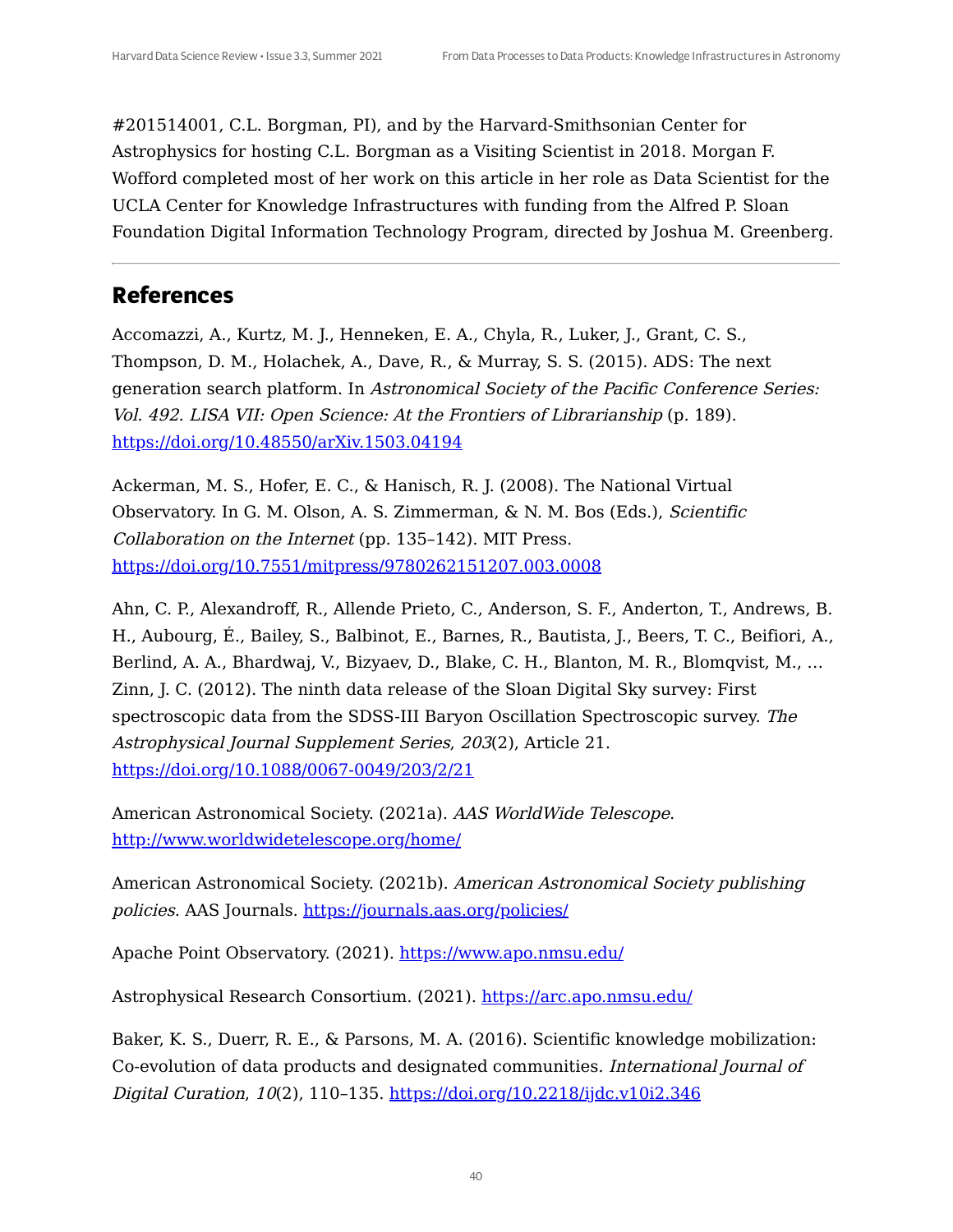#201514001, C.L. Borgman, PI), and by the Harvard-Smithsonian Center for Astrophysics for hosting C.L. Borgman as a Visiting Scientist in 2018. Morgan F. Wofford completed most of her work on this article in her role as Data Scientist for the UCLA Center for Knowledge Infrastructures with funding from the Alfred P. Sloan Foundation Digital Information Technology Program, directed by Joshua M. Greenberg.

---

## References

Accomazzi, A., Kurtz, M. J., Henneken, E. A., Chyla, R., Luker, J., Grant, C. S., Thompson, D. M., Holachek, A., Dave, R., & Murray, S. S. (2015). ADS: The next generation search platform. In *Astronomical Society of the Pacific Conference Series: Vol. 492. LISA VII: Open Science: At the Frontiers of Librarianship* (p. 189). https://doi.org/10.48550/arXiv.1503.04194

Ackerman, M. S., Hofer, E. C., & Hanisch, R. J. (2008). The National Virtual Observatory. In G. M. Olson, A. S. Zimmerman, & N. M. Bos (Eds.), *Scientific Collaboration on the Internet* (pp. 135–142). MIT Press. https://doi.org/10.7551/mitpress/9780262151207.003.0008

Ahn, C. P., Alexandroff, R., Allende Prieto, C., Anderson, S. F., Anderton, T., Andrews, B. H., Aubourg, É., Bailey, S., Balbinot, E., Barnes, R., Bautista, J., Beers, T. C., Beifiori, A., Berlind, A. A., Bhardwaj, V., Bizyaev, D., Blake, C. H., Blanton, M. R., Blomqvist, M., … Zinn, J. C. (2012). The ninth data release of the Sloan Digital Sky survey: First spectroscopic data from the SDSS-III Baryon Oscillation Spectroscopic survey. *The Astrophysical Journal Supplement Series*, *203*(2), Article 21. https://doi.org/10.1088/0067-0049/203/2/21

American Astronomical Society. (2021a). *AAS WorldWide Telescope*. http://www.worldwidetelescope.org/home/

American Astronomical Society. (2021b). *American Astronomical Society publishing policies*. AAS Journals. https://journals.aas.org/policies/

Apache Point Observatory. (2021). https://www.apo.nmsu.edu/

Astrophysical Research Consortium. (2021). https://arc.apo.nmsu.edu/

Baker, K. S., Duerr, R. E., & Parsons, M. A. (2016). Scientific knowledge mobilization: Co-evolution of data products and designated communities. *International Journal of Digital Curation*, *10*(2), 110–135. https://doi.org/10.2218/ijdc.v10i2.346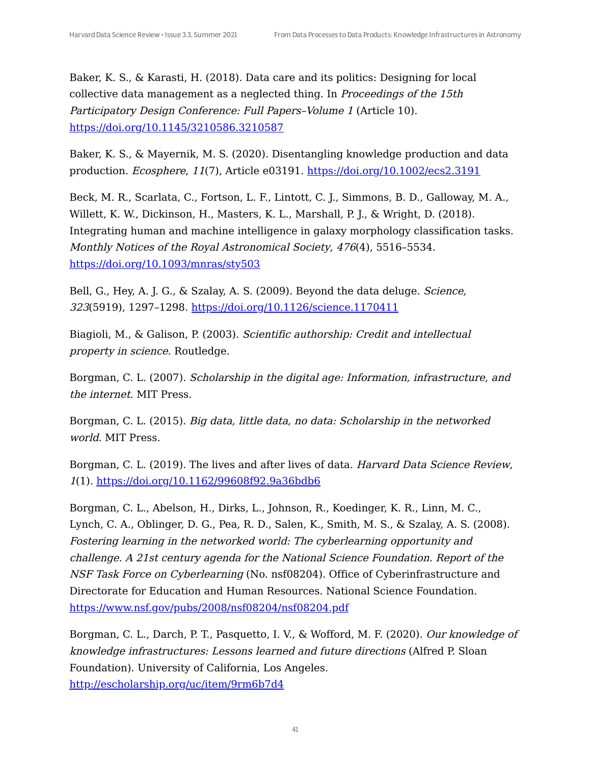Baker, K. S., & Karasti, H. (2018). Data care and its politics: Designing for local collective data management as a neglected thing. In *Proceedings of the 15th Participatory Design Conference: Full Papers–Volume 1* (Article 10). https://doi.org/10.1145/3210586.3210587

Baker, K. S., & Mayernik, M. S. (2020). Disentangling knowledge production and data production. *Ecosphere*, *11*(7), Article e03191. https://doi.org/10.1002/ecs2.3191

Beck, M. R., Scarlata, C., Fortson, L. F., Lintott, C. J., Simmons, B. D., Galloway, M. A., Willett, K. W., Dickinson, H., Masters, K. L., Marshall, P. J., & Wright, D. (2018). Integrating human and machine intelligence in galaxy morphology classification tasks. *Monthly Notices of the Royal Astronomical Society*, *476*(4), 5516–5534. https://doi.org/10.1093/mnras/sty503

Bell, G., Hey, A. J. G., & Szalay, A. S. (2009). Beyond the data deluge. *Science*, *323*(5919), 1297–1298. https://doi.org/10.1126/science.1170411

Biagioli, M., & Galison, P. (2003). *Scientific authorship: Credit and intellectual property in science*. Routledge.

Borgman, C. L. (2007). *Scholarship in the digital age: Information, infrastructure, and the internet*. MIT Press.

Borgman, C. L. (2015). *Big data, little data, no data: Scholarship in the networked world*. MIT Press.

Borgman, C. L. (2019). The lives and after lives of data. *Harvard Data Science Review*, *1*(1). https://doi.org/10.1162/99608f92.9a36bdb6

Borgman, C. L., Abelson, H., Dirks, L., Johnson, R., Koedinger, K. R., Linn, M. C., Lynch, C. A., Oblinger, D. G., Pea, R. D., Salen, K., Smith, M. S., & Szalay, A. S. (2008). *Fostering learning in the networked world: The cyberlearning opportunity and challenge. A 21st century agenda for the National Science Foundation. Report of the NSF Task Force on Cyberlearning* (No. nsf08204). Office of Cyberinfrastructure and Directorate for Education and Human Resources. National Science Foundation. https://www.nsf.gov/pubs/2008/nsf08204/nsf08204.pdf

Borgman, C. L., Darch, P. T., Pasquetto, I. V., & Wofford, M. F. (2020). *Our knowledge of knowledge infrastructures: Lessons learned and future directions* (Alfred P. Sloan Foundation). University of California, Los Angeles. http://escholarship.org/uc/item/9rm6b7d4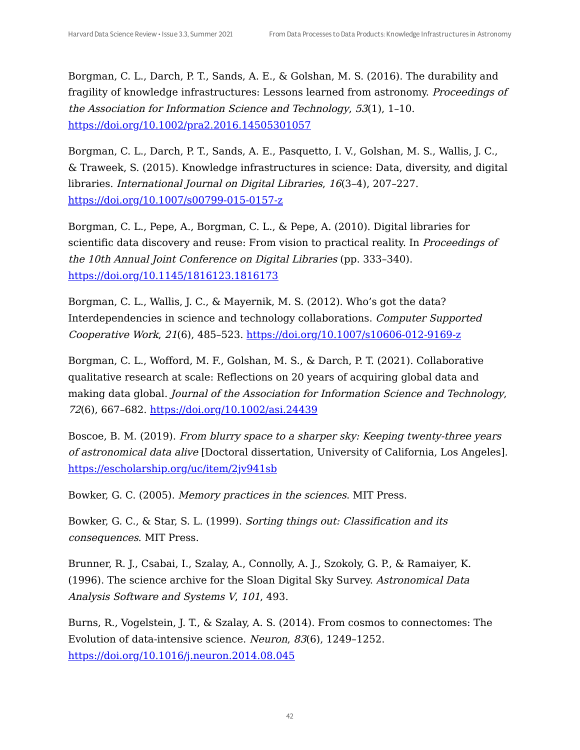Borgman, C. L., Darch, P. T., Sands, A. E., & Golshan, M. S. (2016). The durability and fragility of knowledge infrastructures: Lessons learned from astronomy. *Proceedings of the Association for Information Science and Technology*, *53*(1), 1–10. https://doi.org/10.1002/pra2.2016.14505301057

Borgman, C. L., Darch, P. T., Sands, A. E., Pasquetto, I. V., Golshan, M. S., Wallis, J. C., & Traweek, S. (2015). Knowledge infrastructures in science: Data, diversity, and digital libraries. *International Journal on Digital Libraries*, *16*(3–4), 207–227. https://doi.org/10.1007/s00799-015-0157-z

Borgman, C. L., Pepe, A., Borgman, C. L., & Pepe, A. (2010). Digital libraries for scientific data discovery and reuse: From vision to practical reality. In *Proceedings of the 10th Annual Joint Conference on Digital Libraries* (pp. 333–340). https://doi.org/10.1145/1816123.1816173

Borgman, C. L., Wallis, J. C., & Mayernik, M. S. (2012). Who's got the data? Interdependencies in science and technology collaborations. *Computer Supported Cooperative Work*, *21*(6), 485–523. https://doi.org/10.1007/s10606-012-9169-z

Borgman, C. L., Wofford, M. F., Golshan, M. S., & Darch, P. T. (2021). Collaborative qualitative research at scale: Reflections on 20 years of acquiring global data and making data global. *Journal of the Association for Information Science and Technology*, *72*(6), 667–682. https://doi.org/10.1002/asi.24439

Boscoe, B. M. (2019). *From blurry space to a sharper sky: Keeping twenty-three years of astronomical data alive* [Doctoral dissertation, University of California, Los Angeles]. https://escholarship.org/uc/item/2jv941sb

Bowker, G. C. (2005). *Memory practices in the sciences*. MIT Press.

Bowker, G. C., & Star, S. L. (1999). *Sorting things out: Classification and its consequences*. MIT Press.

Brunner, R. J., Csabai, I., Szalay, A., Connolly, A. J., Szokoly, G. P., & Ramaiyer, K. (1996). The science archive for the Sloan Digital Sky Survey. *Astronomical Data Analysis Software and Systems V*, *101*, 493.

Burns, R., Vogelstein, J. T., & Szalay, A. S. (2014). From cosmos to connectomes: The Evolution of data-intensive science. *Neuron*, *83*(6), 1249–1252. https://doi.org/10.1016/j.neuron.2014.08.045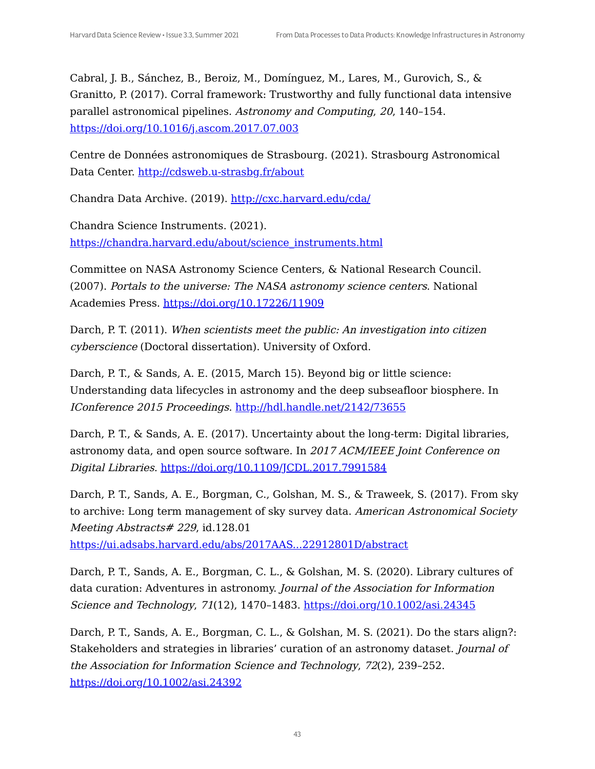Cabral, J. B., Sánchez, B., Beroiz, M., Domínguez, M., Lares, M., Gurovich, S., & Granitto, P. (2017). Corral framework: Trustworthy and fully functional data intensive parallel astronomical pipelines. *Astronomy and Computing*, *20*, 140–154. https://doi.org/10.1016/j.ascom.2017.07.003

Centre de Données astronomiques de Strasbourg. (2021). Strasbourg Astronomical Data Center. http://cdsweb.u-strasbg.fr/about

Chandra Data Archive. (2019). http://cxc.harvard.edu/cda/

Chandra Science Instruments. (2021). https://chandra.harvard.edu/about/science_instruments.html

Committee on NASA Astronomy Science Centers, & National Research Council. (2007). *Portals to the universe: The NASA astronomy science centers*. National Academies Press. https://doi.org/10.17226/11909

Darch, P. T. (2011). *When scientists meet the public: An investigation into citizen cyberscience* (Doctoral dissertation). University of Oxford.

Darch, P. T., & Sands, A. E. (2015, March 15). Beyond big or little science: Understanding data lifecycles in astronomy and the deep subseafloor biosphere. In *IConference 2015 Proceedings*. http://hdl.handle.net/2142/73655

Darch, P. T., & Sands, A. E. (2017). Uncertainty about the long-term: Digital libraries, astronomy data, and open source software. In *2017 ACM/IEEE Joint Conference on Digital Libraries*. https://doi.org/10.1109/JCDL.2017.7991584

Darch, P. T., Sands, A. E., Borgman, C., Golshan, M. S., & Traweek, S. (2017). From sky to archive: Long term management of sky survey data. *American Astronomical Society Meeting Abstracts# 229*, id.128.01 https://ui.adsabs.harvard.edu/abs/2017AAS...22912801D/abstract

Darch, P. T., Sands, A. E., Borgman, C. L., & Golshan, M. S. (2020). Library cultures of data curation: Adventures in astronomy. *Journal of the Association for Information Science and Technology*, *71*(12), 1470–1483. https://doi.org/10.1002/asi.24345

Darch, P. T., Sands, A. E., Borgman, C. L., & Golshan, M. S. (2021). Do the stars align?: Stakeholders and strategies in libraries' curation of an astronomy dataset. *Journal of the Association for Information Science and Technology*, *72*(2), 239–252. https://doi.org/10.1002/asi.24392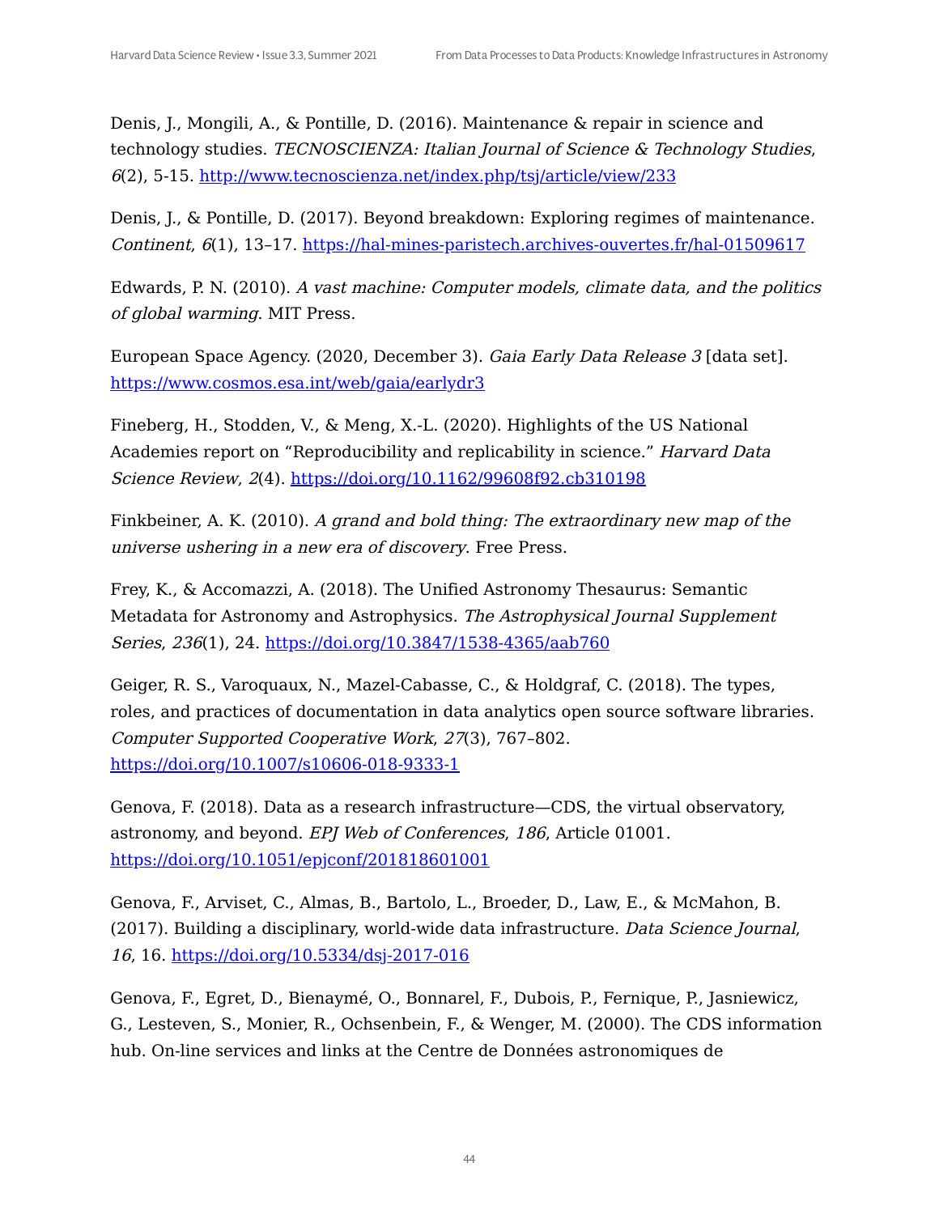Denis, J., Mongili, A., & Pontille, D. (2016). Maintenance & repair in science and technology studies. *TECNOSCIENZA: Italian Journal of Science & Technology Studies*, *6*(2), 5-15. http://www.tecnoscienza.net/index.php/tsj/article/view/233

Denis, J., & Pontille, D. (2017). Beyond breakdown: Exploring regimes of maintenance. *Continent*, *6*(1), 13–17. https://hal-mines-paristech.archives-ouvertes.fr/hal-01509617

Edwards, P. N. (2010). *A vast machine: Computer models, climate data, and the politics of global warming*. MIT Press.

European Space Agency. (2020, December 3). *Gaia Early Data Release 3* [data set]. https://www.cosmos.esa.int/web/gaia/earlydr3

Fineberg, H., Stodden, V., & Meng, X.-L. (2020). Highlights of the US National Academies report on "Reproducibility and replicability in science." *Harvard Data Science Review*, *2*(4). https://doi.org/10.1162/99608f92.cb310198

Finkbeiner, A. K. (2010). *A grand and bold thing: The extraordinary new map of the universe ushering in a new era of discovery*. Free Press.

Frey, K., & Accomazzi, A. (2018). The Unified Astronomy Thesaurus: Semantic Metadata for Astronomy and Astrophysics. *The Astrophysical Journal Supplement Series*, *236*(1), 24. https://doi.org/10.3847/1538-4365/aab760

Geiger, R. S., Varoquaux, N., Mazel-Cabasse, C., & Holdgraf, C. (2018). The types, roles, and practices of documentation in data analytics open source software libraries. *Computer Supported Cooperative Work*, *27*(3), 767–802. https://doi.org/10.1007/s10606-018-9333-1

Genova, F. (2018). Data as a research infrastructure—CDS, the virtual observatory, astronomy, and beyond. *EPJ Web of Conferences*, *186*, Article 01001. https://doi.org/10.1051/epjconf/201818601001

Genova, F., Arviset, C., Almas, B., Bartolo, L., Broeder, D., Law, E., & McMahon, B. (2017). Building a disciplinary, world-wide data infrastructure. *Data Science Journal*, *16*, 16. https://doi.org/10.5334/dsj-2017-016

Genova, F., Egret, D., Bienaymé, O., Bonnarel, F., Dubois, P., Fernique, P., Jasniewicz, G., Lesteven, S., Monier, R., Ochsenbein, F., & Wenger, M. (2000). The CDS information hub. On-line services and links at the Centre de Données astronomiques de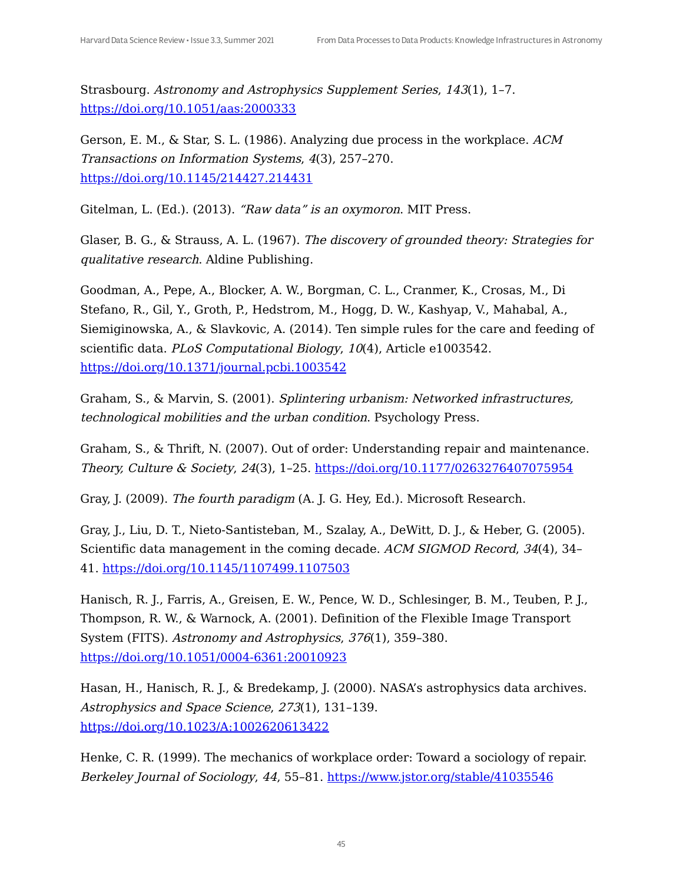Strasbourg. *Astronomy and Astrophysics Supplement Series*, *143*(1), 1–7. https://doi.org/10.1051/aas:2000333

Gerson, E. M., & Star, S. L. (1986). Analyzing due process in the workplace. *ACM Transactions on Information Systems*, *4*(3), 257–270. https://doi.org/10.1145/214427.214431

Gitelman, L. (Ed.). (2013). *"Raw data" is an oxymoron*. MIT Press.

Glaser, B. G., & Strauss, A. L. (1967). *The discovery of grounded theory: Strategies for qualitative research*. Aldine Publishing.

Goodman, A., Pepe, A., Blocker, A. W., Borgman, C. L., Cranmer, K., Crosas, M., Di Stefano, R., Gil, Y., Groth, P., Hedstrom, M., Hogg, D. W., Kashyap, V., Mahabal, A., Siemiginowska, A., & Slavkovic, A. (2014). Ten simple rules for the care and feeding of scientific data. *PLoS Computational Biology*, *10*(4), Article e1003542. https://doi.org/10.1371/journal.pcbi.1003542

Graham, S., & Marvin, S. (2001). *Splintering urbanism: Networked infrastructures, technological mobilities and the urban condition*. Psychology Press.

Graham, S., & Thrift, N. (2007). Out of order: Understanding repair and maintenance. *Theory, Culture & Society*, *24*(3), 1–25. https://doi.org/10.1177/0263276407075954

Gray, J. (2009). *The fourth paradigm* (A. J. G. Hey, Ed.). Microsoft Research.

Gray, J., Liu, D. T., Nieto-Santisteban, M., Szalay, A., DeWitt, D. J., & Heber, G. (2005). Scientific data management in the coming decade. *ACM SIGMOD Record*, *34*(4), 34–41. https://doi.org/10.1145/1107499.1107503

Hanisch, R. J., Farris, A., Greisen, E. W., Pence, W. D., Schlesinger, B. M., Teuben, P. J., Thompson, R. W., & Warnock, A. (2001). Definition of the Flexible Image Transport System (FITS). *Astronomy and Astrophysics*, *376*(1), 359–380. https://doi.org/10.1051/0004-6361:20010923

Hasan, H., Hanisch, R. J., & Bredekamp, J. (2000). NASA's astrophysics data archives. *Astrophysics and Space Science*, *273*(1), 131–139. https://doi.org/10.1023/A:1002620613422

Henke, C. R. (1999). The mechanics of workplace order: Toward a sociology of repair. *Berkeley Journal of Sociology*, *44*, 55–81. https://www.jstor.org/stable/41035546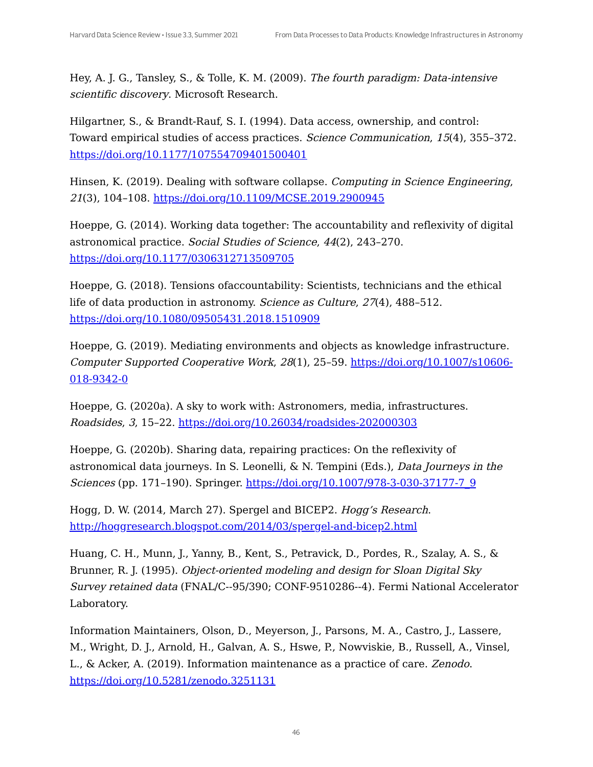Hey, A. J. G., Tansley, S., & Tolle, K. M. (2009). *The fourth paradigm: Data-intensive scientific discovery*. Microsoft Research.

Hilgartner, S., & Brandt-Rauf, S. I. (1994). Data access, ownership, and control: Toward empirical studies of access practices. *Science Communication*, *15*(4), 355–372. https://doi.org/10.1177/107554709401500401

Hinsen, K. (2019). Dealing with software collapse. *Computing in Science Engineering*, *21*(3), 104–108. https://doi.org/10.1109/MCSE.2019.2900945

Hoeppe, G. (2014). Working data together: The accountability and reflexivity of digital astronomical practice. *Social Studies of Science*, *44*(2), 243–270. https://doi.org/10.1177/0306312713509705

Hoeppe, G. (2018). Tensions ofaccountability: Scientists, technicians and the ethical life of data production in astronomy. *Science as Culture*, *27*(4), 488–512. https://doi.org/10.1080/09505431.2018.1510909

Hoeppe, G. (2019). Mediating environments and objects as knowledge infrastructure. *Computer Supported Cooperative Work*, *28*(1), 25–59. https://doi.org/10.1007/s10606-018-9342-0

Hoeppe, G. (2020a). A sky to work with: Astronomers, media, infrastructures. *Roadsides*, *3*, 15–22. https://doi.org/10.26034/roadsides-202000303

Hoeppe, G. (2020b). Sharing data, repairing practices: On the reflexivity of astronomical data journeys. In S. Leonelli, & N. Tempini (Eds.), *Data Journeys in the Sciences* (pp. 171–190). Springer. https://doi.org/10.1007/978-3-030-37177-7_9

Hogg, D. W. (2014, March 27). Spergel and BICEP2. *Hogg's Research*. http://hoggresearch.blogspot.com/2014/03/spergel-and-bicep2.html

Huang, C. H., Munn, J., Yanny, B., Kent, S., Petravick, D., Pordes, R., Szalay, A. S., & Brunner, R. J. (1995). *Object-oriented modeling and design for Sloan Digital Sky Survey retained data* (FNAL/C--95/390; CONF-9510286--4). Fermi National Accelerator Laboratory.

Information Maintainers, Olson, D., Meyerson, J., Parsons, M. A., Castro, J., Lassere, M., Wright, D. J., Arnold, H., Galvan, A. S., Hswe, P., Nowviskie, B., Russell, A., Vinsel, L., & Acker, A. (2019). Information maintenance as a practice of care. *Zenodo*. https://doi.org/10.5281/zenodo.3251131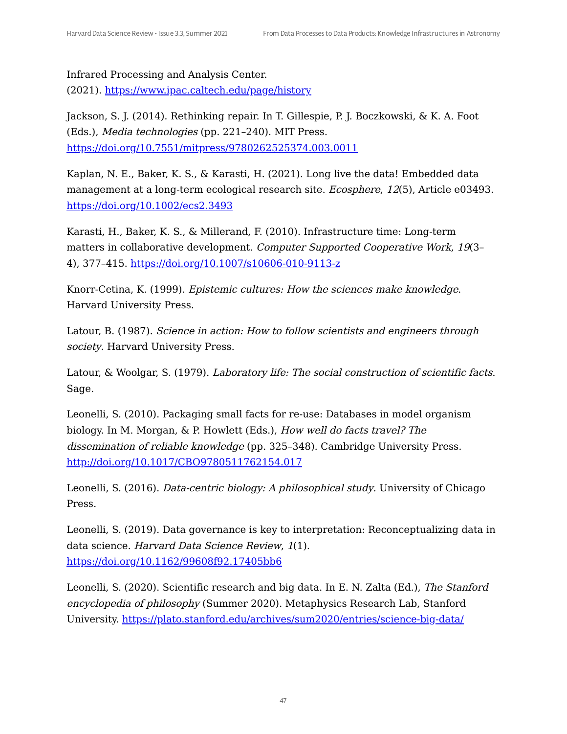Infrared Processing and Analysis Center.
(2021). https://www.ipac.caltech.edu/page/history

Jackson, S. J. (2014). Rethinking repair. In T. Gillespie, P. J. Boczkowski, & K. A. Foot (Eds.), *Media technologies* (pp. 221–240). MIT Press. https://doi.org/10.7551/mitpress/9780262525374.003.0011

Kaplan, N. E., Baker, K. S., & Karasti, H. (2021). Long live the data! Embedded data management at a long-term ecological research site. *Ecosphere*, *12*(5), Article e03493. https://doi.org/10.1002/ecs2.3493

Karasti, H., Baker, K. S., & Millerand, F. (2010). Infrastructure time: Long-term matters in collaborative development. *Computer Supported Cooperative Work*, *19*(3–4), 377–415. https://doi.org/10.1007/s10606-010-9113-z

Knorr-Cetina, K. (1999). *Epistemic cultures: How the sciences make knowledge*. Harvard University Press.

Latour, B. (1987). *Science in action: How to follow scientists and engineers through society*. Harvard University Press.

Latour, & Woolgar, S. (1979). *Laboratory life: The social construction of scientific facts*. Sage.

Leonelli, S. (2010). Packaging small facts for re-use: Databases in model organism biology. In M. Morgan, & P. Howlett (Eds.), *How well do facts travel? The dissemination of reliable knowledge* (pp. 325–348). Cambridge University Press. http://doi.org/10.1017/CBO9780511762154.017

Leonelli, S. (2016). *Data-centric biology: A philosophical study*. University of Chicago Press.

Leonelli, S. (2019). Data governance is key to interpretation: Reconceptualizing data in data science. *Harvard Data Science Review*, *1*(1). https://doi.org/10.1162/99608f92.17405bb6

Leonelli, S. (2020). Scientific research and big data. In E. N. Zalta (Ed.), *The Stanford encyclopedia of philosophy* (Summer 2020). Metaphysics Research Lab, Stanford University. https://plato.stanford.edu/archives/sum2020/entries/science-big-data/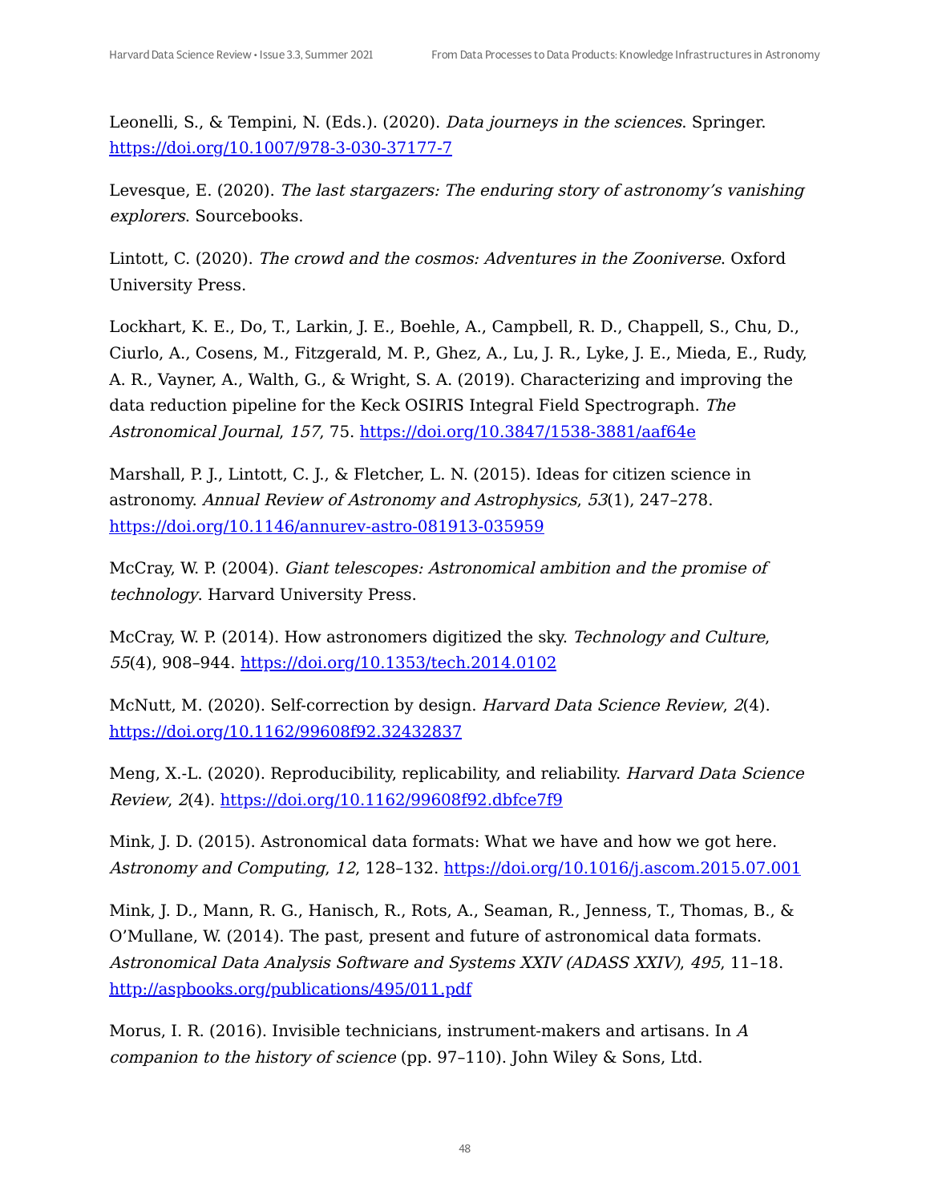Leonelli, S., & Tempini, N. (Eds.). (2020). *Data journeys in the sciences*. Springer. https://doi.org/10.1007/978-3-030-37177-7

Levesque, E. (2020). *The last stargazers: The enduring story of astronomy's vanishing explorers*. Sourcebooks.

Lintott, C. (2020). *The crowd and the cosmos: Adventures in the Zooniverse*. Oxford University Press.

Lockhart, K. E., Do, T., Larkin, J. E., Boehle, A., Campbell, R. D., Chappell, S., Chu, D., Ciurlo, A., Cosens, M., Fitzgerald, M. P., Ghez, A., Lu, J. R., Lyke, J. E., Mieda, E., Rudy, A. R., Vayner, A., Walth, G., & Wright, S. A. (2019). Characterizing and improving the data reduction pipeline for the Keck OSIRIS Integral Field Spectrograph. *The Astronomical Journal*, *157*, 75. https://doi.org/10.3847/1538-3881/aaf64e

Marshall, P. J., Lintott, C. J., & Fletcher, L. N. (2015). Ideas for citizen science in astronomy. *Annual Review of Astronomy and Astrophysics*, *53*(1), 247–278. https://doi.org/10.1146/annurev-astro-081913-035959

McCray, W. P. (2004). *Giant telescopes: Astronomical ambition and the promise of technology*. Harvard University Press.

McCray, W. P. (2014). How astronomers digitized the sky. *Technology and Culture*, *55*(4), 908–944. https://doi.org/10.1353/tech.2014.0102

McNutt, M. (2020). Self-correction by design. *Harvard Data Science Review*, *2*(4). https://doi.org/10.1162/99608f92.32432837

Meng, X.-L. (2020). Reproducibility, replicability, and reliability. *Harvard Data Science Review*, *2*(4). https://doi.org/10.1162/99608f92.dbfce7f9

Mink, J. D. (2015). Astronomical data formats: What we have and how we got here. *Astronomy and Computing*, *12*, 128–132. https://doi.org/10.1016/j.ascom.2015.07.001

Mink, J. D., Mann, R. G., Hanisch, R., Rots, A., Seaman, R., Jenness, T., Thomas, B., & O'Mullane, W. (2014). The past, present and future of astronomical data formats. *Astronomical Data Analysis Software and Systems XXIV (ADASS XXIV)*, *495*, 11–18. http://aspbooks.org/publications/495/011.pdf

Morus, I. R. (2016). Invisible technicians, instrument-makers and artisans. In *A companion to the history of science* (pp. 97–110). John Wiley & Sons, Ltd.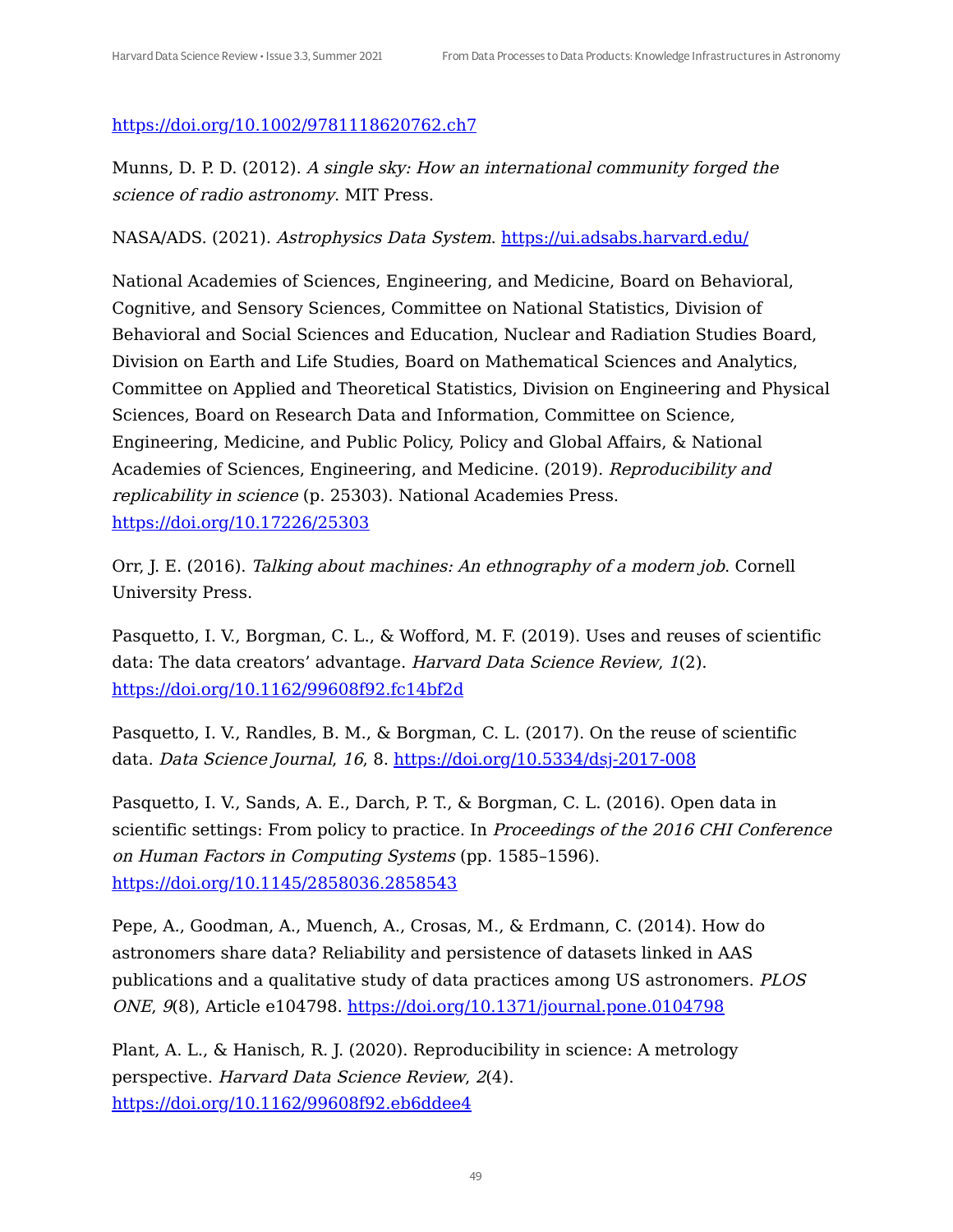https://doi.org/10.1002/9781118620762.ch7

Munns, D. P. D. (2012). *A single sky: How an international community forged the science of radio astronomy*. MIT Press.

NASA/ADS. (2021). *Astrophysics Data System*. https://ui.adsabs.harvard.edu/

National Academies of Sciences, Engineering, and Medicine, Board on Behavioral, Cognitive, and Sensory Sciences, Committee on National Statistics, Division of Behavioral and Social Sciences and Education, Nuclear and Radiation Studies Board, Division on Earth and Life Studies, Board on Mathematical Sciences and Analytics, Committee on Applied and Theoretical Statistics, Division on Engineering and Physical Sciences, Board on Research Data and Information, Committee on Science, Engineering, Medicine, and Public Policy, Policy and Global Affairs, & National Academies of Sciences, Engineering, and Medicine. (2019). *Reproducibility and replicability in science* (p. 25303). National Academies Press. https://doi.org/10.17226/25303

Orr, J. E. (2016). *Talking about machines: An ethnography of a modern job*. Cornell University Press.

Pasquetto, I. V., Borgman, C. L., & Wofford, M. F. (2019). Uses and reuses of scientific data: The data creators' advantage. *Harvard Data Science Review*, *1*(2). https://doi.org/10.1162/99608f92.fc14bf2d

Pasquetto, I. V., Randles, B. M., & Borgman, C. L. (2017). On the reuse of scientific data. *Data Science Journal*, *16*, 8. https://doi.org/10.5334/dsj-2017-008

Pasquetto, I. V., Sands, A. E., Darch, P. T., & Borgman, C. L. (2016). Open data in scientific settings: From policy to practice. In *Proceedings of the 2016 CHI Conference on Human Factors in Computing Systems* (pp. 1585–1596). https://doi.org/10.1145/2858036.2858543

Pepe, A., Goodman, A., Muench, A., Crosas, M., & Erdmann, C. (2014). How do astronomers share data? Reliability and persistence of datasets linked in AAS publications and a qualitative study of data practices among US astronomers. *PLOS ONE*, *9*(8), Article e104798. https://doi.org/10.1371/journal.pone.0104798

Plant, A. L., & Hanisch, R. J. (2020). Reproducibility in science: A metrology perspective. *Harvard Data Science Review*, *2*(4). https://doi.org/10.1162/99608f92.eb6ddee4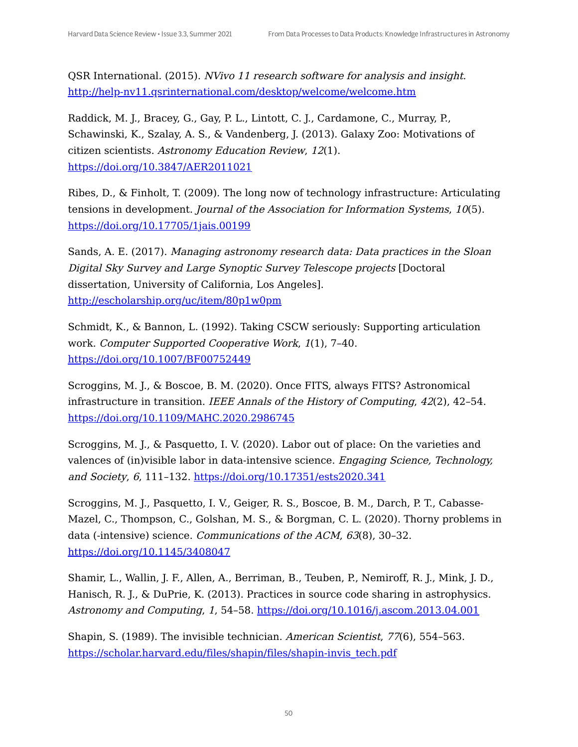QSR International. (2015). *NVivo 11 research software for analysis and insight*. http://help-nv11.qsrinternational.com/desktop/welcome/welcome.htm

Raddick, M. J., Bracey, G., Gay, P. L., Lintott, C. J., Cardamone, C., Murray, P., Schawinski, K., Szalay, A. S., & Vandenberg, J. (2013). Galaxy Zoo: Motivations of citizen scientists. *Astronomy Education Review*, *12*(1). https://doi.org/10.3847/AER2011021

Ribes, D., & Finholt, T. (2009). The long now of technology infrastructure: Articulating tensions in development. *Journal of the Association for Information Systems*, *10*(5). https://doi.org/10.17705/1jais.00199

Sands, A. E. (2017). *Managing astronomy research data: Data practices in the Sloan Digital Sky Survey and Large Synoptic Survey Telescope projects* [Doctoral dissertation, University of California, Los Angeles]. http://escholarship.org/uc/item/80p1w0pm

Schmidt, K., & Bannon, L. (1992). Taking CSCW seriously: Supporting articulation work. *Computer Supported Cooperative Work*, *1*(1), 7–40. https://doi.org/10.1007/BF00752449

Scroggins, M. J., & Boscoe, B. M. (2020). Once FITS, always FITS? Astronomical infrastructure in transition. *IEEE Annals of the History of Computing*, *42*(2), 42–54. https://doi.org/10.1109/MAHC.2020.2986745

Scroggins, M. J., & Pasquetto, I. V. (2020). Labor out of place: On the varieties and valences of (in)visible labor in data-intensive science. *Engaging Science, Technology, and Society*, *6*, 111–132. https://doi.org/10.17351/ests2020.341

Scroggins, M. J., Pasquetto, I. V., Geiger, R. S., Boscoe, B. M., Darch, P. T., Cabasse-Mazel, C., Thompson, C., Golshan, M. S., & Borgman, C. L. (2020). Thorny problems in data (-intensive) science. *Communications of the ACM*, *63*(8), 30–32. https://doi.org/10.1145/3408047

Shamir, L., Wallin, J. F., Allen, A., Berriman, B., Teuben, P., Nemiroff, R. J., Mink, J. D., Hanisch, R. J., & DuPrie, K. (2013). Practices in source code sharing in astrophysics. *Astronomy and Computing*, *1*, 54–58. https://doi.org/10.1016/j.ascom.2013.04.001

Shapin, S. (1989). The invisible technician. *American Scientist*, *77*(6), 554–563. https://scholar.harvard.edu/files/shapin/files/shapin-invis_tech.pdf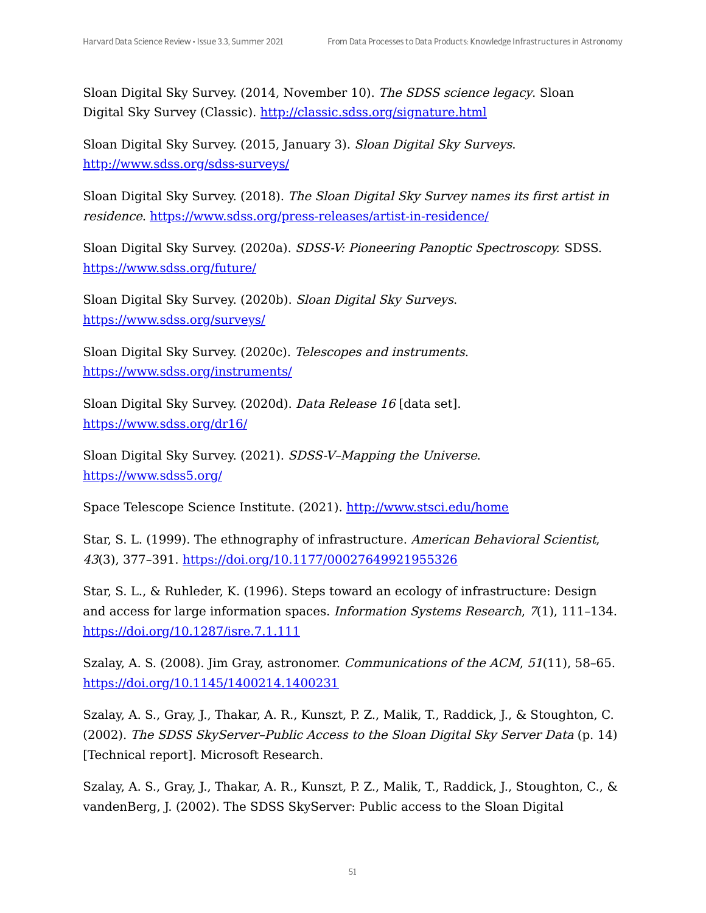Sloan Digital Sky Survey. (2014, November 10). *The SDSS science legacy*. Sloan Digital Sky Survey (Classic). http://classic.sdss.org/signature.html

Sloan Digital Sky Survey. (2015, January 3). *Sloan Digital Sky Surveys*. http://www.sdss.org/sdss-surveys/

Sloan Digital Sky Survey. (2018). *The Sloan Digital Sky Survey names its first artist in residence*. https://www.sdss.org/press-releases/artist-in-residence/

Sloan Digital Sky Survey. (2020a). *SDSS-V: Pioneering Panoptic Spectroscopy.* SDSS. https://www.sdss.org/future/

Sloan Digital Sky Survey. (2020b). *Sloan Digital Sky Surveys*. https://www.sdss.org/surveys/

Sloan Digital Sky Survey. (2020c). *Telescopes and instruments*. https://www.sdss.org/instruments/

Sloan Digital Sky Survey. (2020d). *Data Release 16* [data set]. https://www.sdss.org/dr16/

Sloan Digital Sky Survey. (2021). *SDSS-V–Mapping the Universe*. https://www.sdss5.org/

Space Telescope Science Institute. (2021). http://www.stsci.edu/home

Star, S. L. (1999). The ethnography of infrastructure. *American Behavioral Scientist, 43*(3), 377–391. https://doi.org/10.1177/00027649921955326

Star, S. L., & Ruhleder, K. (1996). Steps toward an ecology of infrastructure: Design and access for large information spaces. *Information Systems Research*, *7*(1), 111–134. https://doi.org/10.1287/isre.7.1.111

Szalay, A. S. (2008). Jim Gray, astronomer. *Communications of the ACM*, *51*(11), 58–65. https://doi.org/10.1145/1400214.1400231

Szalay, A. S., Gray, J., Thakar, A. R., Kunszt, P. Z., Malik, T., Raddick, J., & Stoughton, C. (2002). *The SDSS SkyServer–Public Access to the Sloan Digital Sky Server Data* (p. 14) [Technical report]. Microsoft Research.

Szalay, A. S., Gray, J., Thakar, A. R., Kunszt, P. Z., Malik, T., Raddick, J., Stoughton, C., & vandenBerg, J. (2002). The SDSS SkyServer: Public access to the Sloan Digital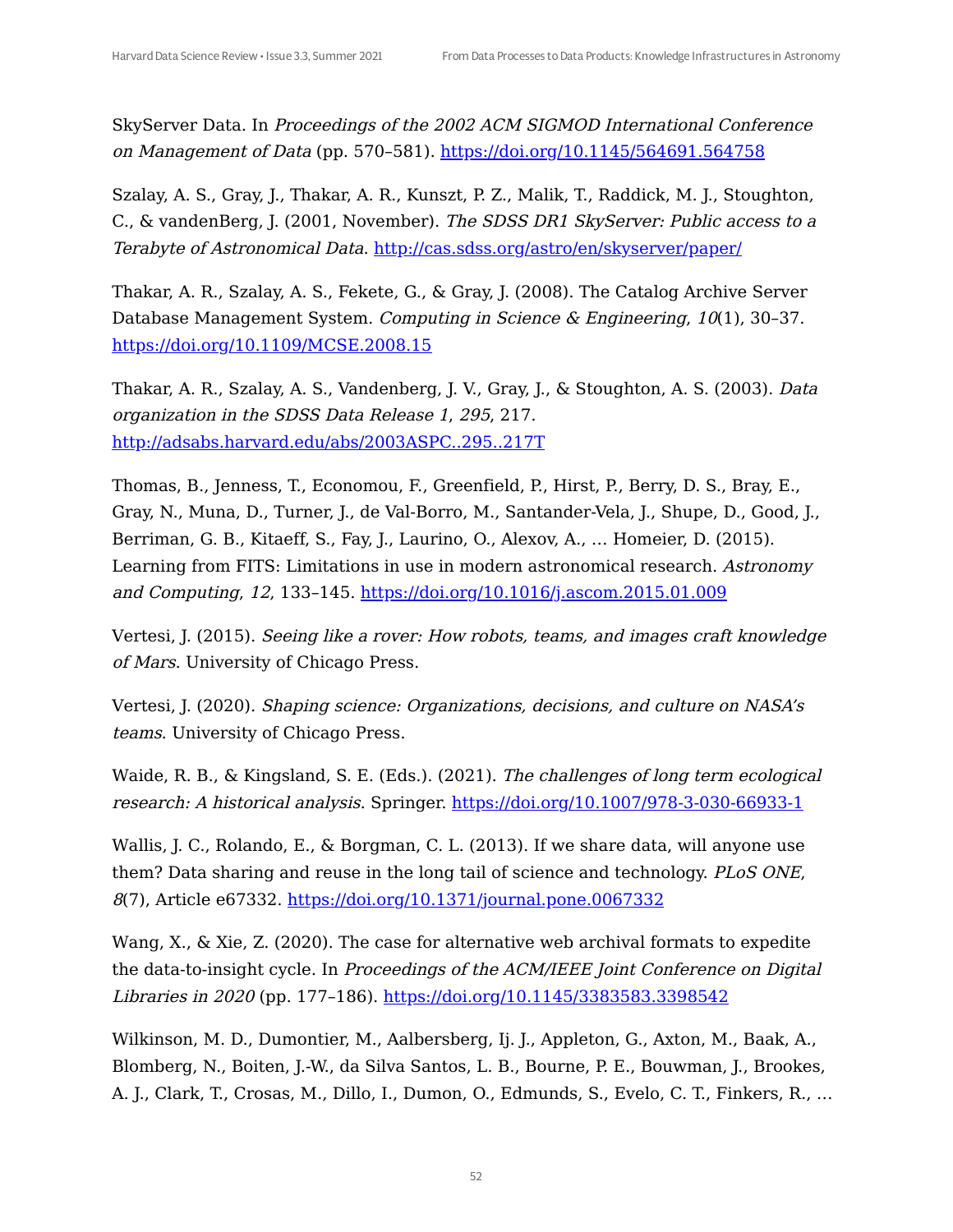SkyServer Data. In *Proceedings of the 2002 ACM SIGMOD International Conference on Management of Data* (pp. 570–581). https://doi.org/10.1145/564691.564758

Szalay, A. S., Gray, J., Thakar, A. R., Kunszt, P. Z., Malik, T., Raddick, M. J., Stoughton, C., & vandenBerg, J. (2001, November). *The SDSS DR1 SkyServer: Public access to a Terabyte of Astronomical Data*. http://cas.sdss.org/astro/en/skyserver/paper/

Thakar, A. R., Szalay, A. S., Fekete, G., & Gray, J. (2008). The Catalog Archive Server Database Management System. *Computing in Science & Engineering*, *10*(1), 30–37. https://doi.org/10.1109/MCSE.2008.15

Thakar, A. R., Szalay, A. S., Vandenberg, J. V., Gray, J., & Stoughton, A. S. (2003). *Data organization in the SDSS Data Release 1*, *295*, 217. http://adsabs.harvard.edu/abs/2003ASPC..295..217T

Thomas, B., Jenness, T., Economou, F., Greenfield, P., Hirst, P., Berry, D. S., Bray, E., Gray, N., Muna, D., Turner, J., de Val-Borro, M., Santander-Vela, J., Shupe, D., Good, J., Berriman, G. B., Kitaeff, S., Fay, J., Laurino, O., Alexov, A., … Homeier, D. (2015). Learning from FITS: Limitations in use in modern astronomical research. *Astronomy and Computing*, *12*, 133–145. https://doi.org/10.1016/j.ascom.2015.01.009

Vertesi, J. (2015). *Seeing like a rover: How robots, teams, and images craft knowledge of Mars*. University of Chicago Press.

Vertesi, J. (2020). *Shaping science: Organizations, decisions, and culture on NASA's teams*. University of Chicago Press.

Waide, R. B., & Kingsland, S. E. (Eds.). (2021). *The challenges of long term ecological research: A historical analysis*. Springer. https://doi.org/10.1007/978-3-030-66933-1

Wallis, J. C., Rolando, E., & Borgman, C. L. (2013). If we share data, will anyone use them? Data sharing and reuse in the long tail of science and technology. *PLoS ONE*, *8*(7), Article e67332. https://doi.org/10.1371/journal.pone.0067332

Wang, X., & Xie, Z. (2020). The case for alternative web archival formats to expedite the data-to-insight cycle. In *Proceedings of the ACM/IEEE Joint Conference on Digital Libraries in 2020* (pp. 177–186). https://doi.org/10.1145/3383583.3398542

Wilkinson, M. D., Dumontier, M., Aalbersberg, Ij. J., Appleton, G., Axton, M., Baak, A., Blomberg, N., Boiten, J.-W., da Silva Santos, L. B., Bourne, P. E., Bouwman, J., Brookes, A. J., Clark, T., Crosas, M., Dillo, I., Dumon, O., Edmunds, S., Evelo, C. T., Finkers, R., …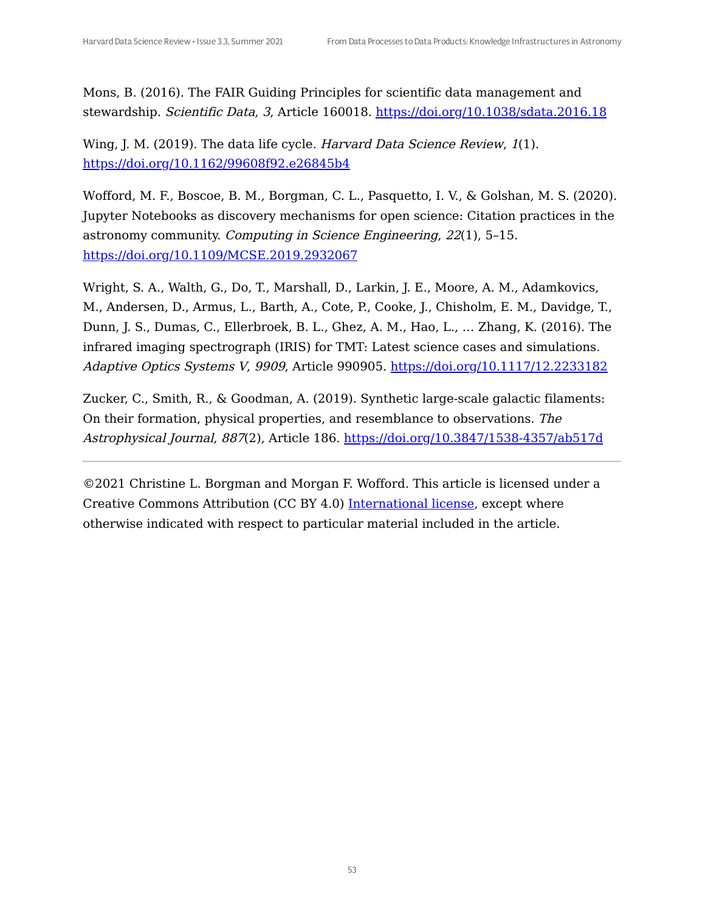Mons, B. (2016). The FAIR Guiding Principles for scientific data management and stewardship. *Scientific Data*, *3*, Article 160018. https://doi.org/10.1038/sdata.2016.18

Wing, J. M. (2019). The data life cycle. *Harvard Data Science Review*, *1*(1). https://doi.org/10.1162/99608f92.e26845b4

Wofford, M. F., Boscoe, B. M., Borgman, C. L., Pasquetto, I. V., & Golshan, M. S. (2020). Jupyter Notebooks as discovery mechanisms for open science: Citation practices in the astronomy community. *Computing in Science Engineering*, *22*(1), 5–15. https://doi.org/10.1109/MCSE.2019.2932067

Wright, S. A., Walth, G., Do, T., Marshall, D., Larkin, J. E., Moore, A. M., Adamkovics, M., Andersen, D., Armus, L., Barth, A., Cote, P., Cooke, J., Chisholm, E. M., Davidge, T., Dunn, J. S., Dumas, C., Ellerbroek, B. L., Ghez, A. M., Hao, L., … Zhang, K. (2016). The infrared imaging spectrograph (IRIS) for TMT: Latest science cases and simulations. *Adaptive Optics Systems V*, *9909*, Article 990905. https://doi.org/10.1117/12.2233182

Zucker, C., Smith, R., & Goodman, A. (2019). Synthetic large-scale galactic filaments: On their formation, physical properties, and resemblance to observations. *The Astrophysical Journal*, *887*(2), Article 186. https://doi.org/10.3847/1538-4357/ab517d

---

©2021 Christine L. Borgman and Morgan F. Wofford. This article is licensed under a Creative Commons Attribution (CC BY 4.0) International license, except where otherwise indicated with respect to particular material included in the article.